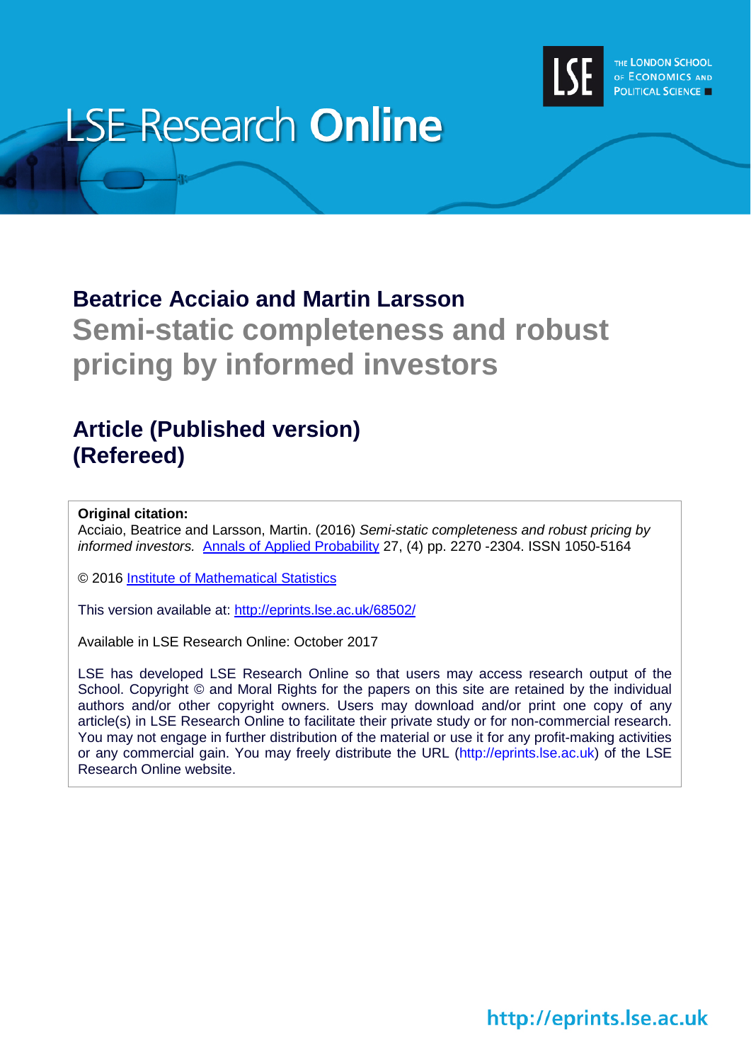LSE Research **Online**

THE LONDON SCHOOL OF ECONOMICS AND POLITICAL SCIENCE

## Beatrice Acciaio and Martin Larsson

# Semi-static completeness and robust pricing by informed investors

## Article (Published version)
## (Refereed)

**Original citation:**
Acciaio, Beatrice and Larsson, Martin. (2016) *Semi-static completeness and robust pricing by informed investors.* Annals of Applied Probability 27, (4) pp. 2270 -2304. ISSN 1050-5164

© 2016 Institute of Mathematical Statistics

This version available at: http://eprints.lse.ac.uk/68502/

Available in LSE Research Online: October 2017

LSE has developed LSE Research Online so that users may access research output of the School. Copyright © and Moral Rights for the papers on this site are retained by the individual authors and/or other copyright owners. Users may download and/or print one copy of any article(s) in LSE Research Online to facilitate their private study or for non-commercial research. You may not engage in further distribution of the material or use it for any profit-making activities or any commercial gain. You may freely distribute the URL (http://eprints.lse.ac.uk) of the LSE Research Online website.

http://eprints.lse.ac.uk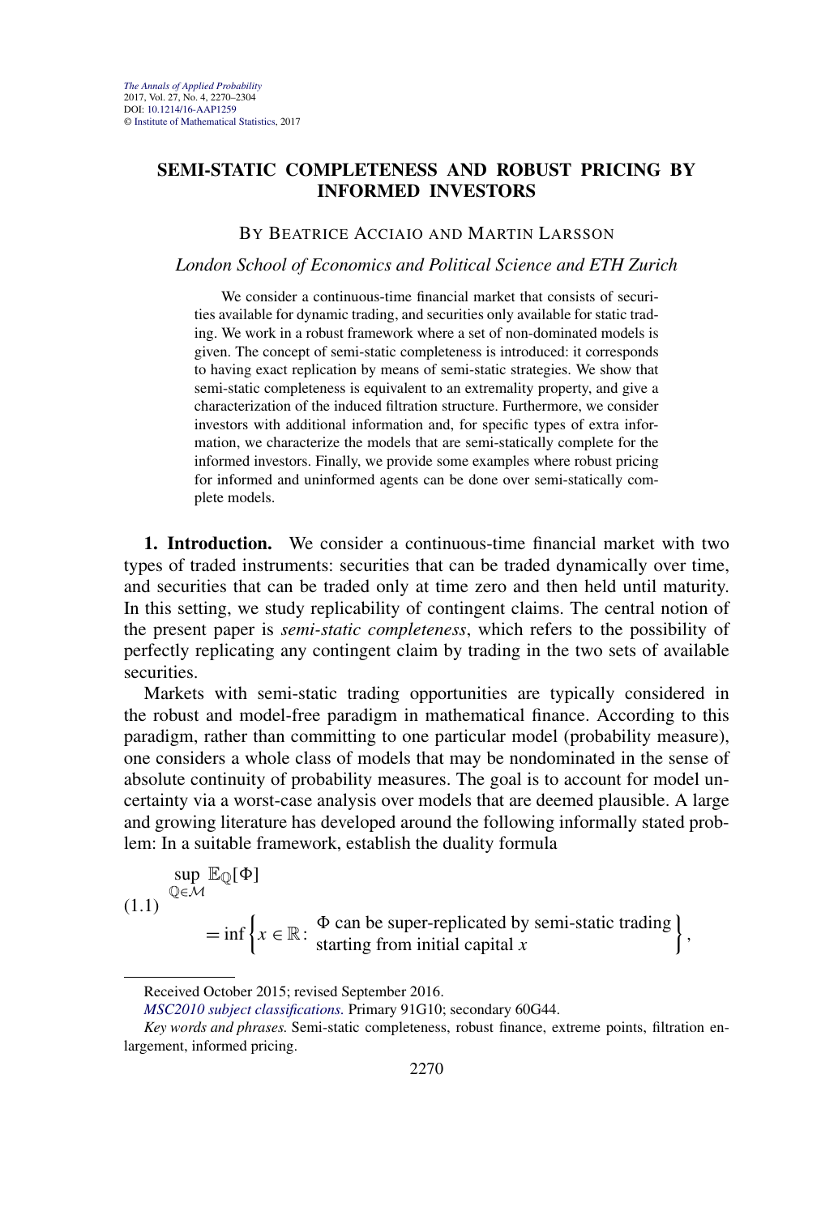# SEMI-STATIC COMPLETENESS AND ROBUST PRICING BY INFORMED INVESTORS

BY BEATRICE ACCIAIO AND MARTIN LARSSON

*London School of Economics and Political Science and ETH Zurich*

We consider a continuous-time financial market that consists of securities available for dynamic trading, and securities only available for static trading. We work in a robust framework where a set of non-dominated models is given. The concept of semi-static completeness is introduced: it corresponds to having exact replication by means of semi-static strategies. We show that semi-static completeness is equivalent to an extremality property, and give a characterization of the induced filtration structure. Furthermore, we consider investors with additional information and, for specific types of extra information, we characterize the models that are semi-statically complete for the informed investors. Finally, we provide some examples where robust pricing for informed and uninformed agents can be done over semi-statically complete models.

**1. Introduction.** We consider a continuous-time financial market with two types of traded instruments: securities that can be traded dynamically over time, and securities that can be traded only at time zero and then held until maturity. In this setting, we study replicability of contingent claims. The central notion of the present paper is *semi-static completeness*, which refers to the possibility of perfectly replicating any contingent claim by trading in the two sets of available securities.

Markets with semi-static trading opportunities are typically considered in the robust and model-free paradigm in mathematical finance. According to this paradigm, rather than committing to one particular model (probability measure), one considers a whole class of models that may be nondominated in the sense of absolute continuity of probability measures. The goal is to account for model uncertainty via a worst-case analysis over models that are deemed plausible. A large and growing literature has developed around the following informally stated problem: In a suitable framework, establish the duality formula

$$
\sup_{\mathbb{Q}\in\mathcal{M}} \mathbb{E}_{\mathbb{Q}}[\Phi] = \inf\left\{x \in \mathbb{R} : \begin{array}{l}\Phi \text{ can be super-replicated by semi-static trading} \\ \text{starting from initial capital } x\end{array}\right\}, \tag{1.1}
$$

Received October 2015; revised September 2016.

*MSC2010 subject classifications.* Primary 91G10; secondary 60G44.

*Key words and phrases.* Semi-static completeness, robust finance, extreme points, filtration enlargement, informed pricing.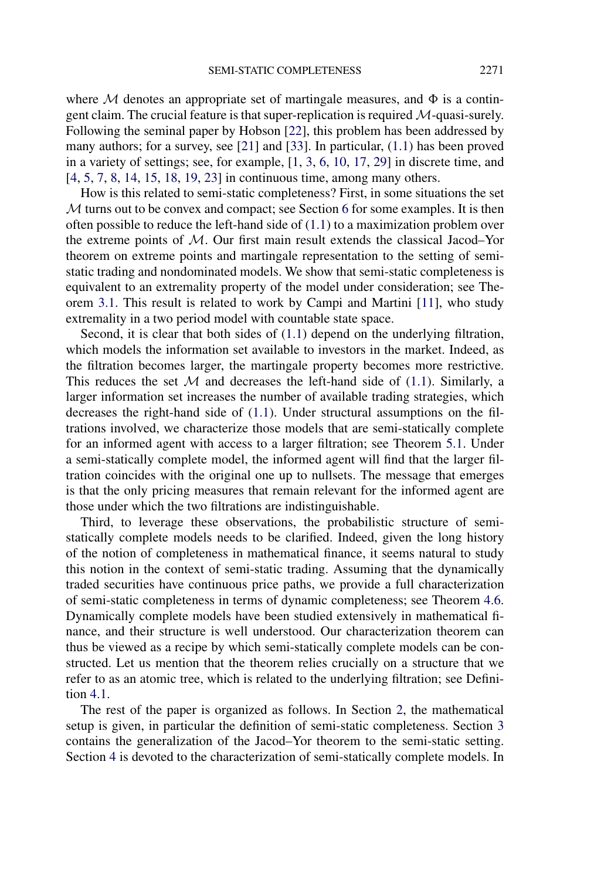where $\mathcal{M}$ denotes an appropriate set of martingale measures, and $\Phi$ is a contingent claim. The crucial feature is that super-replication is required $\mathcal{M}$-quasi-surely. Following the seminal paper by Hobson [22], this problem has been addressed by many authors; for a survey, see [21] and [33]. In particular, (1.1) has been proved in a variety of settings; see, for example, [1, 3, 6, 10, 17, 29] in discrete time, and [4, 5, 7, 8, 14, 15, 18, 19, 23] in continuous time, among many others.

How is this related to semi-static completeness? First, in some situations the set $\mathcal{M}$ turns out to be convex and compact; see Section 6 for some examples. It is then often possible to reduce the left-hand side of (1.1) to a maximization problem over the extreme points of $\mathcal{M}$. Our first main result extends the classical Jacod–Yor theorem on extreme points and martingale representation to the setting of semi-static trading and nondominated models. We show that semi-static completeness is equivalent to an extremality property of the model under consideration; see Theorem 3.1. This result is related to work by Campi and Martini [11], who study extremality in a two period model with countable state space.

Second, it is clear that both sides of (1.1) depend on the underlying filtration, which models the information set available to investors in the market. Indeed, as the filtration becomes larger, the martingale property becomes more restrictive. This reduces the set $\mathcal{M}$ and decreases the left-hand side of (1.1). Similarly, a larger information set increases the number of available trading strategies, which decreases the right-hand side of (1.1). Under structural assumptions on the filtrations involved, we characterize those models that are semi-statically complete for an informed agent with access to a larger filtration; see Theorem 5.1. Under a semi-statically complete model, the informed agent will find that the larger filtration coincides with the original one up to nullsets. The message that emerges is that the only pricing measures that remain relevant for the informed agent are those under which the two filtrations are indistinguishable.

Third, to leverage these observations, the probabilistic structure of semi-statically complete models needs to be clarified. Indeed, given the long history of the notion of completeness in mathematical finance, it seems natural to study this notion in the context of semi-static trading. Assuming that the dynamically traded securities have continuous price paths, we provide a full characterization of semi-static completeness in terms of dynamic completeness; see Theorem 4.6. Dynamically complete models have been studied extensively in mathematical finance, and their structure is well understood. Our characterization theorem can thus be viewed as a recipe by which semi-statically complete models can be constructed. Let us mention that the theorem relies crucially on a structure that we refer to as an atomic tree, which is related to the underlying filtration; see Definition 4.1.

The rest of the paper is organized as follows. In Section 2, the mathematical setup is given, in particular the definition of semi-static completeness. Section 3 contains the generalization of the Jacod–Yor theorem to the semi-static setting. Section 4 is devoted to the characterization of semi-statically complete models. In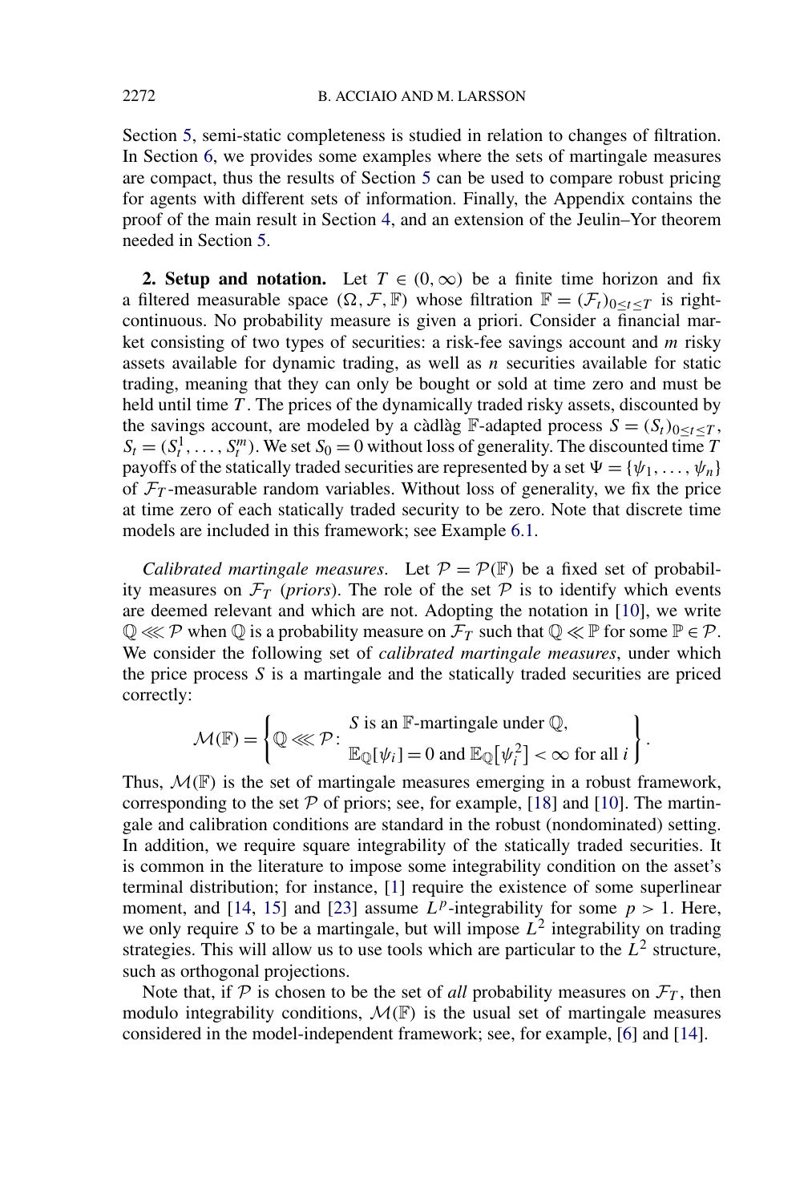Section 5, semi-static completeness is studied in relation to changes of filtration. In Section 6, we provides some examples where the sets of martingale measures are compact, thus the results of Section 5 can be used to compare robust pricing for agents with different sets of information. Finally, the Appendix contains the proof of the main result in Section 4, and an extension of the Jeulin–Yor theorem needed in Section 5.

**2. Setup and notation.** Let $T \in (0, \infty)$ be a finite time horizon and fix a filtered measurable space $(\Omega, \mathcal{F}, \mathbb{F})$ whose filtration $\mathbb{F} = (\mathcal{F}_t)_{0 \le t \le T}$ is right-continuous. No probability measure is given a priori. Consider a financial market consisting of two types of securities: a risk-fee savings account and $m$ risky assets available for dynamic trading, as well as $n$ securities available for static trading, meaning that they can only be bought or sold at time zero and must be held until time $T$. The prices of the dynamically traded risky assets, discounted by the savings account, are modeled by a càdlàg $\mathbb{F}$-adapted process $S = (S_t)_{0 \le t \le T}$, $S_t = (S_t^1, \dots, S_t^m)$. We set $S_0 = 0$ without loss of generality. The discounted time $T$ payoffs of the statically traded securities are represented by a set $\Psi = \{\psi_1, \dots, \psi_n\}$ of $\mathcal{F}_T$-measurable random variables. Without loss of generality, we fix the price at time zero of each statically traded security to be zero. Note that discrete time models are included in this framework; see Example 6.1.

*Calibrated martingale measures*. Let $\mathcal{P} = \mathcal{P}(\mathbb{F})$ be a fixed set of probability measures on $\mathcal{F}_T$ (*priors*). The role of the set $\mathcal{P}$ is to identify which events are deemed relevant and which are not. Adopting the notation in [10], we write $\mathbb{Q} \lll \mathcal{P}$ when $\mathbb{Q}$ is a probability measure on $\mathcal{F}_T$ such that $\mathbb{Q} \ll \mathbb{P}$ for some $\mathbb{P} \in \mathcal{P}$. We consider the following set of *calibrated martingale measures*, under which the price process $S$ is a martingale and the statically traded securities are priced correctly:

$$\mathcal{M}(\mathbb{F}) = \left\{ \mathbb{Q} \lll \mathcal{P} : \begin{array}{l} S \text{ is an } \mathbb{F}\text{-martingale under } \mathbb{Q}, \\ \mathbb{E}_{\mathbb{Q}}[\psi_i] = 0 \text{ and } \mathbb{E}_{\mathbb{Q}}[\psi_i^2] < \infty \text{ for all } i \end{array} \right\}.$$

Thus, $\mathcal{M}(\mathbb{F})$ is the set of martingale measures emerging in a robust framework, corresponding to the set $\mathcal{P}$ of priors; see, for example, [18] and [10]. The martingale and calibration conditions are standard in the robust (nondominated) setting. In addition, we require square integrability of the statically traded securities. It is common in the literature to impose some integrability condition on the asset's terminal distribution; for instance, [1] require the existence of some superlinear moment, and [14, 15] and [23] assume $L^p$-integrability for some $p > 1$. Here, we only require $S$ to be a martingale, but will impose $L^2$ integrability on trading strategies. This will allow us to use tools which are particular to the $L^2$ structure, such as orthogonal projections.

Note that, if $\mathcal{P}$ is chosen to be the set of *all* probability measures on $\mathcal{F}_T$, then modulo integrability conditions, $\mathcal{M}(\mathbb{F})$ is the usual set of martingale measures considered in the model-independent framework; see, for example, [6] and [14].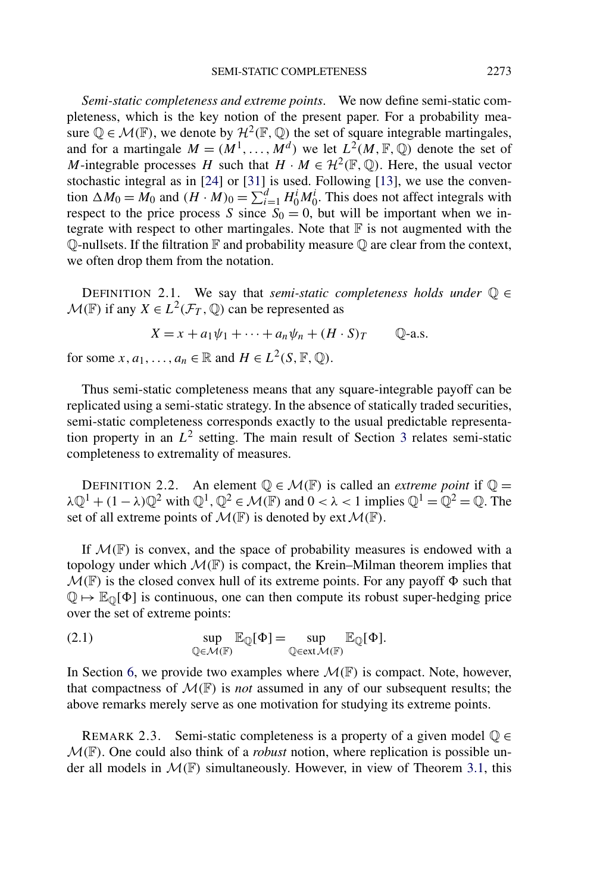*Semi-static completeness and extreme points*. We now define semi-static completeness, which is the key notion of the present paper. For a probability measure $\mathbb{Q} \in \mathcal{M}(\mathbb{F})$, we denote by $\mathcal{H}^2(\mathbb{F}, \mathbb{Q})$ the set of square integrable martingales, and for a martingale $M = (M^1, \dots, M^d)$ we let $L^2(M, \mathbb{F}, \mathbb{Q})$ denote the set of $M$-integrable processes $H$ such that $H \cdot M \in \mathcal{H}^2(\mathbb{F}, \mathbb{Q})$. Here, the usual vector stochastic integral as in [24] or [31] is used. Following [13], we use the convention $\Delta M_0 = M_0$ and $(H \cdot M)_0 = \sum_{i=1}^d H_0^i M_0^i$. This does not affect integrals with respect to the price process $S$ since $S_0 = 0$, but will be important when we integrate with respect to other martingales. Note that $\mathbb{F}$ is not augmented with the $\mathbb{Q}$-nullsets. If the filtration $\mathbb{F}$ and probability measure $\mathbb{Q}$ are clear from the context, we often drop them from the notation.

DEFINITION 2.1. We say that *semi-static completeness holds under* $\mathbb{Q} \in \mathcal{M}(\mathbb{F})$ if any $X \in L^2(\mathcal{F}_T, \mathbb{Q})$ can be represented as

$$X = x + a_1\psi_1 + \cdots + a_n\psi_n + (H \cdot S)_T \qquad \mathbb{Q}\text{-a.s.}$$

for some $x, a_1, \dots, a_n \in \mathbb{R}$ and $H \in L^2(S, \mathbb{F}, \mathbb{Q})$.

Thus semi-static completeness means that any square-integrable payoff can be replicated using a semi-static strategy. In the absence of statically traded securities, semi-static completeness corresponds exactly to the usual predictable representation property in an $L^2$ setting. The main result of Section 3 relates semi-static completeness to extremality of measures.

DEFINITION 2.2. An element $\mathbb{Q} \in \mathcal{M}(\mathbb{F})$ is called an *extreme point* if $\mathbb{Q} = \lambda\mathbb{Q}^1 + (1 - \lambda)\mathbb{Q}^2$ with $\mathbb{Q}^1, \mathbb{Q}^2 \in \mathcal{M}(\mathbb{F})$ and $0 < \lambda < 1$ implies $\mathbb{Q}^1 = \mathbb{Q}^2 = \mathbb{Q}$. The set of all extreme points of $\mathcal{M}(\mathbb{F})$ is denoted by $\operatorname{ext} \mathcal{M}(\mathbb{F})$.

If $\mathcal{M}(\mathbb{F})$ is convex, and the space of probability measures is endowed with a topology under which $\mathcal{M}(\mathbb{F})$ is compact, the Krein–Milman theorem implies that $\mathcal{M}(\mathbb{F})$ is the closed convex hull of its extreme points. For any payoff $\Phi$ such that $\mathbb{Q} \mapsto \mathbb{E}_{\mathbb{Q}}[\Phi]$ is continuous, one can then compute its robust super-hedging price over the set of extreme points:

$$\sup_{\mathbb{Q} \in \mathcal{M}(\mathbb{F})} \mathbb{E}_{\mathbb{Q}}[\Phi] = \sup_{\mathbb{Q} \in \operatorname{ext} \mathcal{M}(\mathbb{F})} \mathbb{E}_{\mathbb{Q}}[\Phi]. \tag{2.1}$$

In Section 6, we provide two examples where $\mathcal{M}(\mathbb{F})$ is compact. Note, however, that compactness of $\mathcal{M}(\mathbb{F})$ is *not* assumed in any of our subsequent results; the above remarks merely serve as one motivation for studying its extreme points.

REMARK 2.3. Semi-static completeness is a property of a given model $\mathbb{Q} \in \mathcal{M}(\mathbb{F})$. One could also think of a *robust* notion, where replication is possible under all models in $\mathcal{M}(\mathbb{F})$ simultaneously. However, in view of Theorem 3.1, this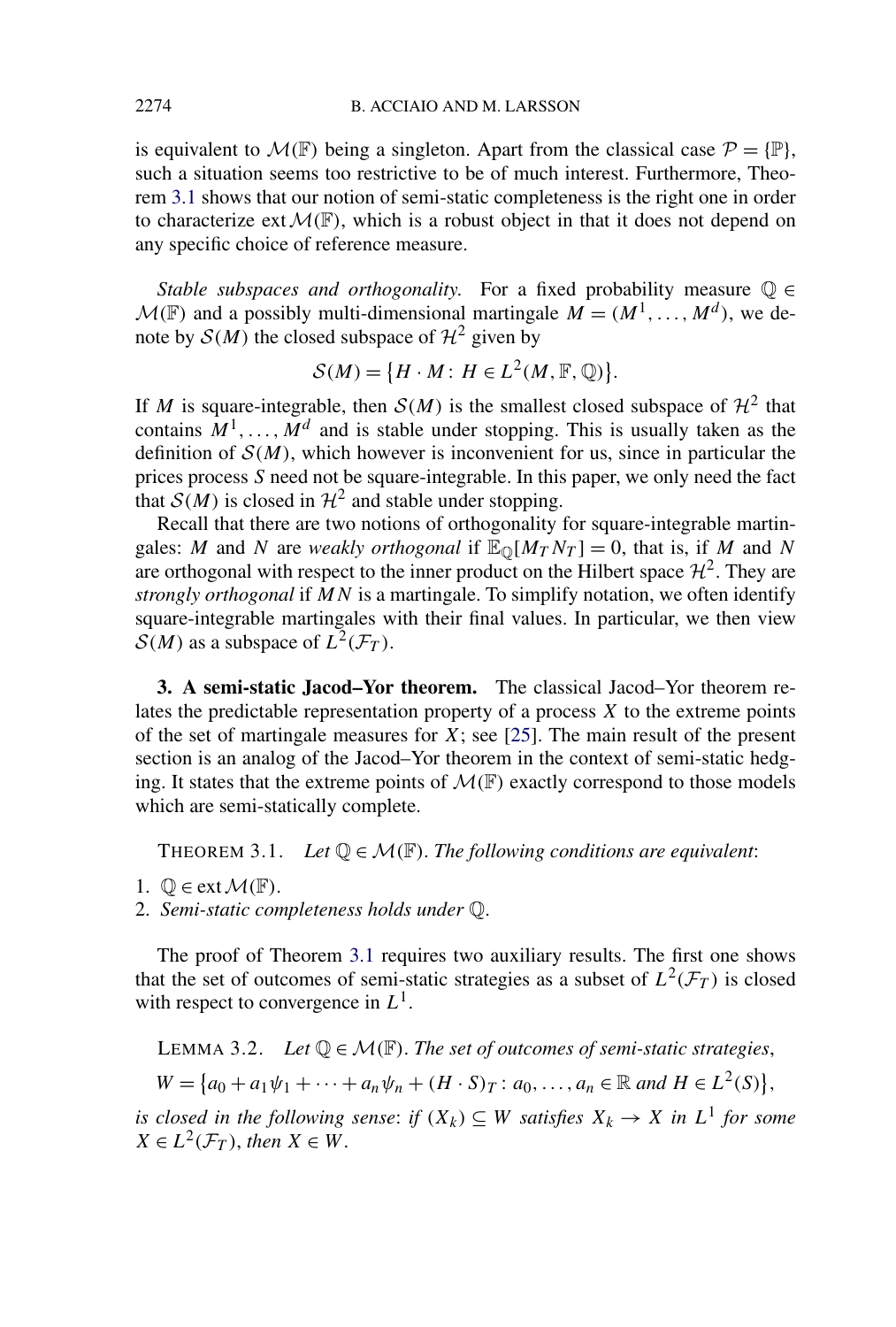is equivalent to $\mathcal{M}(\mathbb{F})$ being a singleton. Apart from the classical case $\mathcal{P} = \{\mathbb{P}\}$, such a situation seems too restrictive to be of much interest. Furthermore, Theorem 3.1 shows that our notion of semi-static completeness is the right one in order to characterize $\operatorname{ext} \mathcal{M}(\mathbb{F})$, which is a robust object in that it does not depend on any specific choice of reference measure.

*Stable subspaces and orthogonality.* For a fixed probability measure $\mathbb{Q} \in \mathcal{M}(\mathbb{F})$ and a possibly multi-dimensional martingale $M = (M^1, \dots, M^d)$, we denote by $\mathcal{S}(M)$ the closed subspace of $\mathcal{H}^2$ given by

$$\mathcal{S}(M) = \{H \cdot M : H \in L^2(M, \mathbb{F}, \mathbb{Q})\}.$$

If $M$ is square-integrable, then $\mathcal{S}(M)$ is the smallest closed subspace of $\mathcal{H}^2$ that contains $M^1, \dots, M^d$ and is stable under stopping. This is usually taken as the definition of $\mathcal{S}(M)$, which however is inconvenient for us, since in particular the prices process $S$ need not be square-integrable. In this paper, we only need the fact that $\mathcal{S}(M)$ is closed in $\mathcal{H}^2$ and stable under stopping.

Recall that there are two notions of orthogonality for square-integrable martingales: $M$ and $N$ are *weakly orthogonal* if $\mathbb{E}_{\mathbb{Q}}[M_T N_T] = 0$, that is, if $M$ and $N$ are orthogonal with respect to the inner product on the Hilbert space $\mathcal{H}^2$. They are *strongly orthogonal* if $MN$ is a martingale. To simplify notation, we often identify square-integrable martingales with their final values. In particular, we then view $\mathcal{S}(M)$ as a subspace of $L^2(\mathcal{F}_T)$.

## 3. A semi-static Jacod–Yor theorem.

The classical Jacod–Yor theorem relates the predictable representation property of a process $X$ to the extreme points of the set of martingale measures for $X$; see [25]. The main result of the present section is an analog of the Jacod–Yor theorem in the context of semi-static hedging. It states that the extreme points of $\mathcal{M}(\mathbb{F})$ exactly correspond to those models which are semi-statically complete.

THEOREM 3.1. *Let $\mathbb{Q} \in \mathcal{M}(\mathbb{F})$. The following conditions are equivalent*:

1. $\mathbb{Q} \in \operatorname{ext} \mathcal{M}(\mathbb{F})$.
2. *Semi-static completeness holds under* $\mathbb{Q}$.

The proof of Theorem 3.1 requires two auxiliary results. The first one shows that the set of outcomes of semi-static strategies as a subset of $L^2(\mathcal{F}_T)$ is closed with respect to convergence in $L^1$.

LEMMA 3.2. *Let $\mathbb{Q} \in \mathcal{M}(\mathbb{F})$. The set of outcomes of semi-static strategies*,

$$W = \{a_0 + a_1\psi_1 + \dots + a_n\psi_n + (H \cdot S)_T : a_0, \dots, a_n \in \mathbb{R} \text{ and } H \in L^2(S)\},$$

*is closed in the following sense*: *if $(X_k) \subseteq W$ satisfies $X_k \to X$ in $L^1$ for some $X \in L^2(\mathcal{F}_T)$, then $X \in W$.*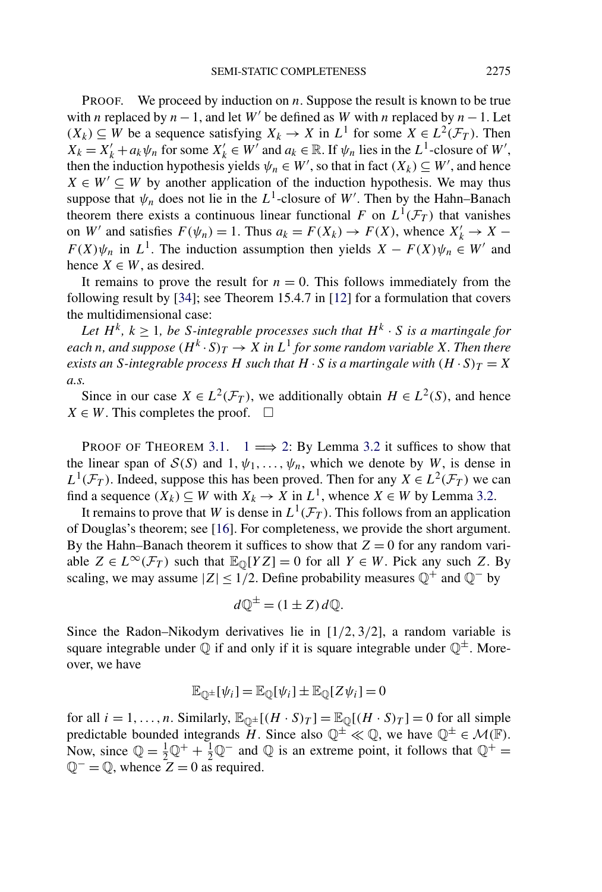PROOF. We proceed by induction on $n$. Suppose the result is known to be true with $n$ replaced by $n-1$, and let $W'$ be defined as $W$ with $n$ replaced by $n-1$. Let $(X_k) \subseteq W$ be a sequence satisfying $X_k \to X$ in $L^1$ for some $X \in L^2(\mathcal{F}_T)$. Then $X_k = X'_k + a_k \psi_n$ for some $X'_k \in W'$ and $a_k \in \mathbb{R}$. If $\psi_n$ lies in the $L^1$-closure of $W'$, then the induction hypothesis yields $\psi_n \in W'$, so that in fact $(X_k) \subseteq W'$, and hence $X \in W' \subseteq W$ by another application of the induction hypothesis. We may thus suppose that $\psi_n$ does not lie in the $L^1$-closure of $W'$. Then by the Hahn–Banach theorem there exists a continuous linear functional $F$ on $L^1(\mathcal{F}_T)$ that vanishes on $W'$ and satisfies $F(\psi_n) = 1$. Thus $a_k = F(X_k) \to F(X)$, whence $X'_k \to X - F(X)\psi_n$ in $L^1$. The induction assumption then yields $X - F(X)\psi_n \in W'$ and hence $X \in W$, as desired.

It remains to prove the result for $n = 0$. This follows immediately from the following result by [34]; see Theorem 15.4.7 in [12] for a formulation that covers the multidimensional case:

*Let $H^k$, $k \geq 1$, be $S$-integrable processes such that $H^k \cdot S$ is a martingale for each $n$, and suppose $(H^k \cdot S)_T \to X$ in $L^1$ for some random variable $X$. Then there exists an $S$-integrable process $H$ such that $H \cdot S$ is a martingale with $(H \cdot S)_T = X$ a.s.*

Since in our case $X \in L^2(\mathcal{F}_T)$, we additionally obtain $H \in L^2(S)$, and hence $X \in W$. This completes the proof. $\square$

PROOF OF THEOREM 3.1. $1 \Longrightarrow 2$: By Lemma 3.2 it suffices to show that the linear span of $\mathcal{S}(S)$ and $1, \psi_1, \ldots, \psi_n$, which we denote by $W$, is dense in $L^1(\mathcal{F}_T)$. Indeed, suppose this has been proved. Then for any $X \in L^2(\mathcal{F}_T)$ we can find a sequence $(X_k) \subseteq W$ with $X_k \to X$ in $L^1$, whence $X \in W$ by Lemma 3.2.

It remains to prove that $W$ is dense in $L^1(\mathcal{F}_T)$. This follows from an application of Douglas's theorem; see [16]. For completeness, we provide the short argument. By the Hahn–Banach theorem it suffices to show that $Z = 0$ for any random variable $Z \in L^\infty(\mathcal{F}_T)$ such that $\mathbb{E}_{\mathbb{Q}}[YZ] = 0$ for all $Y \in W$. Pick any such $Z$. By scaling, we may assume $|Z| \leq 1/2$. Define probability measures $\mathbb{Q}^+$ and $\mathbb{Q}^-$ by

$$d\mathbb{Q}^{\pm} = (1 \pm Z)\, d\mathbb{Q}.$$

Since the Radon–Nikodym derivatives lie in $[1/2, 3/2]$, a random variable is square integrable under $\mathbb{Q}$ if and only if it is square integrable under $\mathbb{Q}^{\pm}$. Moreover, we have

$$\mathbb{E}_{\mathbb{Q}^{\pm}}[\psi_i] = \mathbb{E}_{\mathbb{Q}}[\psi_i] \pm \mathbb{E}_{\mathbb{Q}}[Z\psi_i] = 0$$

for all $i = 1, \ldots, n$. Similarly, $\mathbb{E}_{\mathbb{Q}^{\pm}}[(H \cdot S)_T] = \mathbb{E}_{\mathbb{Q}}[(H \cdot S)_T] = 0$ for all simple predictable bounded integrands $H$. Since also $\mathbb{Q}^{\pm} \ll \mathbb{Q}$, we have $\mathbb{Q}^{\pm} \in \mathcal{M}(\mathbb{F})$. Now, since $\mathbb{Q} = \frac{1}{2}\mathbb{Q}^+ + \frac{1}{2}\mathbb{Q}^-$ and $\mathbb{Q}$ is an extreme point, it follows that $\mathbb{Q}^+ = \mathbb{Q}^- = \mathbb{Q}$, whence $Z = 0$ as required.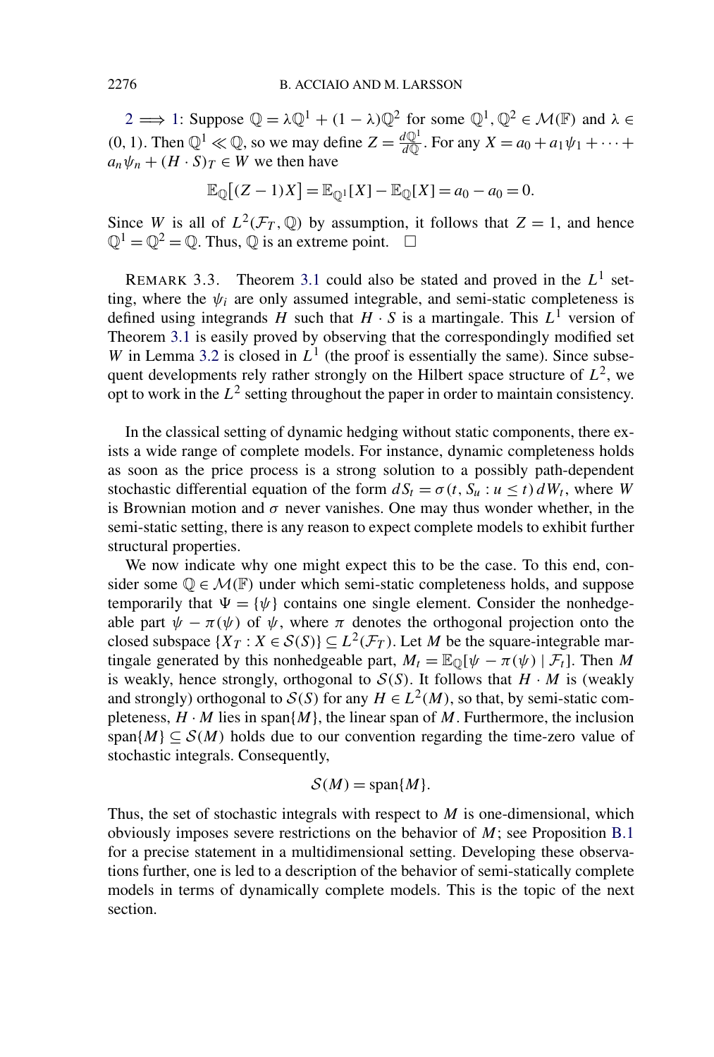2 $\Longrightarrow$ 1: Suppose $\mathbb{Q} = \lambda \mathbb{Q}^1 + (1-\lambda)\mathbb{Q}^2$ for some $\mathbb{Q}^1, \mathbb{Q}^2 \in \mathcal{M}(\mathbb{F})$ and $\lambda \in (0,1)$. Then $\mathbb{Q}^1 \ll \mathbb{Q}$, so we may define $Z = \frac{d\mathbb{Q}^1}{d\mathbb{Q}}$. For any $X = a_0 + a_1\psi_1 + \cdots + a_n\psi_n + (H \cdot S)_T \in W$ we then have

$$\mathbb{E}_{\mathbb{Q}}\big[(Z-1)X\big] = \mathbb{E}_{\mathbb{Q}^1}[X] - \mathbb{E}_{\mathbb{Q}}[X] = a_0 - a_0 = 0.$$

Since $W$ is all of $L^2(\mathcal{F}_T, \mathbb{Q})$ by assumption, it follows that $Z = 1$, and hence $\mathbb{Q}^1 = \mathbb{Q}^2 = \mathbb{Q}$. Thus, $\mathbb{Q}$ is an extreme point. $\square$

REMARK 3.3. Theorem 3.1 could also be stated and proved in the $L^1$ setting, where the $\psi_i$ are only assumed integrable, and semi-static completeness is defined using integrands $H$ such that $H \cdot S$ is a martingale. This $L^1$ version of Theorem 3.1 is easily proved by observing that the correspondingly modified set $W$ in Lemma 3.2 is closed in $L^1$ (the proof is essentially the same). Since subsequent developments rely rather strongly on the Hilbert space structure of $L^2$, we opt to work in the $L^2$ setting throughout the paper in order to maintain consistency.

In the classical setting of dynamic hedging without static components, there exists a wide range of complete models. For instance, dynamic completeness holds as soon as the price process is a strong solution to a possibly path-dependent stochastic differential equation of the form $dS_t = \sigma(t, S_u : u \le t)\,dW_t$, where $W$ is Brownian motion and $\sigma$ never vanishes. One may thus wonder whether, in the semi-static setting, there is any reason to expect complete models to exhibit further structural properties.

We now indicate why one might expect this to be the case. To this end, consider some $\mathbb{Q} \in \mathcal{M}(\mathbb{F})$ under which semi-static completeness holds, and suppose temporarily that $\Psi = \{\psi\}$ contains one single element. Consider the nonhedgeable part $\psi - \pi(\psi)$ of $\psi$, where $\pi$ denotes the orthogonal projection onto the closed subspace $\{X_T : X \in \mathcal{S}(S)\} \subseteq L^2(\mathcal{F}_T)$. Let $M$ be the square-integrable martingale generated by this nonhedgeable part, $M_t = \mathbb{E}_{\mathbb{Q}}[\psi - \pi(\psi) \mid \mathcal{F}_t]$. Then $M$ is weakly, hence strongly, orthogonal to $\mathcal{S}(S)$. It follows that $H \cdot M$ is (weakly and strongly) orthogonal to $\mathcal{S}(S)$ for any $H \in L^2(M)$, so that, by semi-static completeness, $H \cdot M$ lies in $\operatorname{span}\{M\}$, the linear span of $M$. Furthermore, the inclusion $\operatorname{span}\{M\} \subseteq \mathcal{S}(M)$ holds due to our convention regarding the time-zero value of stochastic integrals. Consequently,

$$\mathcal{S}(M) = \operatorname{span}\{M\}.$$

Thus, the set of stochastic integrals with respect to $M$ is one-dimensional, which obviously imposes severe restrictions on the behavior of $M$; see Proposition B.1 for a precise statement in a multidimensional setting. Developing these observations further, one is led to a description of the behavior of semi-statically complete models in terms of dynamically complete models. This is the topic of the next section.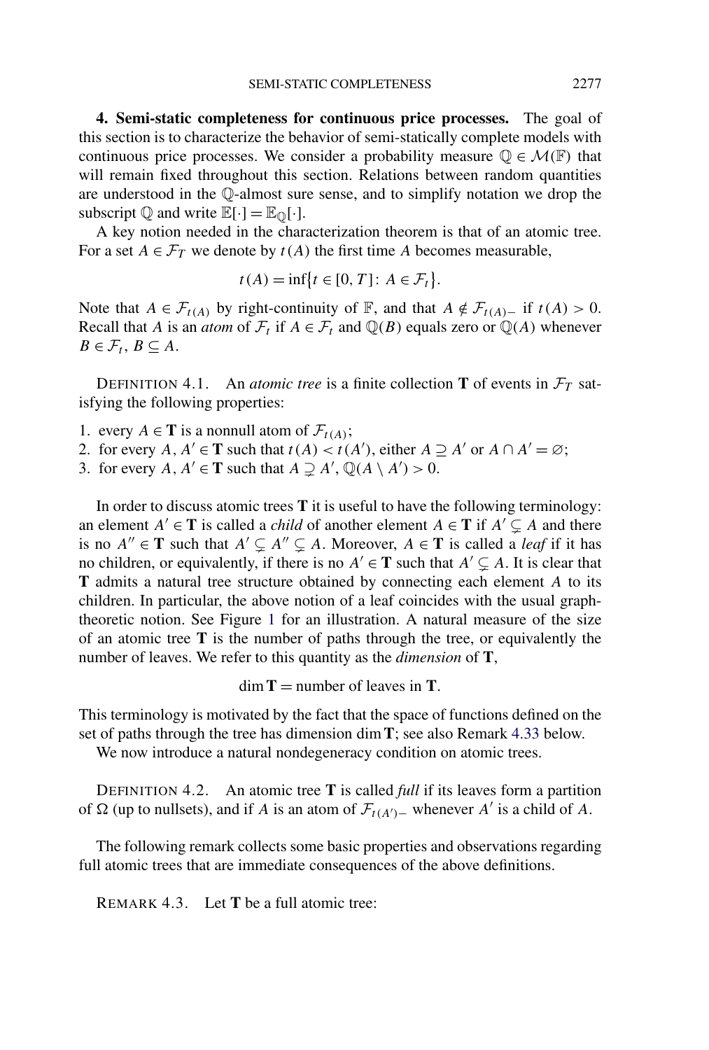## 4. Semi-static completeness for continuous price processes.

The goal of this section is to characterize the behavior of semi-statically complete models with continuous price processes. We consider a probability measure $\mathbb{Q} \in \mathcal{M}(\mathbb{F})$ that will remain fixed throughout this section. Relations between random quantities are understood in the $\mathbb{Q}$-almost sure sense, and to simplify notation we drop the subscript $\mathbb{Q}$ and write $\mathbb{E}[\cdot] = \mathbb{E}_{\mathbb{Q}}[\cdot]$.

A key notion needed in the characterization theorem is that of an atomic tree. For a set $A \in \mathcal{F}_T$ we denote by $t(A)$ the first time $A$ becomes measurable,

$$t(A) = \inf\{t \in [0, T]: A \in \mathcal{F}_t\}.$$

Note that $A \in \mathcal{F}_{t(A)}$ by right-continuity of $\mathbb{F}$, and that $A \notin \mathcal{F}_{t(A)-}$ if $t(A) > 0$. Recall that $A$ is an *atom* of $\mathcal{F}_t$ if $A \in \mathcal{F}_t$ and $\mathbb{Q}(B)$ equals zero or $\mathbb{Q}(A)$ whenever $B \in \mathcal{F}_t$, $B \subseteq A$.

DEFINITION 4.1. An *atomic tree* is a finite collection $\mathbf{T}$ of events in $\mathcal{F}_T$ satisfying the following properties:

1. every $A \in \mathbf{T}$ is a nonnull atom of $\mathcal{F}_{t(A)}$;
2. for every $A, A' \in \mathbf{T}$ such that $t(A) < t(A')$, either $A \supseteq A'$ or $A \cap A' = \varnothing$;
3. for every $A, A' \in \mathbf{T}$ such that $A \supsetneq A'$, $\mathbb{Q}(A \setminus A') > 0$.

In order to discuss atomic trees $\mathbf{T}$ it is useful to have the following terminology: an element $A' \in \mathbf{T}$ is called a *child* of another element $A \in \mathbf{T}$ if $A' \subsetneq A$ and there is no $A'' \in \mathbf{T}$ such that $A' \subsetneq A'' \subsetneq A$. Moreover, $A \in \mathbf{T}$ is called a *leaf* if it has no children, or equivalently, if there is no $A' \in \mathbf{T}$ such that $A' \subsetneq A$. It is clear that $\mathbf{T}$ admits a natural tree structure obtained by connecting each element $A$ to its children. In particular, the above notion of a leaf coincides with the usual graph-theoretic notion. See Figure 1 for an illustration. A natural measure of the size of an atomic tree $\mathbf{T}$ is the number of paths through the tree, or equivalently the number of leaves. We refer to this quantity as the *dimension* of $\mathbf{T}$,

$$\dim \mathbf{T} = \text{number of leaves in } \mathbf{T}.$$

This terminology is motivated by the fact that the space of functions defined on the set of paths through the tree has dimension $\dim \mathbf{T}$; see also Remark 4.33 below.

We now introduce a natural nondegeneracy condition on atomic trees.

DEFINITION 4.2. An atomic tree $\mathbf{T}$ is called *full* if its leaves form a partition of $\Omega$ (up to nullsets), and if $A$ is an atom of $\mathcal{F}_{t(A')-}$ whenever $A'$ is a child of $A$.

The following remark collects some basic properties and observations regarding full atomic trees that are immediate consequences of the above definitions.

REMARK 4.3. Let $\mathbf{T}$ be a full atomic tree: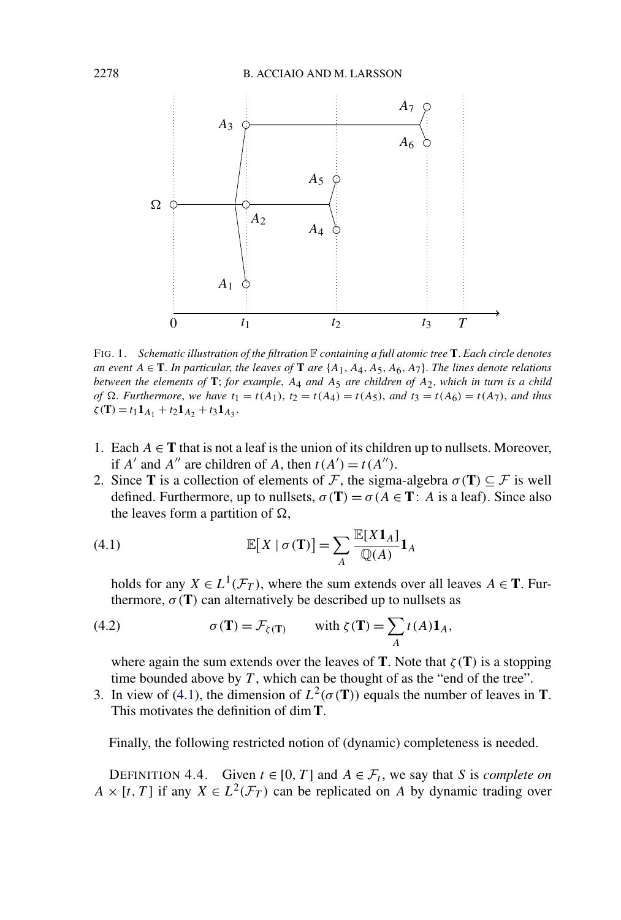$\Omega$

$A_1$

$A_2$

$A_3$

$A_4$

$A_5$

$A_6$

$A_7$

0

$t_1$

$t_2$

$t_3$

$T$

FIG. 1. *Schematic illustration of the filtration* $\mathbb{F}$ *containing a full atomic tree* $\mathbf{T}$. *Each circle denotes an event* $A \in \mathbf{T}$. *In particular, the leaves of* $\mathbf{T}$ *are* $\{A_1, A_4, A_5, A_6, A_7\}$. *The lines denote relations between the elements of* $\mathbf{T}$; *for example*, $A_4$ *and* $A_5$ *are children of* $A_2$, *which in turn is a child of* $\Omega$. *Furthermore, we have* $t_1 = t(A_1)$, $t_2 = t(A_4) = t(A_5)$, *and* $t_3 = t(A_6) = t(A_7)$, *and thus* $\zeta(\mathbf{T}) = t_1 \mathbf{1}_{A_1} + t_2 \mathbf{1}_{A_2} + t_3 \mathbf{1}_{A_3}$.

1. Each $A \in \mathbf{T}$ that is not a leaf is the union of its children up to nullsets. Moreover, if $A'$ and $A''$ are children of $A$, then $t(A') = t(A'')$.
2. Since $\mathbf{T}$ is a collection of elements of $\mathcal{F}$, the sigma-algebra $\sigma(\mathbf{T}) \subseteq \mathcal{F}$ is well defined. Furthermore, up to nullsets, $\sigma(\mathbf{T}) = \sigma(A \in \mathbf{T} \colon A \text{ is a leaf})$. Since also the leaves form a partition of $\Omega$,

$$\mathbb{E}[X \mid \sigma(\mathbf{T})] = \sum_A \frac{\mathbb{E}[X \mathbf{1}_A]}{\mathbb{Q}(A)} \mathbf{1}_A \tag{4.1}$$

holds for any $X \in L^1(\mathcal{F}_T)$, where the sum extends over all leaves $A \in \mathbf{T}$. Furthermore, $\sigma(\mathbf{T})$ can alternatively be described up to nullsets as

$$\sigma(\mathbf{T}) = \mathcal{F}_{\zeta(\mathbf{T})} \qquad \text{with } \zeta(\mathbf{T}) = \sum_A t(A) \mathbf{1}_A, \tag{4.2}$$

where again the sum extends over the leaves of $\mathbf{T}$. Note that $\zeta(\mathbf{T})$ is a stopping time bounded above by $T$, which can be thought of as the "end of the tree".
3. In view of (4.1), the dimension of $L^2(\sigma(\mathbf{T}))$ equals the number of leaves in $\mathbf{T}$. This motivates the definition of $\dim \mathbf{T}$.

Finally, the following restricted notion of (dynamic) completeness is needed.

DEFINITION 4.4. Given $t \in [0, T]$ and $A \in \mathcal{F}_t$, we say that $S$ is *complete on* $A \times [t, T]$ if any $X \in L^2(\mathcal{F}_T)$ can be replicated on $A$ by dynamic trading over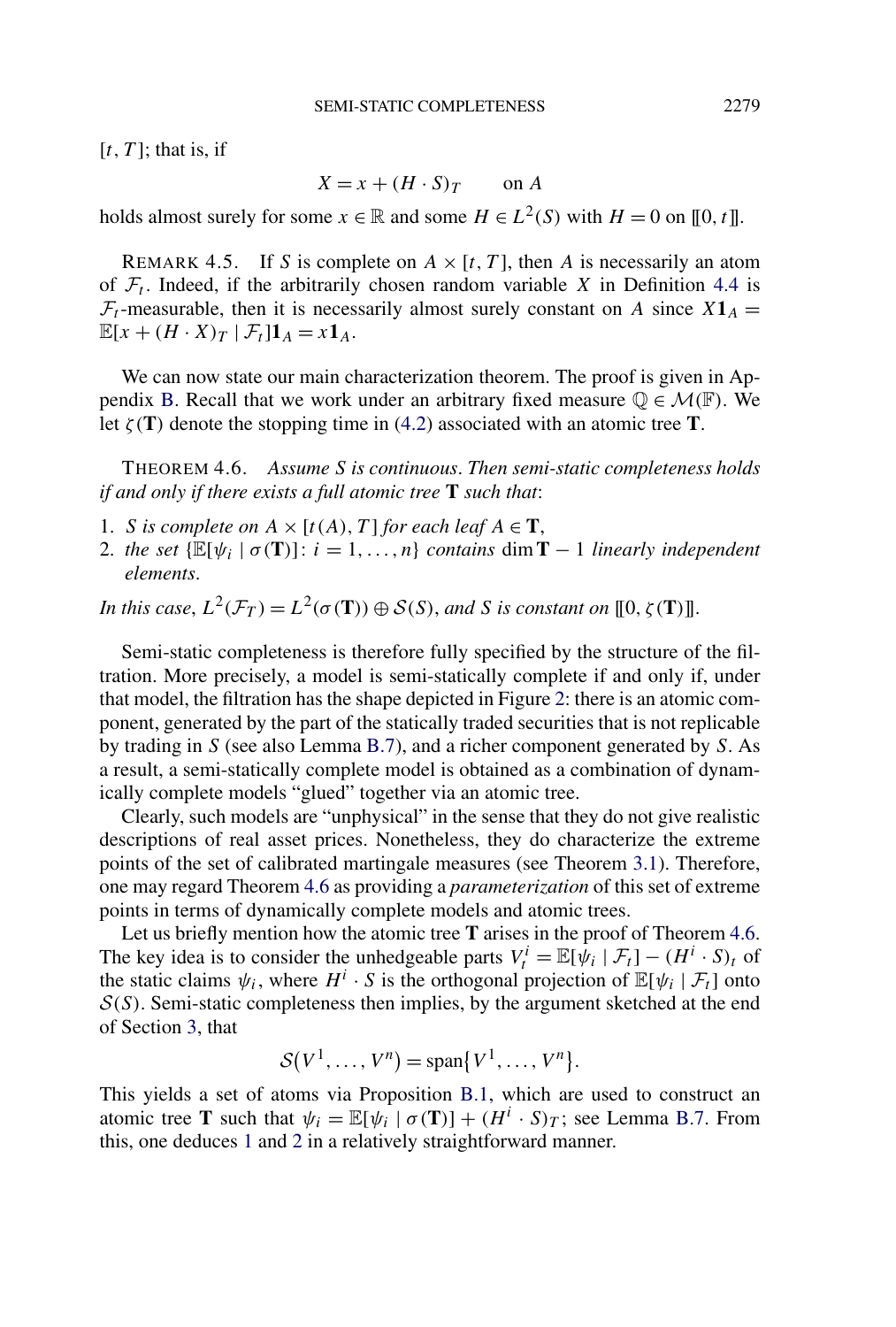$[t, T]$; that is, if

$$X = x + (H \cdot S)_T \qquad \text{on } A$$

holds almost surely for some $x \in \mathbb{R}$ and some $H \in L^2(S)$ with $H = 0$ on $[\![0, t]\!]$.

REMARK 4.5. If $S$ is complete on $A \times [t, T]$, then $A$ is necessarily an atom of $\mathcal{F}_t$. Indeed, if the arbitrarily chosen random variable $X$ in Definition 4.4 is $\mathcal{F}_t$-measurable, then it is necessarily almost surely constant on $A$ since $X\mathbf{1}_A = \mathbb{E}[x + (H \cdot X)_T \mid \mathcal{F}_t]\mathbf{1}_A = x\mathbf{1}_A$.

We can now state our main characterization theorem. The proof is given in Appendix B. Recall that we work under an arbitrary fixed measure $\mathbb{Q} \in \mathcal{M}(\mathbb{F})$. We let $\zeta(\mathbf{T})$ denote the stopping time in (4.2) associated with an atomic tree $\mathbf{T}$.

THEOREM 4.6. *Assume $S$ is continuous. Then semi-static completeness holds if and only if there exists a full atomic tree $\mathbf{T}$ such that*:

1. *$S$ is complete on $A \times [t(A), T]$ for each leaf $A \in \mathbf{T}$,*
2. *the set $\{\mathbb{E}[\psi_i \mid \sigma(\mathbf{T})] : i = 1, \dots, n\}$ contains $\dim \mathbf{T} - 1$ linearly independent elements.*

*In this case, $L^2(\mathcal{F}_T) = L^2(\sigma(\mathbf{T})) \oplus \mathcal{S}(S)$, and $S$ is constant on $[\![0, \zeta(\mathbf{T})]\!]$.*

Semi-static completeness is therefore fully specified by the structure of the filtration. More precisely, a model is semi-statically complete if and only if, under that model, the filtration has the shape depicted in Figure 2: there is an atomic component, generated by the part of the statically traded securities that is not replicable by trading in $S$ (see also Lemma B.7), and a richer component generated by $S$. As a result, a semi-statically complete model is obtained as a combination of dynamically complete models "glued" together via an atomic tree.

Clearly, such models are "unphysical" in the sense that they do not give realistic descriptions of real asset prices. Nonetheless, they do characterize the extreme points of the set of calibrated martingale measures (see Theorem 3.1). Therefore, one may regard Theorem 4.6 as providing a *parameterization* of this set of extreme points in terms of dynamically complete models and atomic trees.

Let us briefly mention how the atomic tree $\mathbf{T}$ arises in the proof of Theorem 4.6. The key idea is to consider the unhedgeable parts $V_t^i = \mathbb{E}[\psi_i \mid \mathcal{F}_t] - (H^i \cdot S)_t$ of the static claims $\psi_i$, where $H^i \cdot S$ is the orthogonal projection of $\mathbb{E}[\psi_i \mid \mathcal{F}_t]$ onto $\mathcal{S}(S)$. Semi-static completeness then implies, by the argument sketched at the end of Section 3, that

$$\mathcal{S}(V^1, \dots, V^n) = \operatorname{span}\{V^1, \dots, V^n\}.$$

This yields a set of atoms via Proposition B.1, which are used to construct an atomic tree $\mathbf{T}$ such that $\psi_i = \mathbb{E}[\psi_i \mid \sigma(\mathbf{T})] + (H^i \cdot S)_T$; see Lemma B.7. From this, one deduces 1 and 2 in a relatively straightforward manner.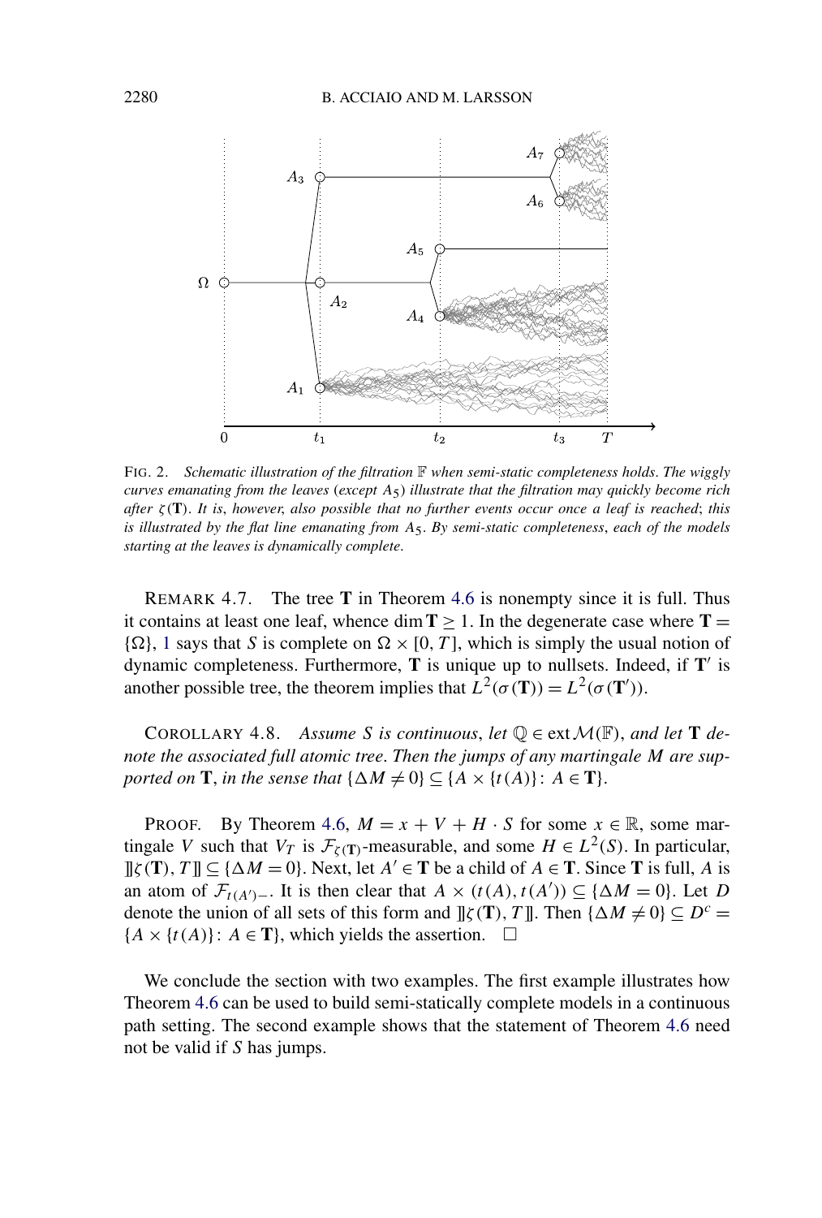$A_7$

$A_3$

$A_6$

$A_5$

$\Omega$

$A_2$

$A_4$

$A_1$

0 $t_1$ $t_2$ $t_3$ $T$

FIG. 2. *Schematic illustration of the filtration $\mathbb{F}$ when semi-static completeness holds. The wiggly curves emanating from the leaves (except $A_5$) illustrate that the filtration may quickly become rich after $\zeta(\mathbf{T})$. It is, however, also possible that no further events occur once a leaf is reached; this is illustrated by the flat line emanating from $A_5$. By semi-static completeness, each of the models starting at the leaves is dynamically complete.*

REMARK 4.7. The tree $\mathbf{T}$ in Theorem 4.6 is nonempty since it is full. Thus it contains at least one leaf, whence $\dim \mathbf{T} \geq 1$. In the degenerate case where $\mathbf{T} = \{\Omega\}$, 1 says that $S$ is complete on $\Omega \times [0, T]$, which is simply the usual notion of dynamic completeness. Furthermore, $\mathbf{T}$ is unique up to nullsets. Indeed, if $\mathbf{T}'$ is another possible tree, the theorem implies that $L^2(\sigma(\mathbf{T})) = L^2(\sigma(\mathbf{T}'))$.

COROLLARY 4.8. *Assume $S$ is continuous, let $\mathbb{Q} \in \operatorname{ext} \mathcal{M}(\mathbb{F})$, and let $\mathbf{T}$ denote the associated full atomic tree. Then the jumps of any martingale $M$ are supported on $\mathbf{T}$, in the sense that $\{\Delta M \neq 0\} \subseteq \{A \times \{t(A)\} : A \in \mathbf{T}\}$.*

PROOF. By Theorem 4.6, $M = x + V + H \cdot S$ for some $x \in \mathbb{R}$, some martingale $V$ such that $V_T$ is $\mathcal{F}_{\zeta(\mathbf{T})}$-measurable, and some $H \in L^2(S)$. In particular, $\rrbracket \zeta(\mathbf{T}), T \rrbracket \subseteq \{\Delta M = 0\}$. Next, let $A' \in \mathbf{T}$ be a child of $A \in \mathbf{T}$. Since $\mathbf{T}$ is full, $A$ is an atom of $\mathcal{F}_{t(A')-}$. It is then clear that $A \times (t(A), t(A')) \subseteq \{\Delta M = 0\}$. Let $D$ denote the union of all sets of this form and $\rrbracket \zeta(\mathbf{T}), T \rrbracket$. Then $\{\Delta M \neq 0\} \subseteq D^c = \{A \times \{t(A)\} : A \in \mathbf{T}\}$, which yields the assertion. $\square$

We conclude the section with two examples. The first example illustrates how Theorem 4.6 can be used to build semi-statically complete models in a continuous path setting. The second example shows that the statement of Theorem 4.6 need not be valid if $S$ has jumps.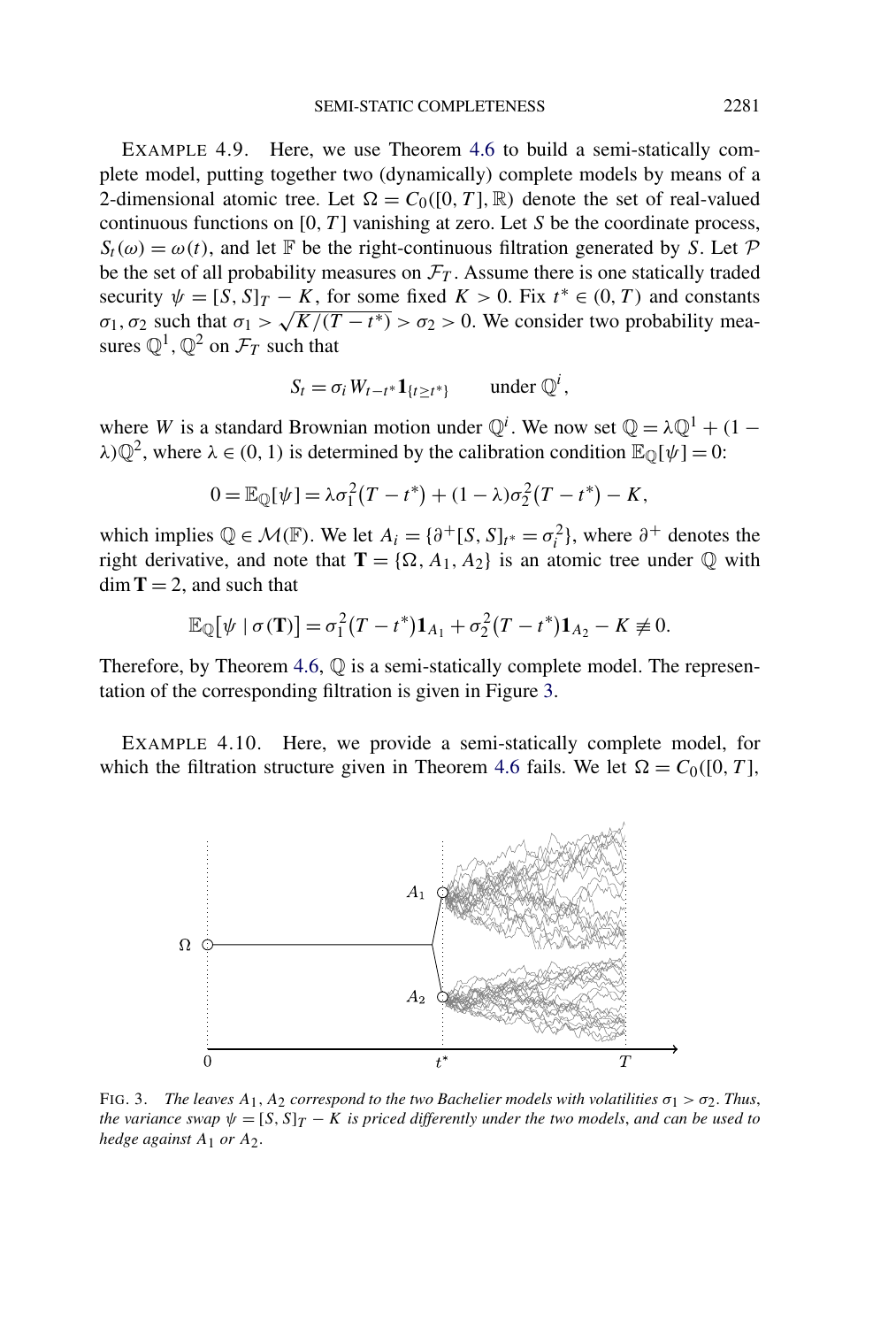EXAMPLE 4.9. Here, we use Theorem 4.6 to build a semi-statically complete model, putting together two (dynamically) complete models by means of a 2-dimensional atomic tree. Let $\Omega = C_0([0,T],\mathbb{R})$ denote the set of real-valued continuous functions on $[0,T]$ vanishing at zero. Let $S$ be the coordinate process, $S_t(\omega) = \omega(t)$, and let $\mathbb{F}$ be the right-continuous filtration generated by $S$. Let $\mathcal{P}$ be the set of all probability measures on $\mathcal{F}_T$. Assume there is one statically traded security $\psi = [S,S]_T - K$, for some fixed $K > 0$. Fix $t^* \in (0,T)$ and constants $\sigma_1, \sigma_2$ such that $\sigma_1 > \sqrt{K/(T-t^*)} > \sigma_2 > 0$. We consider two probability measures $\mathbb{Q}^1, \mathbb{Q}^2$ on $\mathcal{F}_T$ such that

$$S_t = \sigma_i W_{t-t^*} \mathbf{1}_{\{t \geq t^*\}} \qquad \text{under } \mathbb{Q}^i,$$

where $W$ is a standard Brownian motion under $\mathbb{Q}^i$. We now set $\mathbb{Q} = \lambda \mathbb{Q}^1 + (1-\lambda)\mathbb{Q}^2$, where $\lambda \in (0,1)$ is determined by the calibration condition $\mathbb{E}_{\mathbb{Q}}[\psi] = 0$:

$$0 = \mathbb{E}_{\mathbb{Q}}[\psi] = \lambda \sigma_1^2 (T - t^*) + (1-\lambda)\sigma_2^2 (T-t^*) - K,$$

which implies $\mathbb{Q} \in \mathcal{M}(\mathbb{F})$. We let $A_i = \{\partial^+ [S,S]_{t^*} = \sigma_i^2\}$, where $\partial^+$ denotes the right derivative, and note that $\mathbf{T} = \{\Omega, A_1, A_2\}$ is an atomic tree under $\mathbb{Q}$ with $\dim \mathbf{T} = 2$, and such that

$$\mathbb{E}_{\mathbb{Q}}[\psi \mid \sigma(\mathbf{T})] = \sigma_1^2 (T-t^*) \mathbf{1}_{A_1} + \sigma_2^2 (T-t^*) \mathbf{1}_{A_2} - K \not\equiv 0.$$

Therefore, by Theorem 4.6, $\mathbb{Q}$ is a semi-statically complete model. The representation of the corresponding filtration is given in Figure 3.

EXAMPLE 4.10. Here, we provide a semi-statically complete model, for which the filtration structure given in Theorem 4.6 fails. We let $\Omega = C_0([0,T],$

$A_1$

$\Omega$

$A_2$

$0$ $t^*$ $T$

FIG. 3. *The leaves $A_1, A_2$ correspond to the two Bachelier models with volatilities $\sigma_1 > \sigma_2$. Thus, the variance swap $\psi = [S,S]_T - K$ is priced differently under the two models, and can be used to hedge against $A_1$ or $A_2$.*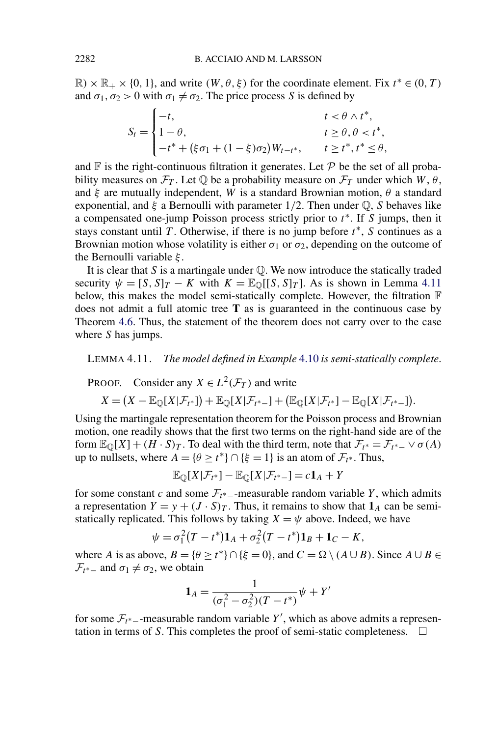$\mathbb{R}) \times \mathbb{R}_+ \times \{0,1\}$, and write $(W, \theta, \xi)$ for the coordinate element. Fix $t^* \in (0,T)$ and $\sigma_1, \sigma_2 > 0$ with $\sigma_1 \neq \sigma_2$. The price process $S$ is defined by

$$S_t = \begin{cases} -t, & t < \theta \wedge t^*, \\ 1 - \theta, & t \geq \theta, \theta < t^*, \\ -t^* + \big(\xi\sigma_1 + (1-\xi)\sigma_2\big) W_{t-t^*}, & t \geq t^*, t^* \leq \theta, \end{cases}$$

and $\mathbb{F}$ is the right-continuous filtration it generates. Let $\mathcal{P}$ be the set of all probability measures on $\mathcal{F}_T$. Let $\mathbb{Q}$ be a probability measure on $\mathcal{F}_T$ under which $W$, $\theta$, and $\xi$ are mutually independent, $W$ is a standard Brownian motion, $\theta$ a standard exponential, and $\xi$ a Bernoulli with parameter $1/2$. Then under $\mathbb{Q}$, $S$ behaves like a compensated one-jump Poisson process strictly prior to $t^*$. If $S$ jumps, then it stays constant until $T$. Otherwise, if there is no jump before $t^*$, $S$ continues as a Brownian motion whose volatility is either $\sigma_1$ or $\sigma_2$, depending on the outcome of the Bernoulli variable $\xi$.

It is clear that $S$ is a martingale under $\mathbb{Q}$. We now introduce the statically traded security $\psi = [S,S]_T - K$ with $K = \mathbb{E}_{\mathbb{Q}}[[S,S]_T]$. As is shown in Lemma 4.11 below, this makes the model semi-statically complete. However, the filtration $\mathbb{F}$ does not admit a full atomic tree $\mathbf{T}$ as is guaranteed in the continuous case by Theorem 4.6. Thus, the statement of the theorem does not carry over to the case where $S$ has jumps.

LEMMA 4.11. *The model defined in Example 4.10 is semi-statically complete.*

PROOF. Consider any $X \in L^2(\mathcal{F}_T)$ and write

$$X = \big(X - \mathbb{E}_{\mathbb{Q}}[X|\mathcal{F}_{t^*}]\big) + \mathbb{E}_{\mathbb{Q}}[X|\mathcal{F}_{t^*-}] + \big(\mathbb{E}_{\mathbb{Q}}[X|\mathcal{F}_{t^*}] - \mathbb{E}_{\mathbb{Q}}[X|\mathcal{F}_{t^*-}]\big).$$

Using the martingale representation theorem for the Poisson process and Brownian motion, one readily shows that the first two terms on the right-hand side are of the form $\mathbb{E}_{\mathbb{Q}}[X] + (H \cdot S)_T$. To deal with the third term, note that $\mathcal{F}_{t^*} = \mathcal{F}_{t^*-} \vee \sigma(A)$ up to nullsets, where $A = \{\theta \geq t^*\} \cap \{\xi = 1\}$ is an atom of $\mathcal{F}_{t^*}$. Thus,

$$\mathbb{E}_{\mathbb{Q}}[X|\mathcal{F}_{t^*}] - \mathbb{E}_{\mathbb{Q}}[X|\mathcal{F}_{t^*-}] = c\mathbf{1}_A + Y$$

for some constant $c$ and some $\mathcal{F}_{t^*-}$-measurable random variable $Y$, which admits a representation $Y = y + (J \cdot S)_T$. Thus, it remains to show that $\mathbf{1}_A$ can be semi-statically replicated. This follows by taking $X = \psi$ above. Indeed, we have

$$\psi = \sigma_1^2(T - t^*)\mathbf{1}_A + \sigma_2^2(T - t^*)\mathbf{1}_B + \mathbf{1}_C - K,$$

where $A$ is as above, $B = \{\theta \geq t^*\} \cap \{\xi = 0\}$, and $C = \Omega \setminus (A \cup B)$. Since $A \cup B \in \mathcal{F}_{t^*-}$ and $\sigma_1 \neq \sigma_2$, we obtain

$$\mathbf{1}_A = \frac{1}{(\sigma_1^2 - \sigma_2^2)(T - t^*)}\psi + Y'$$

for some $\mathcal{F}_{t^*-}$-measurable random variable $Y'$, which as above admits a representation in terms of $S$. This completes the proof of semi-static completeness. $\square$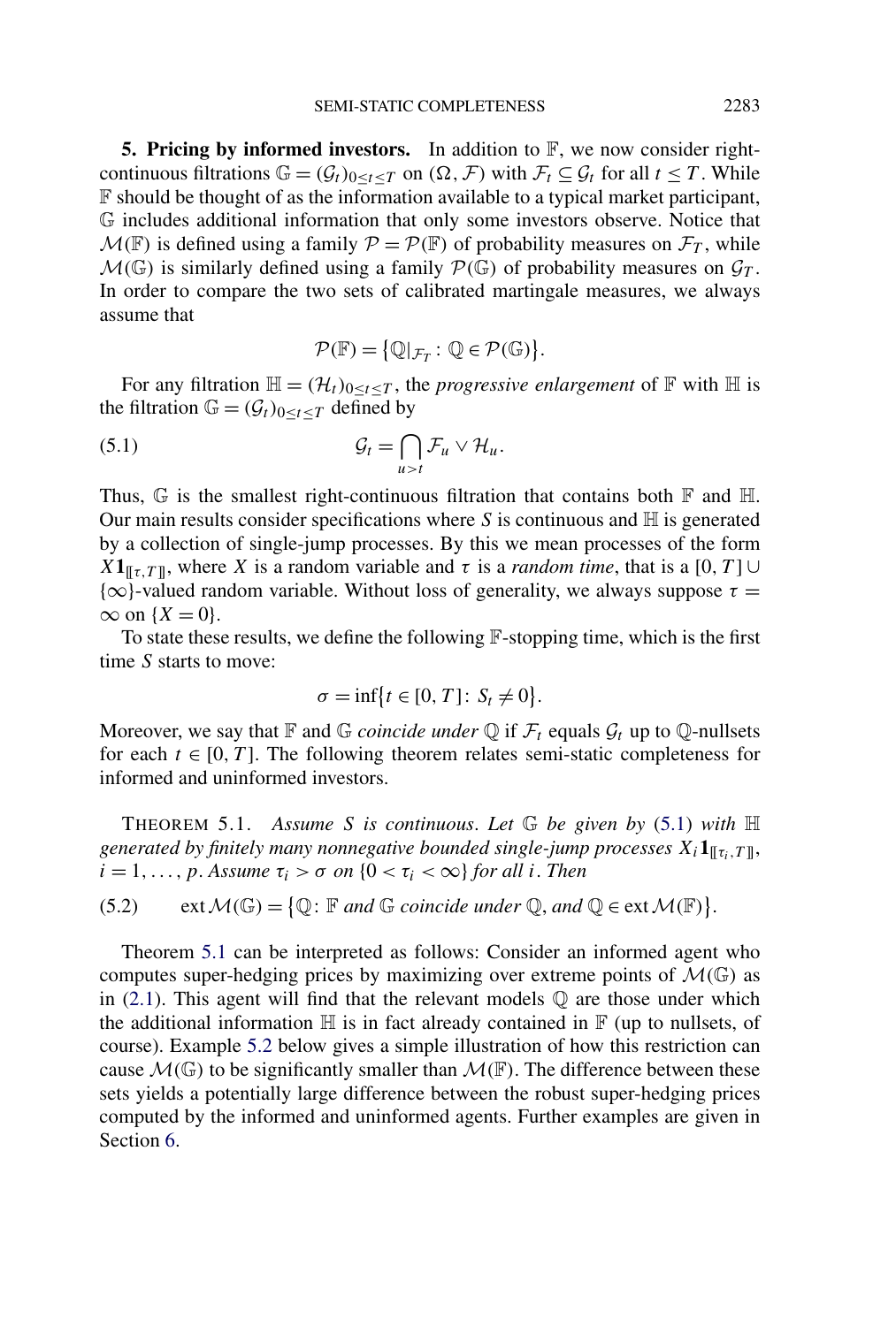**5. Pricing by informed investors.** In addition to $\mathbb{F}$, we now consider right-continuous filtrations $\mathbb{G} = (\mathcal{G}_t)_{0 \le t \le T}$ on $(\Omega, \mathcal{F})$ with $\mathcal{F}_t \subseteq \mathcal{G}_t$ for all $t \le T$. While $\mathbb{F}$ should be thought of as the information available to a typical market participant, $\mathbb{G}$ includes additional information that only some investors observe. Notice that $\mathcal{M}(\mathbb{F})$ is defined using a family $\mathcal{P} = \mathcal{P}(\mathbb{F})$ of probability measures on $\mathcal{F}_T$, while $\mathcal{M}(\mathbb{G})$ is similarly defined using a family $\mathcal{P}(\mathbb{G})$ of probability measures on $\mathcal{G}_T$. In order to compare the two sets of calibrated martingale measures, we always assume that

$$\mathcal{P}(\mathbb{F}) = \{\mathbb{Q}|_{\mathcal{F}_T} : \mathbb{Q} \in \mathcal{P}(\mathbb{G})\}.$$

For any filtration $\mathbb{H} = (\mathcal{H}_t)_{0 \le t \le T}$, the *progressive enlargement* of $\mathbb{F}$ with $\mathbb{H}$ is the filtration $\mathbb{G} = (\mathcal{G}_t)_{0 \le t \le T}$ defined by

$$\mathcal{G}_t = \bigcap_{u > t} \mathcal{F}_u \vee \mathcal{H}_u. \tag{5.1}$$

Thus, $\mathbb{G}$ is the smallest right-continuous filtration that contains both $\mathbb{F}$ and $\mathbb{H}$. Our main results consider specifications where $S$ is continuous and $\mathbb{H}$ is generated by a collection of single-jump processes. By this we mean processes of the form $X \mathbf{1}_{[\![\tau, T]\!]}$, where $X$ is a random variable and $\tau$ is a *random time*, that is a $[0, T] \cup \{\infty\}$-valued random variable. Without loss of generality, we always suppose $\tau = \infty$ on $\{X = 0\}$.

To state these results, we define the following $\mathbb{F}$-stopping time, which is the first time $S$ starts to move:

$$\sigma = \inf\{t \in [0, T] : S_t \neq 0\}.$$

Moreover, we say that $\mathbb{F}$ and $\mathbb{G}$ *coincide under* $\mathbb{Q}$ if $\mathcal{F}_t$ equals $\mathcal{G}_t$ up to $\mathbb{Q}$-nullsets for each $t \in [0, T]$. The following theorem relates semi-static completeness for informed and uninformed investors.

THEOREM 5.1. *Assume $S$ is continuous. Let $\mathbb{G}$ be given by* (5.1) *with $\mathbb{H}$ generated by finitely many nonnegative bounded single-jump processes $X_i \mathbf{1}_{[\![\tau_i, T]\!]}$, $i = 1, \dots, p$. Assume $\tau_i > \sigma$ on $\{0 < \tau_i < \infty\}$ for all $i$. Then*

$$\operatorname{ext} \mathcal{M}(\mathbb{G}) = \{\mathbb{Q} : \mathbb{F} \text{ and } \mathbb{G} \text{ coincide under } \mathbb{Q}, \text{ and } \mathbb{Q} \in \operatorname{ext} \mathcal{M}(\mathbb{F})\}. \tag{5.2}$$

Theorem 5.1 can be interpreted as follows: Consider an informed agent who computes super-hedging prices by maximizing over extreme points of $\mathcal{M}(\mathbb{G})$ as in (2.1). This agent will find that the relevant models $\mathbb{Q}$ are those under which the additional information $\mathbb{H}$ is in fact already contained in $\mathbb{F}$ (up to nullsets, of course). Example 5.2 below gives a simple illustration of how this restriction can cause $\mathcal{M}(\mathbb{G})$ to be significantly smaller than $\mathcal{M}(\mathbb{F})$. The difference between these sets yields a potentially large difference between the robust super-hedging prices computed by the informed and uninformed agents. Further examples are given in Section 6.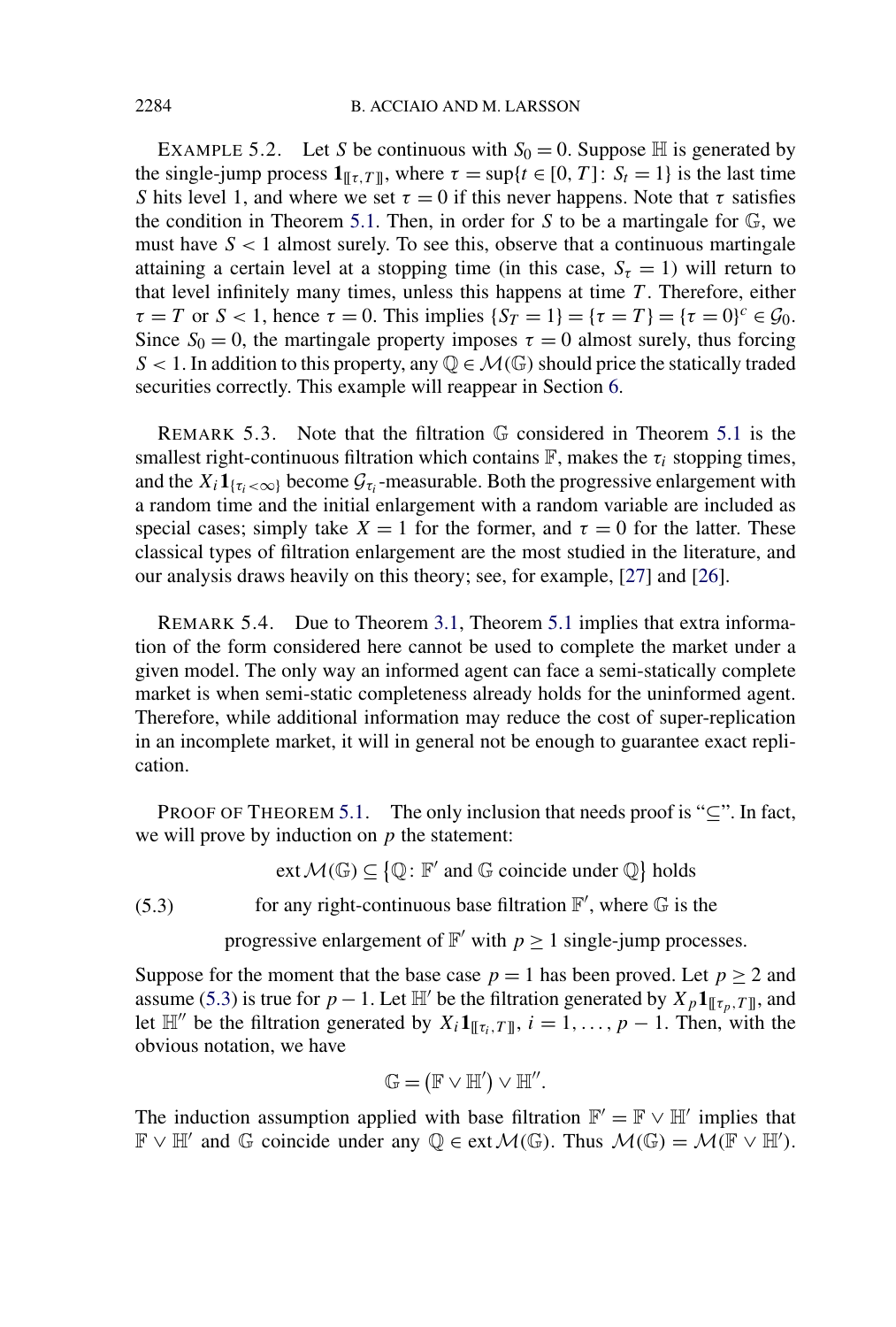EXAMPLE 5.2. Let $S$ be continuous with $S_0 = 0$. Suppose $\mathbb{H}$ is generated by the single-jump process $\mathbf{1}_{[\![\tau,T]\!]}$, where $\tau = \sup\{t \in [0,T]: S_t = 1\}$ is the last time $S$ hits level 1, and where we set $\tau = 0$ if this never happens. Note that $\tau$ satisfies the condition in Theorem 5.1. Then, in order for $S$ to be a martingale for $\mathbb{G}$, we must have $S < 1$ almost surely. To see this, observe that a continuous martingale attaining a certain level at a stopping time (in this case, $S_\tau = 1$) will return to that level infinitely many times, unless this happens at time $T$. Therefore, either $\tau = T$ or $S < 1$, hence $\tau = 0$. This implies $\{S_T = 1\} = \{\tau = T\} = \{\tau = 0\}^c \in \mathcal{G}_0$. Since $S_0 = 0$, the martingale property imposes $\tau = 0$ almost surely, thus forcing $S < 1$. In addition to this property, any $\mathbb{Q} \in \mathcal{M}(\mathbb{G})$ should price the statically traded securities correctly. This example will reappear in Section 6.

REMARK 5.3. Note that the filtration $\mathbb{G}$ considered in Theorem 5.1 is the smallest right-continuous filtration which contains $\mathbb{F}$, makes the $\tau_i$ stopping times, and the $X_i \mathbf{1}_{\{\tau_i < \infty\}}$ become $\mathcal{G}_{\tau_i}$-measurable. Both the progressive enlargement with a random time and the initial enlargement with a random variable are included as special cases; simply take $X = 1$ for the former, and $\tau = 0$ for the latter. These classical types of filtration enlargement are the most studied in the literature, and our analysis draws heavily on this theory; see, for example, [27] and [26].

REMARK 5.4. Due to Theorem 3.1, Theorem 5.1 implies that extra information of the form considered here cannot be used to complete the market under a given model. The only way an informed agent can face a semi-statically complete market is when semi-static completeness already holds for the uninformed agent. Therefore, while additional information may reduce the cost of super-replication in an incomplete market, it will in general not be enough to guarantee exact replication.

PROOF OF THEOREM 5.1. The only inclusion that needs proof is "$\subseteq$". In fact, we will prove by induction on $p$ the statement:

$$
\begin{aligned}
&\operatorname{ext} \mathcal{M}(\mathbb{G}) \subseteq \{\mathbb{Q} : \mathbb{F}' \text{ and } \mathbb{G} \text{ coincide under } \mathbb{Q}\} \text{ holds} \\
&\text{for any right-continuous base filtration } \mathbb{F}', \text{ where } \mathbb{G} \text{ is the} \qquad (5.3)\\
&\text{progressive enlargement of } \mathbb{F}' \text{ with } p \geq 1 \text{ single-jump processes.}
\end{aligned}
$$

Suppose for the moment that the base case $p = 1$ has been proved. Let $p \geq 2$ and assume (5.3) is true for $p - 1$. Let $\mathbb{H}'$ be the filtration generated by $X_p \mathbf{1}_{[\![\tau_p,T]\!]}$, and let $\mathbb{H}''$ be the filtration generated by $X_i \mathbf{1}_{[\![\tau_i,T]\!]}$, $i = 1, \ldots, p-1$. Then, with the obvious notation, we have

$$
\mathbb{G} = (\mathbb{F} \vee \mathbb{H}') \vee \mathbb{H}''.
$$

The induction assumption applied with base filtration $\mathbb{F}' = \mathbb{F} \vee \mathbb{H}'$ implies that $\mathbb{F} \vee \mathbb{H}'$ and $\mathbb{G}$ coincide under any $\mathbb{Q} \in \operatorname{ext} \mathcal{M}(\mathbb{G})$. Thus $\mathcal{M}(\mathbb{G}) = \mathcal{M}(\mathbb{F} \vee \mathbb{H}')$.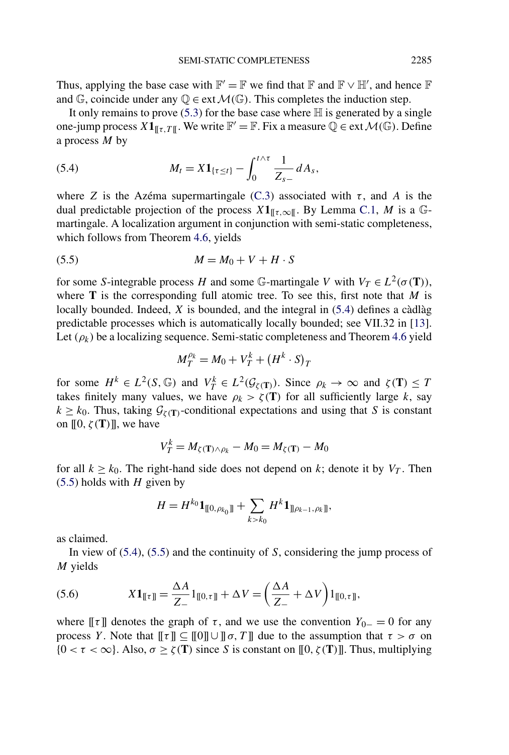Thus, applying the base case with $\mathbb{F}' = \mathbb{F}$ we find that $\mathbb{F}$ and $\mathbb{F} \vee \mathbb{H}'$, and hence $\mathbb{F}$ and $\mathbb{G}$, coincide under any $\mathbb{Q} \in \operatorname{ext} \mathcal{M}(\mathbb{G})$. This completes the induction step.

It only remains to prove (5.3) for the base case where $\mathbb{H}$ is generated by a single one-jump process $X\mathbf{1}_{[\![\tau,T[\![}$. We write $\mathbb{F}' = \mathbb{F}$. Fix a measure $\mathbb{Q} \in \operatorname{ext} \mathcal{M}(\mathbb{G})$. Define a process $M$ by

$$
M_t = X\mathbf{1}_{\{\tau \leq t\}} - \int_0^{t \wedge \tau} \frac{1}{Z_{s-}}\, dA_s, \tag{5.4}
$$

where $Z$ is the Azéma supermartingale (C.3) associated with $\tau$, and $A$ is the dual predictable projection of the process $X\mathbf{1}_{[\![\tau,\infty[\![}$. By Lemma C.1, $M$ is a $\mathbb{G}$-martingale. A localization argument in conjunction with semi-static completeness, which follows from Theorem 4.6, yields

$$
M = M_0 + V + H \cdot S \tag{5.5}
$$

for some $S$-integrable process $H$ and some $\mathbb{G}$-martingale $V$ with $V_T \in L^2(\sigma(\mathbf{T}))$, where $\mathbf{T}$ is the corresponding full atomic tree. To see this, first note that $M$ is locally bounded. Indeed, $X$ is bounded, and the integral in (5.4) defines a càdlàg predictable processes which is automatically locally bounded; see VII.32 in [13]. Let $(\rho_k)$ be a localizing sequence. Semi-static completeness and Theorem 4.6 yield

$$
M_T^{\rho_k} = M_0 + V_T^k + \left(H^k \cdot S\right)_T
$$

for some $H^k \in L^2(S, \mathbb{G})$ and $V_T^k \in L^2(\mathcal{G}_{\zeta(\mathbf{T})})$. Since $\rho_k \to \infty$ and $\zeta(\mathbf{T}) \leq T$ takes finitely many values, we have $\rho_k > \zeta(\mathbf{T})$ for all sufficiently large $k$, say $k \geq k_0$. Thus, taking $\mathcal{G}_{\zeta(\mathbf{T})}$-conditional expectations and using that $S$ is constant on $[\![0, \zeta(\mathbf{T})]\!]$, we have

$$
V_T^k = M_{\zeta(\mathbf{T}) \wedge \rho_k} - M_0 = M_{\zeta(\mathbf{T})} - M_0
$$

for all $k \geq k_0$. The right-hand side does not depend on $k$; denote it by $V_T$. Then (5.5) holds with $H$ given by

$$
H = H^{k_0}\mathbf{1}_{[\![0,\rho_{k_0}]\!]} + \sum_{k > k_0} H^k \mathbf{1}_{]\!]\rho_{k-1},\rho_k]\!]},
$$

as claimed.

In view of (5.4), (5.5) and the continuity of $S$, considering the jump process of $M$ yields

$$
X\mathbf{1}_{[\![\tau]\!]} = \frac{\Delta A}{Z_-} 1_{[\![0,\tau]\!]} + \Delta V = \left(\frac{\Delta A}{Z_-} + \Delta V\right) 1_{[\![0,\tau]\!]}, \tag{5.6}
$$

where $[\![\tau]\!]$ denotes the graph of $\tau$, and we use the convention $Y_{0-} = 0$ for any process $Y$. Note that $[\![\tau]\!] \subseteq [\![0]\!] \cup ]\!]\sigma, T]\!]$ due to the assumption that $\tau > \sigma$ on $\{0 < \tau < \infty\}$. Also, $\sigma \geq \zeta(\mathbf{T})$ since $S$ is constant on $[\![0, \zeta(\mathbf{T})]\!]$. Thus, multiplying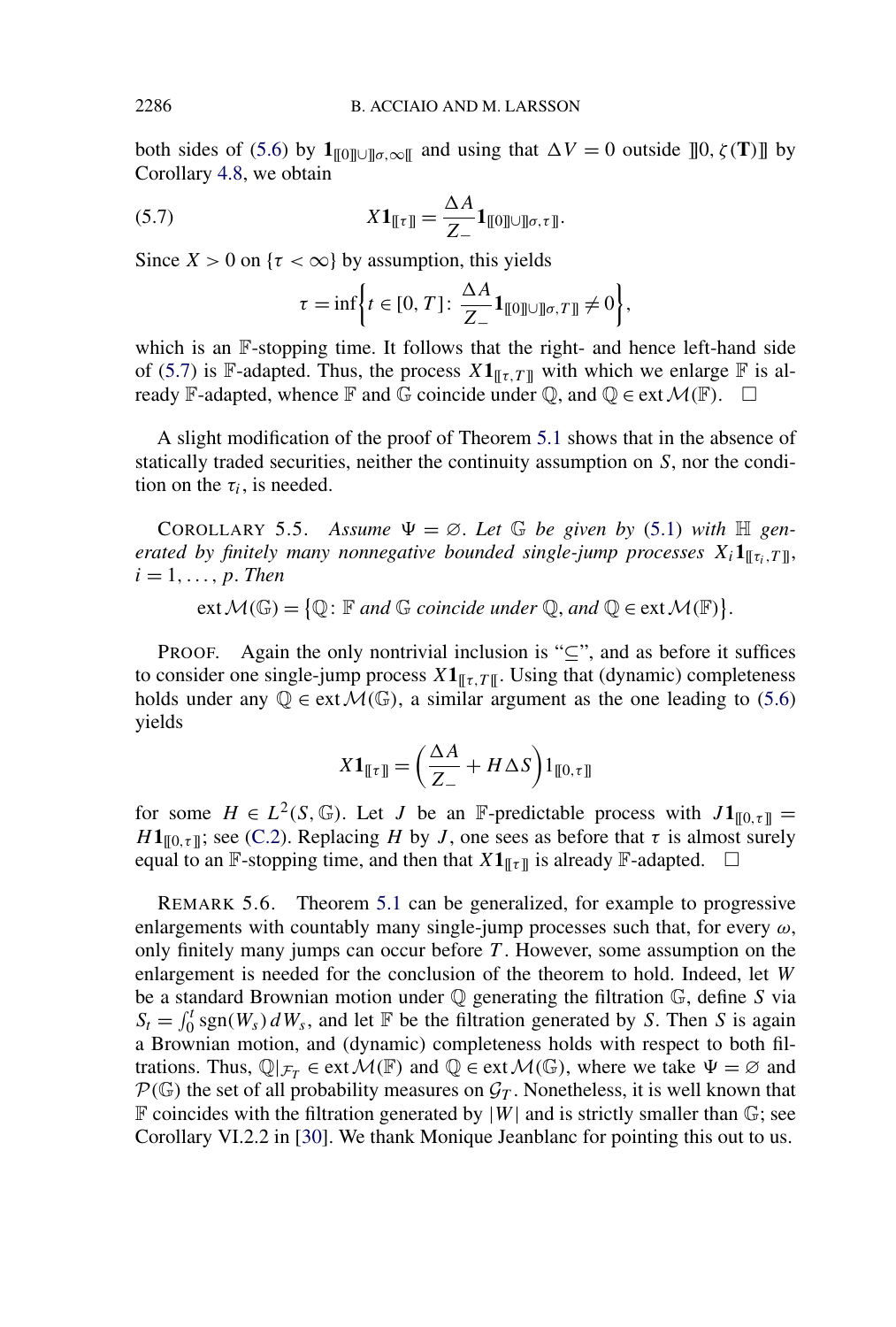both sides of (5.6) by $\mathbf{1}_{[\![0]\!]\cup]\!]\sigma,\infty[\![}$ and using that $\Delta V = 0$ outside $]\!]0, \zeta(\mathbf{T})]\!]$ by Corollary 4.8, we obtain

$$X\mathbf{1}_{[\![\tau]\!]} = \frac{\Delta A}{Z_-}\mathbf{1}_{[\![0]\!]\cup]\!]\sigma,\tau]\!]}. \tag{5.7}$$

Since $X > 0$ on $\{\tau < \infty\}$ by assumption, this yields

$$\tau = \inf\left\{t \in [0, T]: \frac{\Delta A}{Z_-}\mathbf{1}_{[\![0]\!]\cup]\!]\sigma,T]\!]} \neq 0\right\},$$

which is an $\mathbb{F}$-stopping time. It follows that the right- and hence left-hand side of (5.7) is $\mathbb{F}$-adapted. Thus, the process $X\mathbf{1}_{[\![\tau,T]\!]}$ with which we enlarge $\mathbb{F}$ is already $\mathbb{F}$-adapted, whence $\mathbb{F}$ and $\mathbb{G}$ coincide under $\mathbb{Q}$, and $\mathbb{Q} \in \operatorname{ext}\mathcal{M}(\mathbb{F})$. $\square$

A slight modification of the proof of Theorem 5.1 shows that in the absence of statically traded securities, neither the continuity assumption on $S$, nor the condition on the $\tau_i$, is needed.

COROLLARY 5.5. *Assume $\Psi = \varnothing$. Let $\mathbb{G}$ be given by (5.1) with $\mathbb{H}$ generated by finitely many nonnegative bounded single-jump processes $X_i\mathbf{1}_{[\![\tau_i,T]\!]}$, $i = 1, \dots, p$. Then*

$$\operatorname{ext}\mathcal{M}(\mathbb{G}) = \{\mathbb{Q}: \mathbb{F} \text{ and } \mathbb{G} \text{ coincide under } \mathbb{Q}, \text{ and } \mathbb{Q} \in \operatorname{ext}\mathcal{M}(\mathbb{F})\}.$$

PROOF. Again the only nontrivial inclusion is "$\subseteq$", and as before it suffices to consider one single-jump process $X\mathbf{1}_{[\![\tau,T[\![}$. Using that (dynamic) completeness holds under any $\mathbb{Q} \in \operatorname{ext}\mathcal{M}(\mathbb{G})$, a similar argument as the one leading to (5.6) yields

$$X\mathbf{1}_{[\![\tau]\!]} = \left(\frac{\Delta A}{Z_-} + H\Delta S\right)1_{[\![0,\tau]\!]}$$

for some $H \in L^2(S, \mathbb{G})$. Let $J$ be an $\mathbb{F}$-predictable process with $J\mathbf{1}_{[\![0,\tau]\!]} = H\mathbf{1}_{[\![0,\tau]\!]}$; see (C.2). Replacing $H$ by $J$, one sees as before that $\tau$ is almost surely equal to an $\mathbb{F}$-stopping time, and then that $X\mathbf{1}_{[\![\tau]\!]}$ is already $\mathbb{F}$-adapted. $\square$

REMARK 5.6. Theorem 5.1 can be generalized, for example to progressive enlargements with countably many single-jump processes such that, for every $\omega$, only finitely many jumps can occur before $T$. However, some assumption on the enlargement is needed for the conclusion of the theorem to hold. Indeed, let $W$ be a standard Brownian motion under $\mathbb{Q}$ generating the filtration $\mathbb{G}$, define $S$ via $S_t = \int_0^t \operatorname{sgn}(W_s)\,dW_s$, and let $\mathbb{F}$ be the filtration generated by $S$. Then $S$ is again a Brownian motion, and (dynamic) completeness holds with respect to both filtrations. Thus, $\mathbb{Q}|_{\mathcal{F}_T} \in \operatorname{ext}\mathcal{M}(\mathbb{F})$ and $\mathbb{Q} \in \operatorname{ext}\mathcal{M}(\mathbb{G})$, where we take $\Psi = \varnothing$ and $\mathcal{P}(\mathbb{G})$ the set of all probability measures on $\mathcal{G}_T$. Nonetheless, it is well known that $\mathbb{F}$ coincides with the filtration generated by $|W|$ and is strictly smaller than $\mathbb{G}$; see Corollary VI.2.2 in [30]. We thank Monique Jeanblanc for pointing this out to us.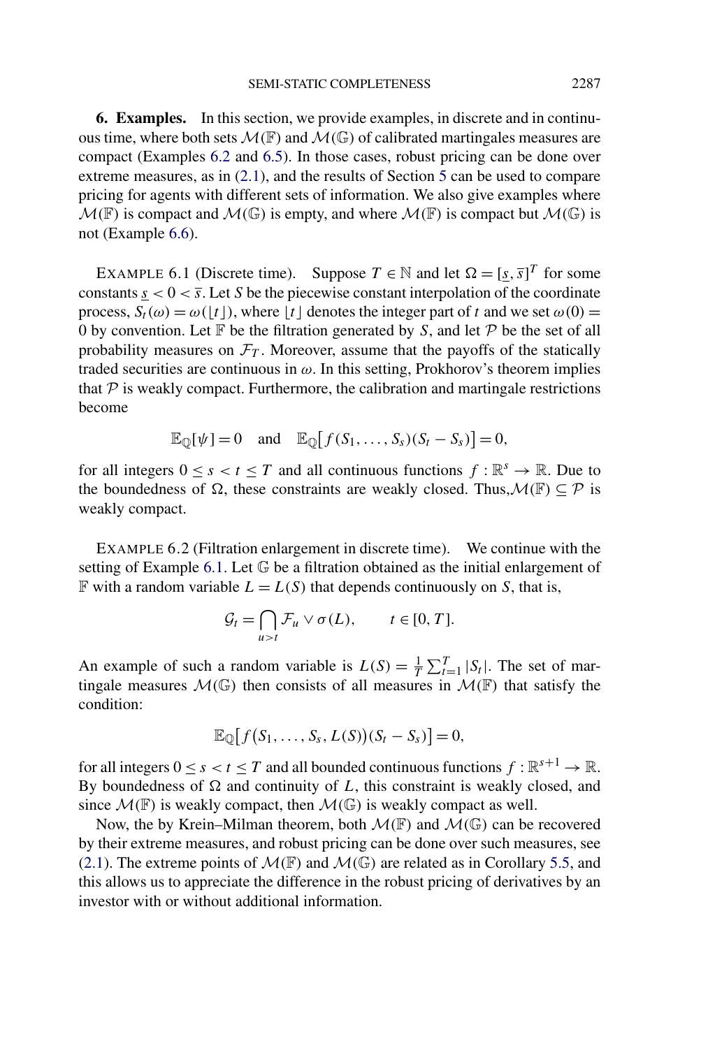## 6. Examples.

In this section, we provide examples, in discrete and in continuous time, where both sets $\mathcal{M}(\mathbb{F})$ and $\mathcal{M}(\mathbb{G})$ of calibrated martingales measures are compact (Examples 6.2 and 6.5). In those cases, robust pricing can be done over extreme measures, as in (2.1), and the results of Section 5 can be used to compare pricing for agents with different sets of information. We also give examples where $\mathcal{M}(\mathbb{F})$ is compact and $\mathcal{M}(\mathbb{G})$ is empty, and where $\mathcal{M}(\mathbb{F})$ is compact but $\mathcal{M}(\mathbb{G})$ is not (Example 6.6).

EXAMPLE 6.1 (Discrete time). Suppose $T \in \mathbb{N}$ and let $\Omega = [\underline{s}, \overline{s}]^T$ for some constants $\underline{s} < 0 < \overline{s}$. Let $S$ be the piecewise constant interpolation of the coordinate process, $S_t(\omega) = \omega(\lfloor t \rfloor)$, where $\lfloor t \rfloor$ denotes the integer part of $t$ and we set $\omega(0) = 0$ by convention. Let $\mathbb{F}$ be the filtration generated by $S$, and let $\mathcal{P}$ be the set of all probability measures on $\mathcal{F}_T$. Moreover, assume that the payoffs of the statically traded securities are continuous in $\omega$. In this setting, Prokhorov's theorem implies that $\mathcal{P}$ is weakly compact. Furthermore, the calibration and martingale restrictions become

$$\mathbb{E}_{\mathbb{Q}}[\psi] = 0 \quad \text{and} \quad \mathbb{E}_{\mathbb{Q}}\big[f(S_1, \dots, S_s)(S_t - S_s)\big] = 0,$$

for all integers $0 \le s < t \le T$ and all continuous functions $f : \mathbb{R}^s \to \mathbb{R}$. Due to the boundedness of $\Omega$, these constraints are weakly closed. Thus,$\mathcal{M}(\mathbb{F}) \subseteq \mathcal{P}$ is weakly compact.

EXAMPLE 6.2 (Filtration enlargement in discrete time). We continue with the setting of Example 6.1. Let $\mathbb{G}$ be a filtration obtained as the initial enlargement of $\mathbb{F}$ with a random variable $L = L(S)$ that depends continuously on $S$, that is,

$$\mathcal{G}_t = \bigcap_{u > t} \mathcal{F}_u \vee \sigma(L), \qquad t \in [0, T].$$

An example of such a random variable is $L(S) = \frac{1}{T} \sum_{t=1}^{T} |S_t|$. The set of martingale measures $\mathcal{M}(\mathbb{G})$ then consists of all measures in $\mathcal{M}(\mathbb{F})$ that satisfy the condition:

$$\mathbb{E}_{\mathbb{Q}}\big[f\big(S_1, \dots, S_s, L(S)\big)(S_t - S_s)\big] = 0,$$

for all integers $0 \le s < t \le T$ and all bounded continuous functions $f : \mathbb{R}^{s+1} \to \mathbb{R}$. By boundedness of $\Omega$ and continuity of $L$, this constraint is weakly closed, and since $\mathcal{M}(\mathbb{F})$ is weakly compact, then $\mathcal{M}(\mathbb{G})$ is weakly compact as well.

Now, the by Krein–Milman theorem, both $\mathcal{M}(\mathbb{F})$ and $\mathcal{M}(\mathbb{G})$ can be recovered by their extreme measures, and robust pricing can be done over such measures, see (2.1). The extreme points of $\mathcal{M}(\mathbb{F})$ and $\mathcal{M}(\mathbb{G})$ are related as in Corollary 5.5, and this allows us to appreciate the difference in the robust pricing of derivatives by an investor with or without additional information.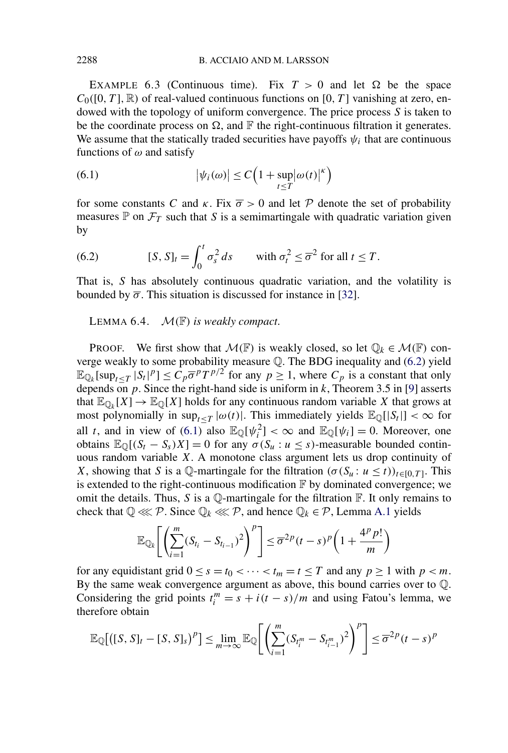EXAMPLE 6.3 (Continuous time). Fix $T > 0$ and let $\Omega$ be the space $C_0([0,T],\mathbb{R})$ of real-valued continuous functions on $[0,T]$ vanishing at zero, endowed with the topology of uniform convergence. The price process $S$ is taken to be the coordinate process on $\Omega$, and $\mathbb{F}$ the right-continuous filtration it generates. We assume that the statically traded securities have payoffs $\psi_i$ that are continuous functions of $\omega$ and satisfy

$$|\psi_i(\omega)| \le C\Big(1 + \sup_{t\le T}|\omega(t)|^\kappa\Big) \tag{6.1}$$

for some constants $C$ and $\kappa$. Fix $\overline{\sigma} > 0$ and let $\mathcal{P}$ denote the set of probability measures $\mathbb{P}$ on $\mathcal{F}_T$ such that $S$ is a semimartingale with quadratic variation given by

$$[S,S]_t = \int_0^t \sigma_s^2\,ds \qquad \text{with } \sigma_t^2 \le \overline{\sigma}^2 \text{ for all } t \le T. \tag{6.2}$$

That is, $S$ has absolutely continuous quadratic variation, and the volatility is bounded by $\overline{\sigma}$. This situation is discussed for instance in [32].

LEMMA 6.4. *$\mathcal{M}(\mathbb{F})$ is weakly compact.*

PROOF. We first show that $\mathcal{M}(\mathbb{F})$ is weakly closed, so let $\mathbb{Q}_k \in \mathcal{M}(\mathbb{F})$ converge weakly to some probability measure $\mathbb{Q}$. The BDG inequality and (6.2) yield $\mathbb{E}_{\mathbb{Q}_k}[\sup_{t\le T}|S_t|^p] \le C_p\overline{\sigma}^p T^{p/2}$ for any $p \ge 1$, where $C_p$ is a constant that only depends on $p$. Since the right-hand side is uniform in $k$, Theorem 3.5 in [9] asserts that $\mathbb{E}_{\mathbb{Q}_k}[X] \to \mathbb{E}_{\mathbb{Q}}[X]$ holds for any continuous random variable $X$ that grows at most polynomially in $\sup_{t\le T}|\omega(t)|$. This immediately yields $\mathbb{E}_{\mathbb{Q}}[|S_t|] < \infty$ for all $t$, and in view of (6.1) also $\mathbb{E}_{\mathbb{Q}}[\psi_i^2] < \infty$ and $\mathbb{E}_{\mathbb{Q}}[\psi_i] = 0$. Moreover, one obtains $\mathbb{E}_{\mathbb{Q}}[(S_t - S_s)X] = 0$ for any $\sigma(S_u : u \le s)$-measurable bounded continuous random variable $X$. A monotone class argument lets us drop continuity of $X$, showing that $S$ is a $\mathbb{Q}$-martingale for the filtration $(\sigma(S_u : u \le t))_{t\in[0,T]}$. This is extended to the right-continuous modification $\mathbb{F}$ by dominated convergence; we omit the details. Thus, $S$ is a $\mathbb{Q}$-martingale for the filtration $\mathbb{F}$. It only remains to check that $\mathbb{Q} \lll \mathcal{P}$. Since $\mathbb{Q}_k \lll \mathcal{P}$, and hence $\mathbb{Q}_k \in \mathcal{P}$, Lemma A.1 yields

$$\mathbb{E}_{\mathbb{Q}_k}\left[\left(\sum_{i=1}^m (S_{t_i} - S_{t_{i-1}})^2\right)^p\right] \le \overline{\sigma}^{2p}(t-s)^p\left(1 + \frac{4^p p!}{m}\right)$$

for any equidistant grid $0 \le s = t_0 < \cdots < t_m = t \le T$ and any $p \ge 1$ with $p < m$. By the same weak convergence argument as above, this bound carries over to $\mathbb{Q}$. Considering the grid points $t_i^m = s + i(t-s)/m$ and using Fatou's lemma, we therefore obtain

$$\mathbb{E}_{\mathbb{Q}}\big[([S,S]_t - [S,S]_s)^p\big] \le \lim_{m\to\infty} \mathbb{E}_{\mathbb{Q}}\left[\left(\sum_{i=1}^m (S_{t_i^m} - S_{t_{i-1}^m})^2\right)^p\right] \le \overline{\sigma}^{2p}(t-s)^p$$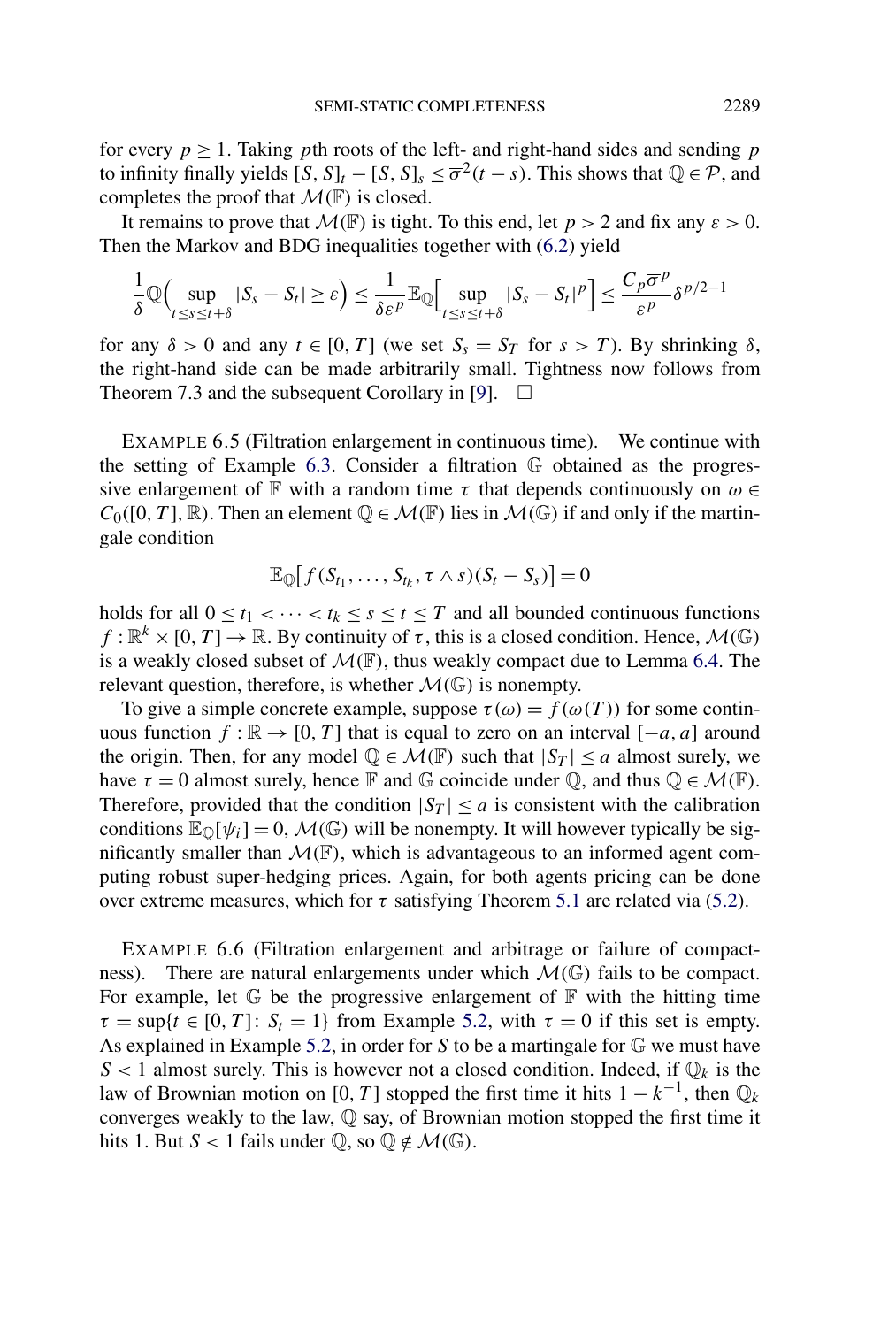for every $p \geq 1$. Taking $p$th roots of the left- and right-hand sides and sending $p$ to infinity finally yields $[S,S]_t - [S,S]_s \leq \overline{\sigma}^2(t-s)$. This shows that $\mathbb{Q} \in \mathcal{P}$, and completes the proof that $\mathcal{M}(\mathbb{F})$ is closed.

It remains to prove that $\mathcal{M}(\mathbb{F})$ is tight. To this end, let $p > 2$ and fix any $\varepsilon > 0$. Then the Markov and BDG inequalities together with (6.2) yield

$$\frac{1}{\delta}\mathbb{Q}\Big(\sup_{t \leq s \leq t+\delta} |S_s - S_t| \geq \varepsilon\Big) \leq \frac{1}{\delta \varepsilon^p}\mathbb{E}_{\mathbb{Q}}\Big[\sup_{t \leq s \leq t+\delta} |S_s - S_t|^p\Big] \leq \frac{C_p \overline{\sigma}^p}{\varepsilon^p}\delta^{p/2-1}$$

for any $\delta > 0$ and any $t \in [0,T]$ (we set $S_s = S_T$ for $s > T$). By shrinking $\delta$, the right-hand side can be made arbitrarily small. Tightness now follows from Theorem 7.3 and the subsequent Corollary in [9]. $\square$

EXAMPLE 6.5 (Filtration enlargement in continuous time). We continue with the setting of Example 6.3. Consider a filtration $\mathbb{G}$ obtained as the progressive enlargement of $\mathbb{F}$ with a random time $\tau$ that depends continuously on $\omega \in C_0([0,T],\mathbb{R})$. Then an element $\mathbb{Q} \in \mathcal{M}(\mathbb{F})$ lies in $\mathcal{M}(\mathbb{G})$ if and only if the martingale condition

$$\mathbb{E}_{\mathbb{Q}}\big[f(S_{t_1},\ldots,S_{t_k},\tau \wedge s)(S_t - S_s)\big] = 0$$

holds for all $0 \leq t_1 < \cdots < t_k \leq s \leq t \leq T$ and all bounded continuous functions $f : \mathbb{R}^k \times [0,T] \to \mathbb{R}$. By continuity of $\tau$, this is a closed condition. Hence, $\mathcal{M}(\mathbb{G})$ is a weakly closed subset of $\mathcal{M}(\mathbb{F})$, thus weakly compact due to Lemma 6.4. The relevant question, therefore, is whether $\mathcal{M}(\mathbb{G})$ is nonempty.

To give a simple concrete example, suppose $\tau(\omega) = f(\omega(T))$ for some continuous function $f : \mathbb{R} \to [0,T]$ that is equal to zero on an interval $[-a,a]$ around the origin. Then, for any model $\mathbb{Q} \in \mathcal{M}(\mathbb{F})$ such that $|S_T| \leq a$ almost surely, we have $\tau = 0$ almost surely, hence $\mathbb{F}$ and $\mathbb{G}$ coincide under $\mathbb{Q}$, and thus $\mathbb{Q} \in \mathcal{M}(\mathbb{F})$. Therefore, provided that the condition $|S_T| \leq a$ is consistent with the calibration conditions $\mathbb{E}_{\mathbb{Q}}[\psi_i] = 0$, $\mathcal{M}(\mathbb{G})$ will be nonempty. It will however typically be significantly smaller than $\mathcal{M}(\mathbb{F})$, which is advantageous to an informed agent computing robust super-hedging prices. Again, for both agents pricing can be done over extreme measures, which for $\tau$ satisfying Theorem 5.1 are related via (5.2).

EXAMPLE 6.6 (Filtration enlargement and arbitrage or failure of compactness). There are natural enlargements under which $\mathcal{M}(\mathbb{G})$ fails to be compact. For example, let $\mathbb{G}$ be the progressive enlargement of $\mathbb{F}$ with the hitting time $\tau = \sup\{t \in [0,T] : S_t = 1\}$ from Example 5.2, with $\tau = 0$ if this set is empty. As explained in Example 5.2, in order for $S$ to be a martingale for $\mathbb{G}$ we must have $S < 1$ almost surely. This is however not a closed condition. Indeed, if $\mathbb{Q}_k$ is the law of Brownian motion on $[0,T]$ stopped the first time it hits $1 - k^{-1}$, then $\mathbb{Q}_k$ converges weakly to the law, $\mathbb{Q}$ say, of Brownian motion stopped the first time it hits 1. But $S < 1$ fails under $\mathbb{Q}$, so $\mathbb{Q} \notin \mathcal{M}(\mathbb{G})$.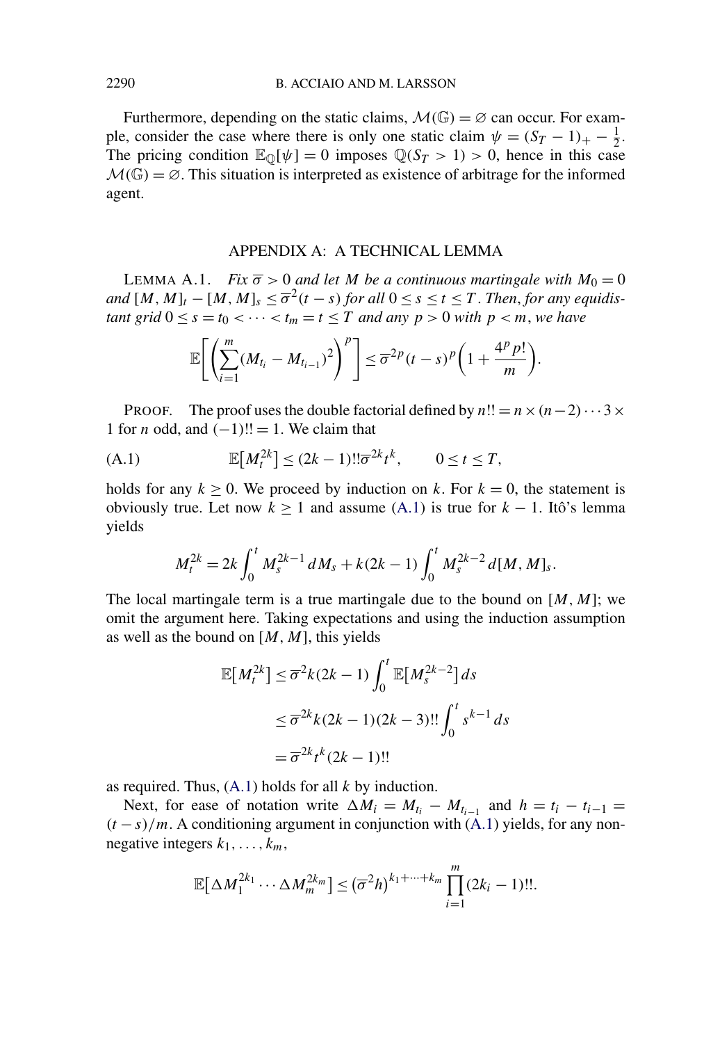Furthermore, depending on the static claims, $\mathcal{M}(\mathbb{G}) = \varnothing$ can occur. For example, consider the case where there is only one static claim $\psi = (S_T - 1)_+ - \frac{1}{2}$. The pricing condition $\mathbb{E}_{\mathbb{Q}}[\psi] = 0$ imposes $\mathbb{Q}(S_T > 1) > 0$, hence in this case $\mathcal{M}(\mathbb{G}) = \varnothing$. This situation is interpreted as existence of arbitrage for the informed agent.

## APPENDIX A: A TECHNICAL LEMMA

LEMMA A.1. *Fix $\overline{\sigma} > 0$ and let $M$ be a continuous martingale with $M_0 = 0$ and $[M, M]_t - [M, M]_s \leq \overline{\sigma}^2(t - s)$ for all $0 \leq s \leq t \leq T$. Then, for any equidistant grid $0 \leq s = t_0 < \cdots < t_m = t \leq T$ and any $p > 0$ with $p < m$, we have*

$$\mathbb{E}\left[\left(\sum_{i=1}^{m}(M_{t_i} - M_{t_{i-1}})^2\right)^p\right] \leq \overline{\sigma}^{2p}(t - s)^p\left(1 + \frac{4^p p!}{m}\right).$$

PROOF. The proof uses the double factorial defined by $n!! = n \times (n-2) \cdots 3 \times 1$ for $n$ odd, and $(-1)!! = 1$. We claim that

$$\mathbb{E}\left[M_t^{2k}\right] \leq (2k - 1)!!\overline{\sigma}^{2k}t^k, \qquad 0 \leq t \leq T, \tag{A.1}$$

holds for any $k \geq 0$. We proceed by induction on $k$. For $k = 0$, the statement is obviously true. Let now $k \geq 1$ and assume (A.1) is true for $k - 1$. Itô's lemma yields

$$M_t^{2k} = 2k\int_0^t M_s^{2k-1}\,dM_s + k(2k - 1)\int_0^t M_s^{2k-2}\,d[M, M]_s.$$

The local martingale term is a true martingale due to the bound on $[M, M]$; we omit the argument here. Taking expectations and using the induction assumption as well as the bound on $[M, M]$, this yields

$$\begin{aligned}
\mathbb{E}\left[M_t^{2k}\right] &\leq \overline{\sigma}^2 k(2k - 1)\int_0^t \mathbb{E}\left[M_s^{2k-2}\right]ds \\
&\leq \overline{\sigma}^{2k}k(2k - 1)(2k - 3)!!\int_0^t s^{k-1}\,ds \\
&= \overline{\sigma}^{2k}t^k(2k - 1)!!
\end{aligned}$$

as required. Thus, (A.1) holds for all $k$ by induction.

Next, for ease of notation write $\Delta M_i = M_{t_i} - M_{t_{i-1}}$ and $h = t_i - t_{i-1} = (t - s)/m$. A conditioning argument in conjunction with (A.1) yields, for any nonnegative integers $k_1, \ldots, k_m$,

$$\mathbb{E}\left[\Delta M_1^{2k_1} \cdots \Delta M_m^{2k_m}\right] \leq \left(\overline{\sigma}^2 h\right)^{k_1 + \cdots + k_m}\prod_{i=1}^{m}(2k_i - 1)!!.$$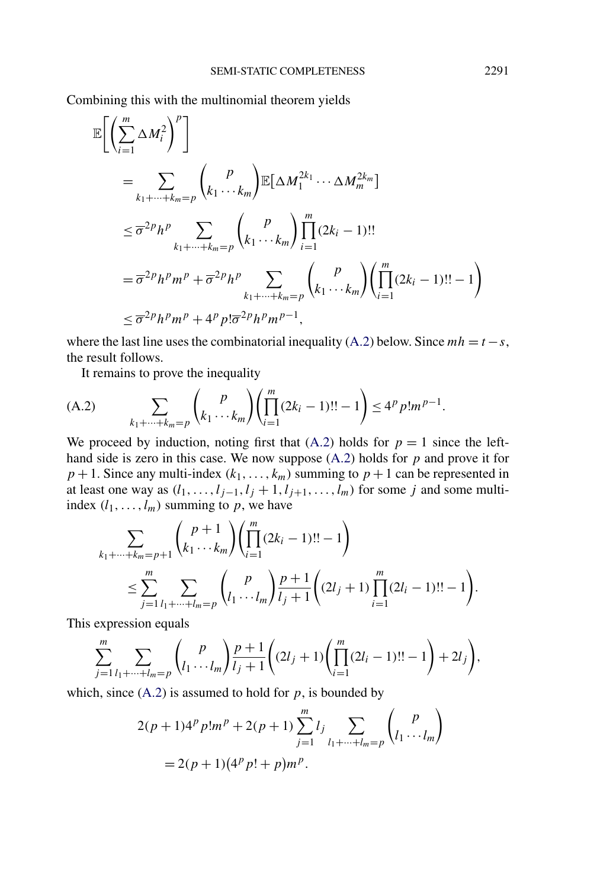Combining this with the multinomial theorem yields

$$
\begin{aligned}
\mathbb{E}\Bigg[\bigg(\sum_{i=1}^{m} \Delta M_i^2\bigg)^p\Bigg]
&= \sum_{k_1+\cdots+k_m=p} \binom{p}{k_1 \cdots k_m} \mathbb{E}\big[\Delta M_1^{2k_1} \cdots \Delta M_m^{2k_m}\big] \\
&\leq \overline{\sigma}^{2p} h^p \sum_{k_1+\cdots+k_m=p} \binom{p}{k_1 \cdots k_m} \prod_{i=1}^{m} (2k_i - 1)!! \\
&= \overline{\sigma}^{2p} h^p m^p + \overline{\sigma}^{2p} h^p \sum_{k_1+\cdots+k_m=p} \binom{p}{k_1 \cdots k_m} \Bigg(\prod_{i=1}^{m} (2k_i - 1)!! - 1\Bigg) \\
&\leq \overline{\sigma}^{2p} h^p m^p + 4^p p! \overline{\sigma}^{2p} h^p m^{p-1},
\end{aligned}
$$

where the last line uses the combinatorial inequality (A.2) below. Since $mh = t - s$, the result follows.

It remains to prove the inequality

$$
\text{(A.2)} \qquad \sum_{k_1+\cdots+k_m=p} \binom{p}{k_1 \cdots k_m} \Bigg(\prod_{i=1}^{m} (2k_i - 1)!! - 1\Bigg) \leq 4^p p! m^{p-1}.
$$

We proceed by induction, noting first that (A.2) holds for $p = 1$ since the left-hand side is zero in this case. We now suppose (A.2) holds for $p$ and prove it for $p + 1$. Since any multi-index $(k_1, \ldots, k_m)$ summing to $p + 1$ can be represented in at least one way as $(l_1, \ldots, l_{j-1}, l_j + 1, l_{j+1}, \ldots, l_m)$ for some $j$ and some multi-index $(l_1, \ldots, l_m)$ summing to $p$, we have

$$
\begin{aligned}
&\sum_{k_1+\cdots+k_m=p+1} \binom{p+1}{k_1 \cdots k_m} \Bigg(\prod_{i=1}^{m} (2k_i - 1)!! - 1\Bigg) \\
&\qquad \leq \sum_{j=1}^{m} \sum_{l_1+\cdots+l_m=p} \binom{p}{l_1 \cdots l_m} \frac{p+1}{l_j + 1} \Bigg((2l_j + 1) \prod_{i=1}^{m} (2l_i - 1)!! - 1\Bigg).
\end{aligned}
$$

This expression equals

$$
\sum_{j=1}^{m} \sum_{l_1+\cdots+l_m=p} \binom{p}{l_1 \cdots l_m} \frac{p+1}{l_j + 1} \Bigg((2l_j + 1)\Bigg(\prod_{i=1}^{m} (2l_i - 1)!! - 1\Bigg) + 2l_j\Bigg),
$$

which, since (A.2) is assumed to hold for $p$, is bounded by

$$
\begin{aligned}
&2(p+1) 4^p p! m^p + 2(p+1) \sum_{j=1}^{m} l_j \sum_{l_1+\cdots+l_m=p} \binom{p}{l_1 \cdots l_m} \\
&\qquad = 2(p+1)\big(4^p p! + p\big) m^p.
\end{aligned}
$$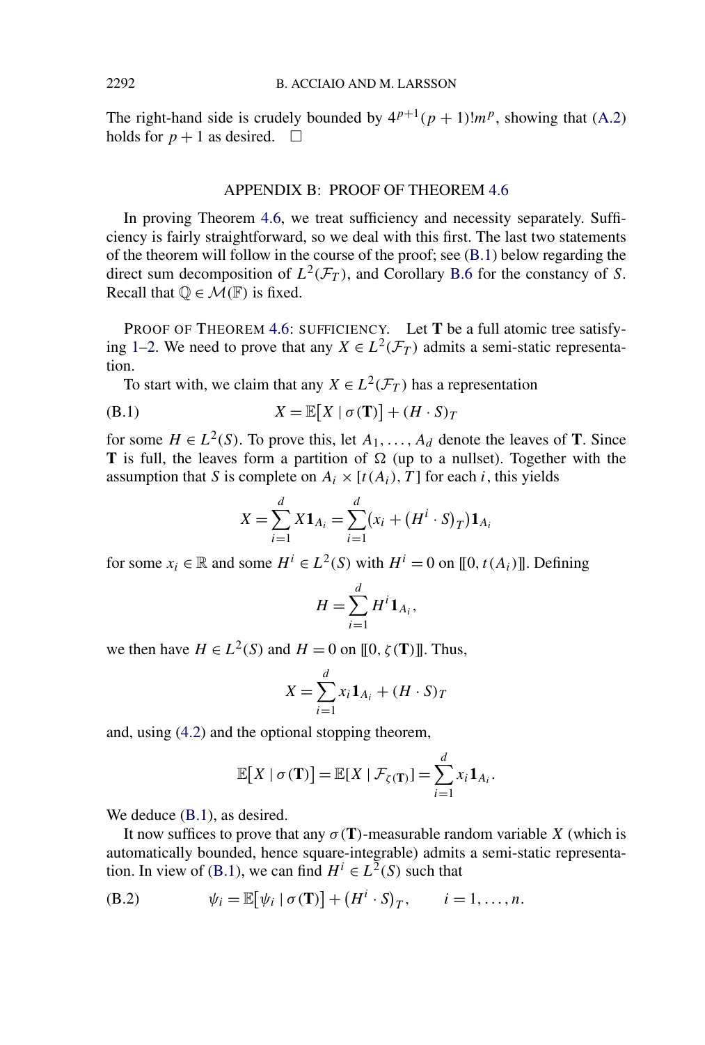The right-hand side is crudely bounded by $4^{p+1}(p+1)!m^p$, showing that (A.2) holds for $p+1$ as desired. $\square$

## APPENDIX B: PROOF OF THEOREM 4.6

In proving Theorem 4.6, we treat sufficiency and necessity separately. Sufficiency is fairly straightforward, so we deal with this first. The last two statements of the theorem will follow in the course of the proof; see (B.1) below regarding the direct sum decomposition of $L^2(\mathcal{F}_T)$, and Corollary B.6 for the constancy of $S$. Recall that $\mathbb{Q} \in \mathcal{M}(\mathbb{F})$ is fixed.

PROOF OF THEOREM 4.6: SUFFICIENCY. Let $\mathbf{T}$ be a full atomic tree satisfying 1–2. We need to prove that any $X \in L^2(\mathcal{F}_T)$ admits a semi-static representation.

To start with, we claim that any $X \in L^2(\mathcal{F}_T)$ has a representation

$$X = \mathbb{E}\big[X \mid \sigma(\mathbf{T})\big] + (H \cdot S)_T \tag{B.1}$$

for some $H \in L^2(S)$. To prove this, let $A_1, \ldots, A_d$ denote the leaves of $\mathbf{T}$. Since $\mathbf{T}$ is full, the leaves form a partition of $\Omega$ (up to a nullset). Together with the assumption that $S$ is complete on $A_i \times [t(A_i), T]$ for each $i$, this yields

$$X = \sum_{i=1}^{d} X\mathbf{1}_{A_i} = \sum_{i=1}^{d} \big(x_i + (H^i \cdot S)_T\big)\mathbf{1}_{A_i}$$

for some $x_i \in \mathbb{R}$ and some $H^i \in L^2(S)$ with $H^i = 0$ on $[\![0, t(A_i)]\!]$. Defining

$$H = \sum_{i=1}^{d} H^i \mathbf{1}_{A_i},$$

we then have $H \in L^2(S)$ and $H = 0$ on $[\![0, \zeta(\mathbf{T})]\!]$. Thus,

$$X = \sum_{i=1}^{d} x_i \mathbf{1}_{A_i} + (H \cdot S)_T$$

and, using (4.2) and the optional stopping theorem,

$$\mathbb{E}\big[X \mid \sigma(\mathbf{T})\big] = \mathbb{E}[X \mid \mathcal{F}_{\zeta(\mathbf{T})}] = \sum_{i=1}^{d} x_i \mathbf{1}_{A_i}.$$

We deduce (B.1), as desired.

It now suffices to prove that any $\sigma(\mathbf{T})$-measurable random variable $X$ (which is automatically bounded, hence square-integrable) admits a semi-static representation. In view of (B.1), we can find $H^i \in L^2(S)$ such that

$$\psi_i = \mathbb{E}\big[\psi_i \mid \sigma(\mathbf{T})\big] + \big(H^i \cdot S\big)_T, \qquad i = 1, \ldots, n. \tag{B.2}$$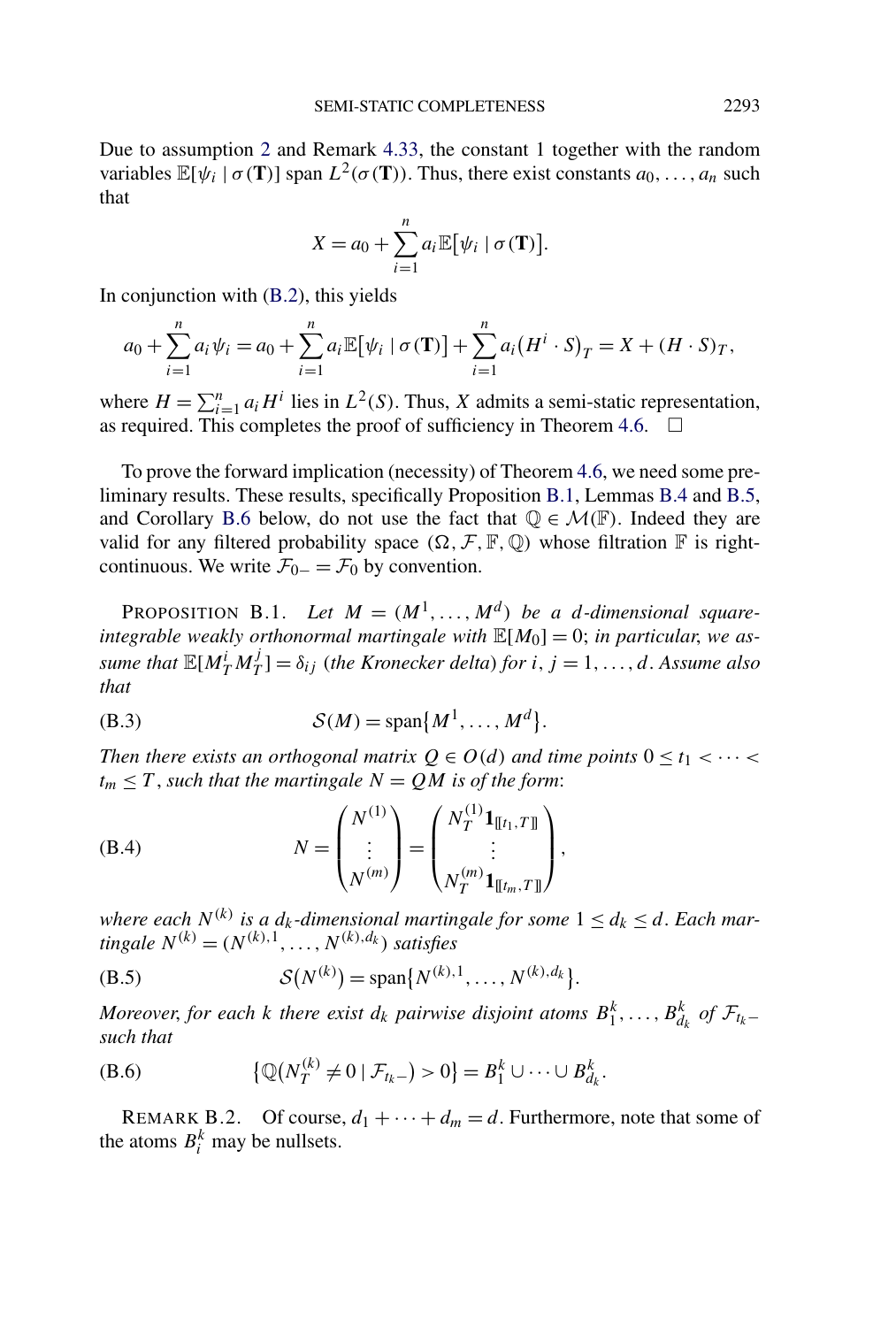Due to assumption 2 and Remark 4.33, the constant 1 together with the random variables $\mathbb{E}[\psi_i \mid \sigma(\mathbf{T})]$ span $L^2(\sigma(\mathbf{T}))$. Thus, there exist constants $a_0, \dots, a_n$ such that

$$X = a_0 + \sum_{i=1}^{n} a_i \mathbb{E}[\psi_i \mid \sigma(\mathbf{T})].$$

In conjunction with (B.2), this yields

$$a_0 + \sum_{i=1}^{n} a_i \psi_i = a_0 + \sum_{i=1}^{n} a_i \mathbb{E}[\psi_i \mid \sigma(\mathbf{T})] + \sum_{i=1}^{n} a_i (H^i \cdot S)_T = X + (H \cdot S)_T,$$

where $H = \sum_{i=1}^{n} a_i H^i$ lies in $L^2(S)$. Thus, $X$ admits a semi-static representation, as required. This completes the proof of sufficiency in Theorem 4.6. $\square$

To prove the forward implication (necessity) of Theorem 4.6, we need some preliminary results. These results, specifically Proposition B.1, Lemmas B.4 and B.5, and Corollary B.6 below, do not use the fact that $\mathbb{Q} \in \mathcal{M}(\mathbb{F})$. Indeed they are valid for any filtered probability space $(\Omega, \mathcal{F}, \mathbb{F}, \mathbb{Q})$ whose filtration $\mathbb{F}$ is right-continuous. We write $\mathcal{F}_{0-} = \mathcal{F}_0$ by convention.

PROPOSITION B.1. *Let $M = (M^1, \dots, M^d)$ be a $d$-dimensional square-integrable weakly orthonormal martingale with $\mathbb{E}[M_0] = 0$; in particular, we assume that $\mathbb{E}[M_T^i M_T^j] = \delta_{ij}$ (the Kronecker delta) for $i, j = 1, \dots, d$. Assume also that*

$$\mathcal{S}(M) = \operatorname{span}\{M^1, \dots, M^d\}. \tag{B.3}$$

*Then there exists an orthogonal matrix $Q \in O(d)$ and time points $0 \le t_1 < \cdots < t_m \le T$, such that the martingale $N = QM$ is of the form:*

$$N = \begin{pmatrix} N^{(1)} \\ \vdots \\ N^{(m)} \end{pmatrix} = \begin{pmatrix} N_T^{(1)} \mathbf{1}_{[\![t_1, T]\!]} \\ \vdots \\ N_T^{(m)} \mathbf{1}_{[\![t_m, T]\!]} \end{pmatrix}, \tag{B.4}$$

*where each $N^{(k)}$ is a $d_k$-dimensional martingale for some $1 \le d_k \le d$. Each martingale $N^{(k)} = (N^{(k),1}, \dots, N^{(k),d_k})$ satisfies*

$$\mathcal{S}(N^{(k)}) = \operatorname{span}\{N^{(k),1}, \dots, N^{(k),d_k}\}. \tag{B.5}$$

*Moreover, for each $k$ there exist $d_k$ pairwise disjoint atoms $B_1^k, \dots, B_{d_k}^k$ of $\mathcal{F}_{t_k-}$ such that*

$$\{\mathbb{Q}(N_T^{(k)} \neq 0 \mid \mathcal{F}_{t_k-}) > 0\} = B_1^k \cup \cdots \cup B_{d_k}^k. \tag{B.6}$$

REMARK B.2. Of course, $d_1 + \cdots + d_m = d$. Furthermore, note that some of the atoms $B_i^k$ may be nullsets.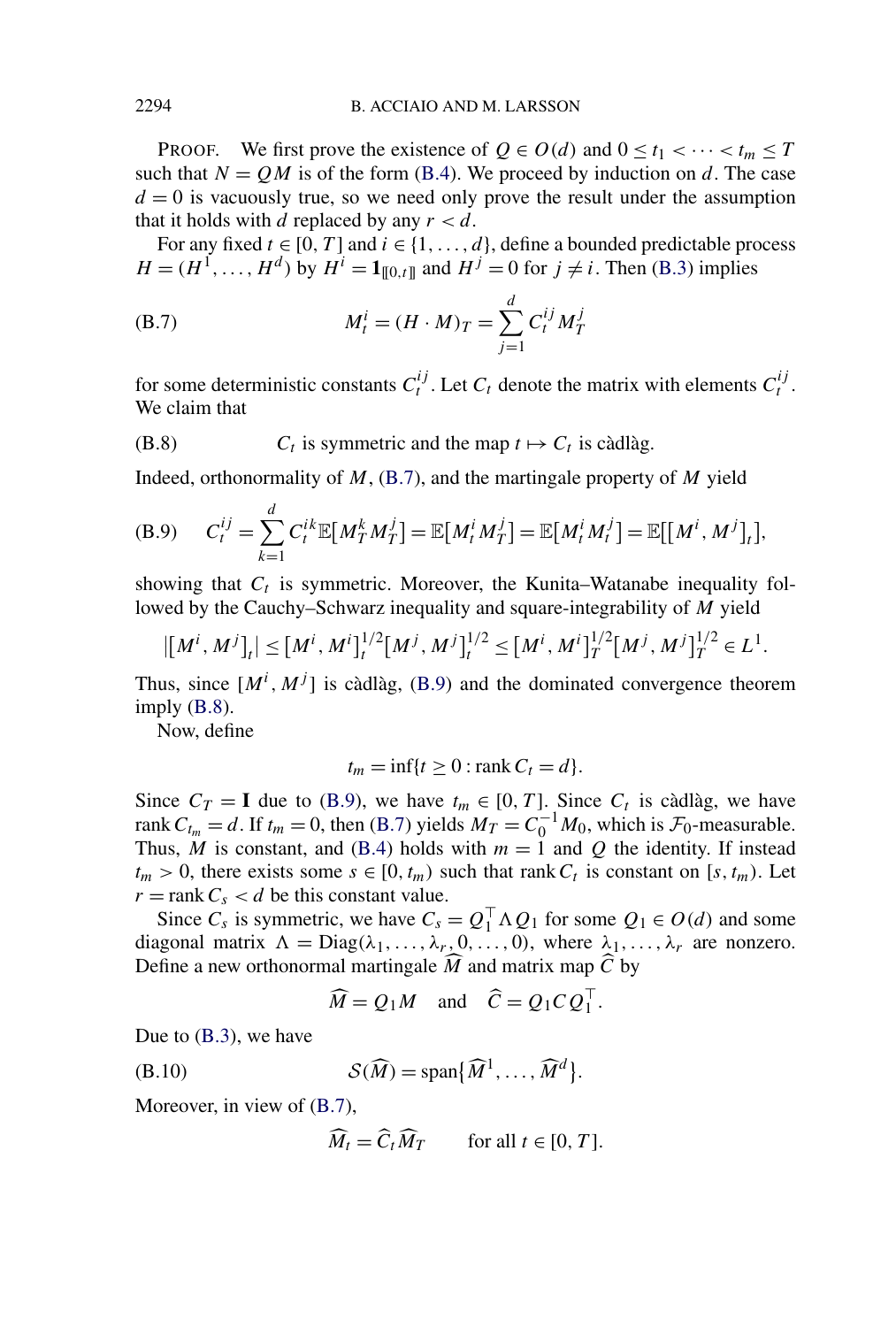PROOF. We first prove the existence of $Q \in O(d)$ and $0 \le t_1 < \cdots < t_m \le T$ such that $N = QM$ is of the form (B.4). We proceed by induction on $d$. The case $d = 0$ is vacuously true, so we need only prove the result under the assumption that it holds with $d$ replaced by any $r < d$.

For any fixed $t \in [0, T]$ and $i \in \{1, \ldots, d\}$, define a bounded predictable process $H = (H^1, \ldots, H^d)$ by $H^i = \mathbf{1}_{[\![0,t]\!]}$ and $H^j = 0$ for $j \neq i$. Then (B.3) implies

$$M_t^i = (H \cdot M)_T = \sum_{j=1}^{d} C_t^{ij} M_T^j \tag{B.7}$$

for some deterministic constants $C_t^{ij}$. Let $C_t$ denote the matrix with elements $C_t^{ij}$. We claim that

$$C_t \text{ is symmetric and the map } t \mapsto C_t \text{ is càdlàg.} \tag{B.8}$$

Indeed, orthonormality of $M$, (B.7), and the martingale property of $M$ yield

$$C_t^{ij} = \sum_{k=1}^{d} C_t^{ik} \mathbb{E}[M_T^k M_T^j] = \mathbb{E}[M_t^i M_T^j] = \mathbb{E}[M_t^i M_t^j] = \mathbb{E}[[M^i, M^j]_t], \tag{B.9}$$

showing that $C_t$ is symmetric. Moreover, the Kunita–Watanabe inequality followed by the Cauchy–Schwarz inequality and square-integrability of $M$ yield

$$\left|[M^i, M^j]_t\right| \le [M^i, M^i]_t^{1/2} [M^j, M^j]_t^{1/2} \le [M^i, M^i]_T^{1/2} [M^j, M^j]_T^{1/2} \in L^1.$$

Thus, since $[M^i, M^j]$ is càdlàg, (B.9) and the dominated convergence theorem imply (B.8).

Now, define

$$t_m = \inf\{t \ge 0 : \operatorname{rank} C_t = d\}.$$

Since $C_T = \mathbf{I}$ due to (B.9), we have $t_m \in [0, T]$. Since $C_t$ is càdlàg, we have $\operatorname{rank} C_{t_m} = d$. If $t_m = 0$, then (B.7) yields $M_T = C_0^{-1} M_0$, which is $\mathcal{F}_0$-measurable. Thus, $M$ is constant, and (B.4) holds with $m = 1$ and $Q$ the identity. If instead $t_m > 0$, there exists some $s \in [0, t_m)$ such that $\operatorname{rank} C_t$ is constant on $[s, t_m)$. Let $r = \operatorname{rank} C_s < d$ be this constant value.

Since $C_s$ is symmetric, we have $C_s = Q_1^\top \Lambda Q_1$ for some $Q_1 \in O(d)$ and some diagonal matrix $\Lambda = \operatorname{Diag}(\lambda_1, \ldots, \lambda_r, 0, \ldots, 0)$, where $\lambda_1, \ldots, \lambda_r$ are nonzero. Define a new orthonormal martingale $\widehat{M}$ and matrix map $\widehat{C}$ by

$$\widehat{M} = Q_1 M \quad \text{and} \quad \widehat{C} = Q_1 C Q_1^\top.$$

Due to (B.3), we have

$$\mathcal{S}(\widehat{M}) = \operatorname{span}\{\widehat{M}^1, \ldots, \widehat{M}^d\}. \tag{B.10}$$

Moreover, in view of (B.7),

$$\widehat{M}_t = \widehat{C}_t \widehat{M}_T \qquad \text{for all } t \in [0, T].$$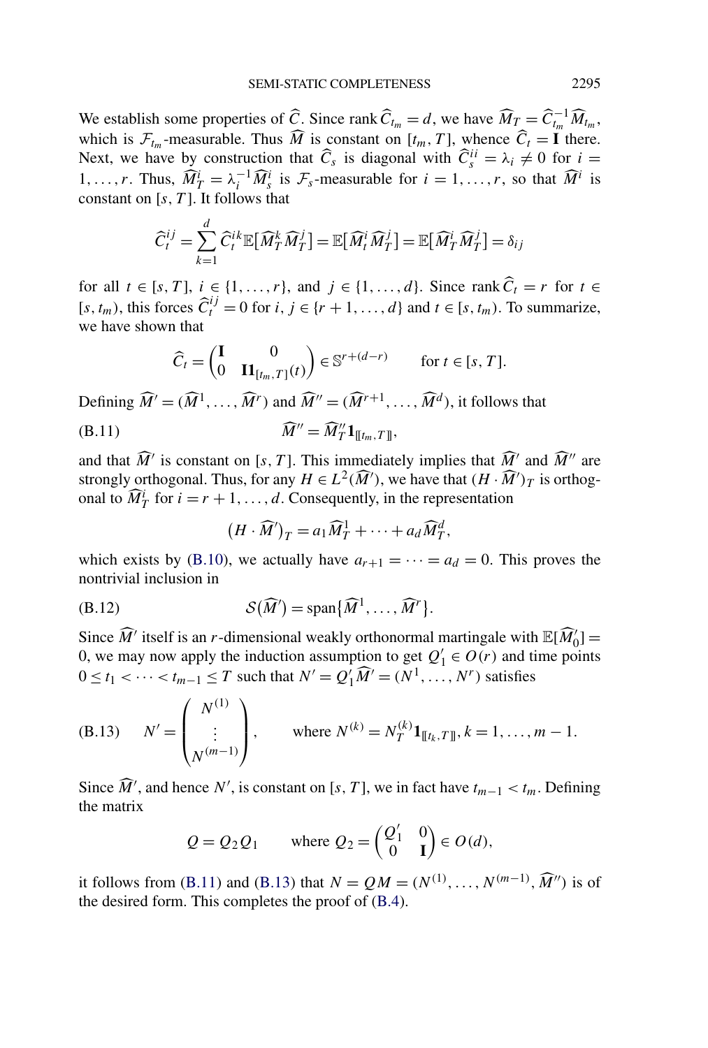We establish some properties of $\widehat{C}$. Since $\operatorname{rank} \widehat{C}_{t_m} = d$, we have $\widehat{M}_T = \widehat{C}_{t_m}^{-1} \widehat{M}_{t_m}$, which is $\mathcal{F}_{t_m}$-measurable. Thus $\widehat{M}$ is constant on $[t_m, T]$, whence $\widehat{C}_t = \mathbf{I}$ there. Next, we have by construction that $\widehat{C}_s$ is diagonal with $\widehat{C}_s^{ii} = \lambda_i \neq 0$ for $i = 1, \dots, r$. Thus, $\widehat{M}_T^i = \lambda_i^{-1} \widehat{M}_s^i$ is $\mathcal{F}_s$-measurable for $i = 1, \dots, r$, so that $\widehat{M}^i$ is constant on $[s, T]$. It follows that

$$\widehat{C}_t^{ij} = \sum_{k=1}^d \widehat{C}_t^{ik} \mathbb{E}[\widehat{M}_T^k \widehat{M}_T^j] = \mathbb{E}[\widehat{M}_t^i \widehat{M}_T^j] = \mathbb{E}[\widehat{M}_T^i \widehat{M}_T^j] = \delta_{ij}$$

for all $t \in [s, T]$, $i \in \{1, \dots, r\}$, and $j \in \{1, \dots, d\}$. Since $\operatorname{rank} \widehat{C}_t = r$ for $t \in [s, t_m)$, this forces $\widehat{C}_t^{ij} = 0$ for $i, j \in \{r+1, \dots, d\}$ and $t \in [s, t_m)$. To summarize, we have shown that

$$\widehat{C}_t = \begin{pmatrix} \mathbf{I} & 0 \\ 0 & \mathbf{I}\mathbf{1}_{[t_m, T]}(t) \end{pmatrix} \in \mathbb{S}^{r+(d-r)} \qquad \text{for } t \in [s, T].$$

Defining $\widehat{M}' = (\widehat{M}^1, \dots, \widehat{M}^r)$ and $\widehat{M}'' = (\widehat{M}^{r+1}, \dots, \widehat{M}^d)$, it follows that

$$\widehat{M}'' = \widehat{M}_T'' \mathbf{1}_{[\![t_m, T]\!]}, \tag{B.11}$$

and that $\widehat{M}'$ is constant on $[s, T]$. This immediately implies that $\widehat{M}'$ and $\widehat{M}''$ are strongly orthogonal. Thus, for any $H \in L^2(\widehat{M}')$, we have that $(H \cdot \widehat{M}')_T$ is orthogonal to $\widehat{M}_T^i$ for $i = r+1, \dots, d$. Consequently, in the representation

$$(H \cdot \widehat{M}')_T = a_1 \widehat{M}_T^1 + \cdots + a_d \widehat{M}_T^d,$$

which exists by (B.10), we actually have $a_{r+1} = \cdots = a_d = 0$. This proves the nontrivial inclusion in

$$\mathcal{S}(\widehat{M}') = \operatorname{span}\{\widehat{M}^1, \dots, \widehat{M}^r\}. \tag{B.12}$$

Since $\widehat{M}'$ itself is an $r$-dimensional weakly orthonormal martingale with $\mathbb{E}[\widehat{M}_0'] = 0$, we may now apply the induction assumption to get $Q_1' \in O(r)$ and time points $0 \le t_1 < \cdots < t_{m-1} \le T$ such that $N' = Q_1' \widehat{M}' = (N^1, \dots, N^r)$ satisfies

$$N' = \begin{pmatrix} N^{(1)} \\ \vdots \\ N^{(m-1)} \end{pmatrix}, \qquad \text{where } N^{(k)} = N_T^{(k)} \mathbf{1}_{[\![t_k, T]\!]}, k = 1, \dots, m-1. \tag{B.13}$$

Since $\widehat{M}'$, and hence $N'$, is constant on $[s, T]$, we in fact have $t_{m-1} < t_m$. Defining the matrix

$$Q = Q_2 Q_1 \qquad \text{where } Q_2 = \begin{pmatrix} Q_1' & 0 \\ 0 & \mathbf{I} \end{pmatrix} \in O(d),$$

it follows from (B.11) and (B.13) that $N = QM = (N^{(1)}, \dots, N^{(m-1)}, \widehat{M}'')$ is of the desired form. This completes the proof of (B.4).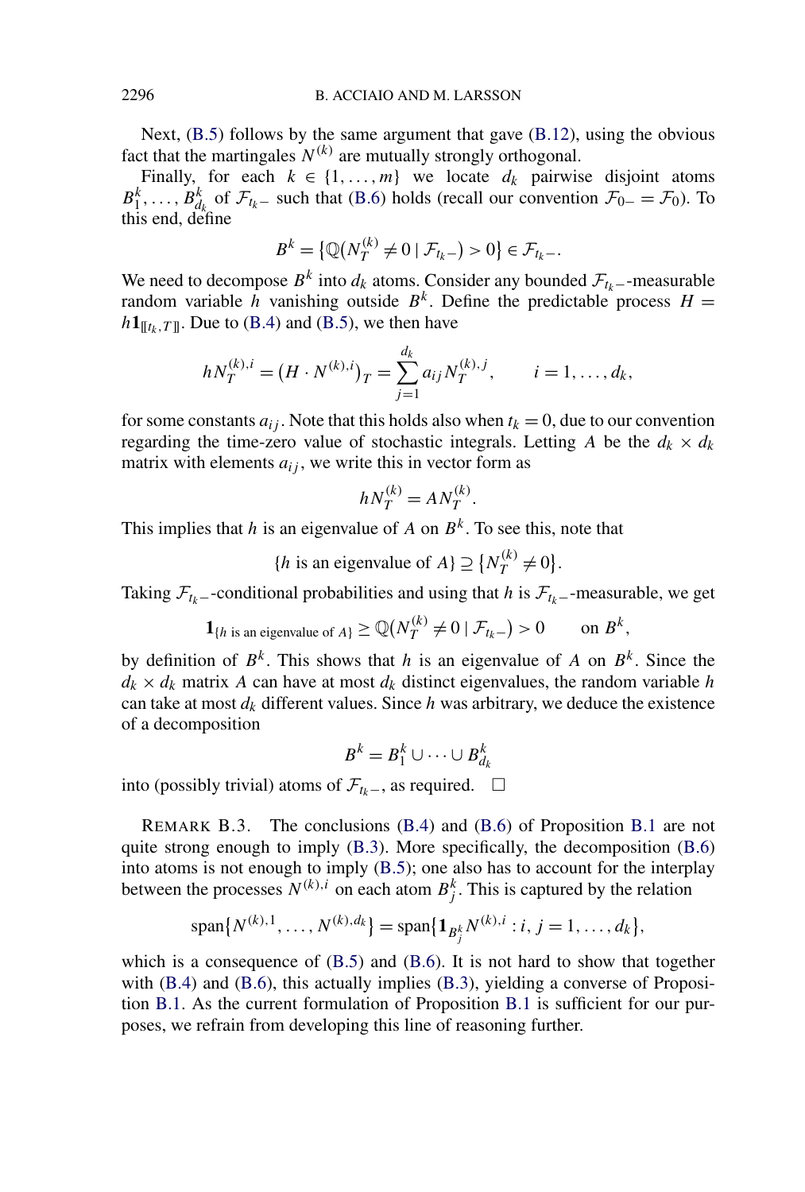Next, (B.5) follows by the same argument that gave (B.12), using the obvious fact that the martingales $N^{(k)}$ are mutually strongly orthogonal.

Finally, for each $k \in \{1, \ldots, m\}$ we locate $d_k$ pairwise disjoint atoms $B_1^k, \ldots, B_{d_k}^k$ of $\mathcal{F}_{t_k-}$ such that (B.6) holds (recall our convention $\mathcal{F}_{0-} = \mathcal{F}_0$). To this end, define

$$B^k = \{\mathbb{Q}(N_T^{(k)} \neq 0 \mid \mathcal{F}_{t_k-}) > 0\} \in \mathcal{F}_{t_k-}.$$

We need to decompose $B^k$ into $d_k$ atoms. Consider any bounded $\mathcal{F}_{t_k-}$-measurable random variable $h$ vanishing outside $B^k$. Define the predictable process $H = h\mathbf{1}_{[\![t_k,T]\!]}$. Due to (B.4) and (B.5), we then have

$$hN_T^{(k),i} = (H \cdot N^{(k),i})_T = \sum_{j=1}^{d_k} a_{ij} N_T^{(k),j}, \qquad i = 1, \ldots, d_k,$$

for some constants $a_{ij}$. Note that this holds also when $t_k = 0$, due to our convention regarding the time-zero value of stochastic integrals. Letting $A$ be the $d_k \times d_k$ matrix with elements $a_{ij}$, we write this in vector form as

$$hN_T^{(k)} = AN_T^{(k)}.$$

This implies that $h$ is an eigenvalue of $A$ on $B^k$. To see this, note that

$$\{h \text{ is an eigenvalue of } A\} \supseteq \{N_T^{(k)} \neq 0\}.$$

Taking $\mathcal{F}_{t_k-}$-conditional probabilities and using that $h$ is $\mathcal{F}_{t_k-}$-measurable, we get

$$\mathbf{1}_{\{h \text{ is an eigenvalue of } A\}} \geq \mathbb{Q}(N_T^{(k)} \neq 0 \mid \mathcal{F}_{t_k-}) > 0 \qquad \text{on } B^k,$$

by definition of $B^k$. This shows that $h$ is an eigenvalue of $A$ on $B^k$. Since the $d_k \times d_k$ matrix $A$ can have at most $d_k$ distinct eigenvalues, the random variable $h$ can take at most $d_k$ different values. Since $h$ was arbitrary, we deduce the existence of a decomposition

$$B^k = B_1^k \cup \cdots \cup B_{d_k}^k$$

into (possibly trivial) atoms of $\mathcal{F}_{t_k-}$, as required. $\square$

REMARK B.3. The conclusions (B.4) and (B.6) of Proposition B.1 are not quite strong enough to imply (B.3). More specifically, the decomposition (B.6) into atoms is not enough to imply (B.5); one also has to account for the interplay between the processes $N^{(k),i}$ on each atom $B_j^k$. This is captured by the relation

$$\operatorname{span}\{N^{(k),1}, \ldots, N^{(k),d_k}\} = \operatorname{span}\{\mathbf{1}_{B_j^k} N^{(k),i} : i, j = 1, \ldots, d_k\},$$

which is a consequence of (B.5) and (B.6). It is not hard to show that together with (B.4) and (B.6), this actually implies (B.3), yielding a converse of Proposition B.1. As the current formulation of Proposition B.1 is sufficient for our purposes, we refrain from developing this line of reasoning further.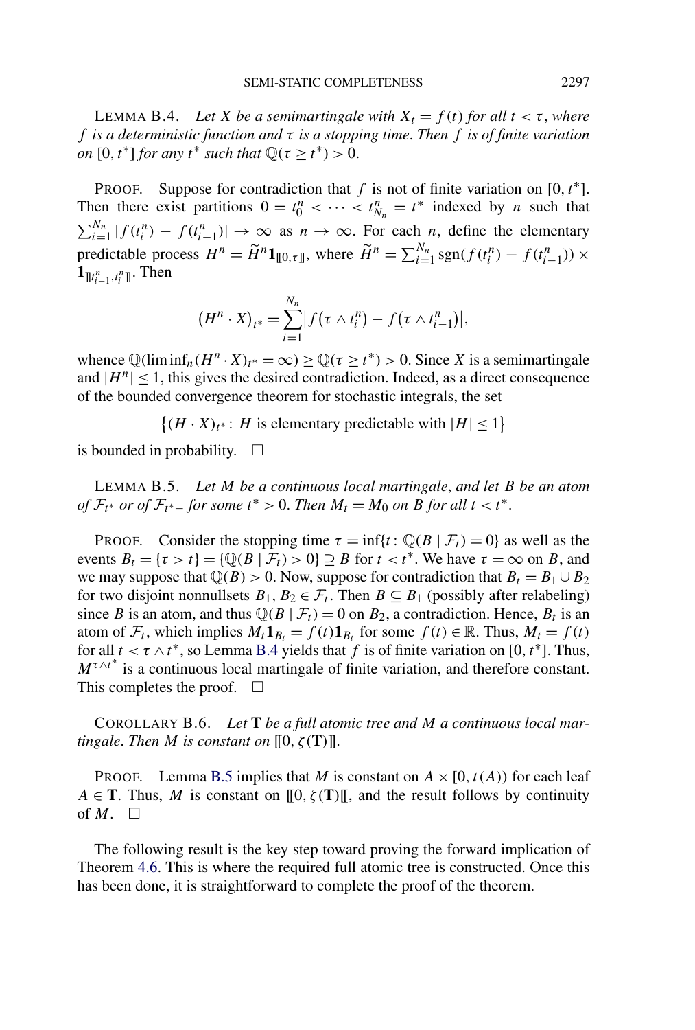**LEMMA B.4.** *Let $X$ be a semimartingale with $X_t = f(t)$ for all $t < \tau$, where $f$ is a deterministic function and $\tau$ is a stopping time. Then $f$ is of finite variation on $[0, t^*]$ for any $t^*$ such that $\mathbb{Q}(\tau \geq t^*) > 0$.*

PROOF. Suppose for contradiction that $f$ is not of finite variation on $[0, t^*]$. Then there exist partitions $0 = t_0^n < \cdots < t_{N_n}^n = t^*$ indexed by $n$ such that $\sum_{i=1}^{N_n} |f(t_i^n) - f(t_{i-1}^n)| \to \infty$ as $n \to \infty$. For each $n$, define the elementary predictable process $H^n = \widetilde{H}^n \mathbf{1}_{[\![0,\tau]\!]}$, where $\widetilde{H}^n = \sum_{i=1}^{N_n} \operatorname{sgn}(f(t_i^n) - f(t_{i-1}^n)) \times \mathbf{1}_{]\!]t_{i-1}^n, t_i^n]\!]}$. Then

$$(H^n \cdot X)_{t^*} = \sum_{i=1}^{N_n} \left| f(\tau \wedge t_i^n) - f(\tau \wedge t_{i-1}^n) \right|,$$

whence $\mathbb{Q}(\liminf_n (H^n \cdot X)_{t^*} = \infty) \geq \mathbb{Q}(\tau \geq t^*) > 0$. Since $X$ is a semimartingale and $|H^n| \leq 1$, this gives the desired contradiction. Indeed, as a direct consequence of the bounded convergence theorem for stochastic integrals, the set

$$\{(H \cdot X)_{t^*} : H \text{ is elementary predictable with } |H| \leq 1\}$$

is bounded in probability. □

**LEMMA B.5.** *Let $M$ be a continuous local martingale, and let $B$ be an atom of $\mathcal{F}_{t^*}$ or of $\mathcal{F}_{t^*-}$ for some $t^* > 0$. Then $M_t = M_0$ on $B$ for all $t < t^*$.*

PROOF. Consider the stopping time $\tau = \inf\{t : \mathbb{Q}(B \mid \mathcal{F}_t) = 0\}$ as well as the events $B_t = \{\tau > t\} = \{\mathbb{Q}(B \mid \mathcal{F}_t) > 0\} \supseteq B$ for $t < t^*$. We have $\tau = \infty$ on $B$, and we may suppose that $\mathbb{Q}(B) > 0$. Now, suppose for contradiction that $B_t = B_1 \cup B_2$ for two disjoint nonnullsets $B_1, B_2 \in \mathcal{F}_t$. Then $B \subseteq B_1$ (possibly after relabeling) since $B$ is an atom, and thus $\mathbb{Q}(B \mid \mathcal{F}_t) = 0$ on $B_2$, a contradiction. Hence, $B_t$ is an atom of $\mathcal{F}_t$, which implies $M_t \mathbf{1}_{B_t} = f(t) \mathbf{1}_{B_t}$ for some $f(t) \in \mathbb{R}$. Thus, $M_t = f(t)$ for all $t < \tau \wedge t^*$, so Lemma B.4 yields that $f$ is of finite variation on $[0, t^*]$. Thus, $M^{\tau \wedge t^*}$ is a continuous local martingale of finite variation, and therefore constant. This completes the proof. □

**COROLLARY B.6.** *Let $\mathbf{T}$ be a full atomic tree and $M$ a continuous local martingale. Then $M$ is constant on $[\![0, \zeta(\mathbf{T})]\!]$.*

PROOF. Lemma B.5 implies that $M$ is constant on $A \times [0, t(A))$ for each leaf $A \in \mathbf{T}$. Thus, $M$ is constant on $[\![0, \zeta(\mathbf{T})[\![$, and the result follows by continuity of $M$. □

The following result is the key step toward proving the forward implication of Theorem 4.6. This is where the required full atomic tree is constructed. Once this has been done, it is straightforward to complete the proof of the theorem.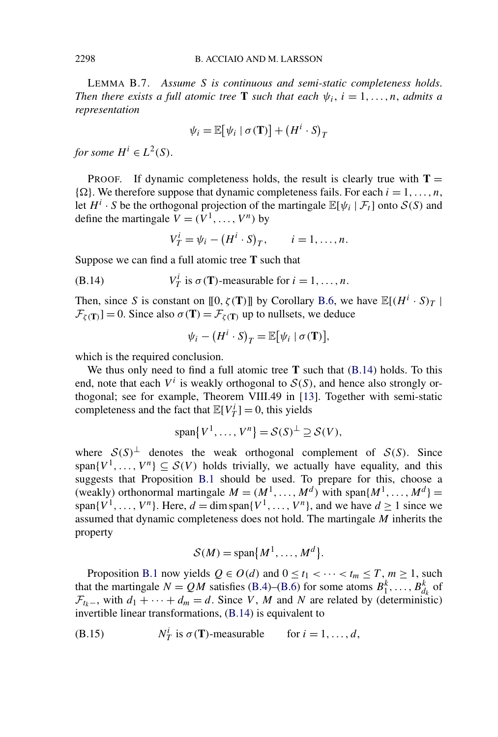LEMMA B.7. *Assume $S$ is continuous and semi-static completeness holds. Then there exists a full atomic tree $\mathbf{T}$ such that each $\psi_i$, $i = 1, \dots, n$, admits a representation*

$$\psi_i = \mathbb{E}[\psi_i \mid \sigma(\mathbf{T})] + (H^i \cdot S)_T$$

*for some $H^i \in L^2(S)$.*

PROOF. If dynamic completeness holds, the result is clearly true with $\mathbf{T} = \{\Omega\}$. We therefore suppose that dynamic completeness fails. For each $i = 1, \dots, n$, let $H^i \cdot S$ be the orthogonal projection of the martingale $\mathbb{E}[\psi_i \mid \mathcal{F}_t]$ onto $\mathcal{S}(S)$ and define the martingale $V = (V^1, \dots, V^n)$ by

$$V_T^i = \psi_i - (H^i \cdot S)_T, \qquad i = 1, \dots, n.$$

Suppose we can find a full atomic tree $\mathbf{T}$ such that

$$V_T^i \text{ is } \sigma(\mathbf{T})\text{-measurable for } i = 1, \dots, n. \tag{B.14}$$

Then, since $S$ is constant on $[\![0, \zeta(\mathbf{T})]\!]$ by Corollary B.6, we have $\mathbb{E}[(H^i \cdot S)_T \mid \mathcal{F}_{\zeta(\mathbf{T})}] = 0$. Since also $\sigma(\mathbf{T}) = \mathcal{F}_{\zeta(\mathbf{T})}$ up to nullsets, we deduce

$$\psi_i - (H^i \cdot S)_T = \mathbb{E}[\psi_i \mid \sigma(\mathbf{T})],$$

which is the required conclusion.

We thus only need to find a full atomic tree $\mathbf{T}$ such that (B.14) holds. To this end, note that each $V^i$ is weakly orthogonal to $\mathcal{S}(S)$, and hence also strongly orthogonal; see for example, Theorem VIII.49 in [13]. Together with semi-static completeness and the fact that $\mathbb{E}[V_T^i] = 0$, this yields

$$\operatorname{span}\{V^1, \dots, V^n\} = \mathcal{S}(S)^\perp \supseteq \mathcal{S}(V),$$

where $\mathcal{S}(S)^\perp$ denotes the weak orthogonal complement of $\mathcal{S}(S)$. Since $\operatorname{span}\{V^1, \dots, V^n\} \subseteq \mathcal{S}(V)$ holds trivially, we actually have equality, and this suggests that Proposition B.1 should be used. To prepare for this, choose a (weakly) orthonormal martingale $M = (M^1, \dots, M^d)$ with $\operatorname{span}\{M^1, \dots, M^d\} = \operatorname{span}\{V^1, \dots, V^n\}$. Here, $d = \dim \operatorname{span}\{V^1, \dots, V^n\}$, and we have $d \geq 1$ since we assumed that dynamic completeness does not hold. The martingale $M$ inherits the property

$$\mathcal{S}(M) = \operatorname{span}\{M^1, \dots, M^d\}.$$

Proposition B.1 now yields $Q \in O(d)$ and $0 \leq t_1 < \cdots < t_m \leq T$, $m \geq 1$, such that the martingale $N = QM$ satisfies (B.4)–(B.6) for some atoms $B_1^k, \dots, B_{d_k}^k$ of $\mathcal{F}_{t_k-}$, with $d_1 + \cdots + d_m = d$. Since $V$, $M$ and $N$ are related by (deterministic) invertible linear transformations, (B.14) is equivalent to

$$N_T^i \text{ is } \sigma(\mathbf{T})\text{-measurable} \qquad \text{for } i = 1, \dots, d, \tag{B.15}$$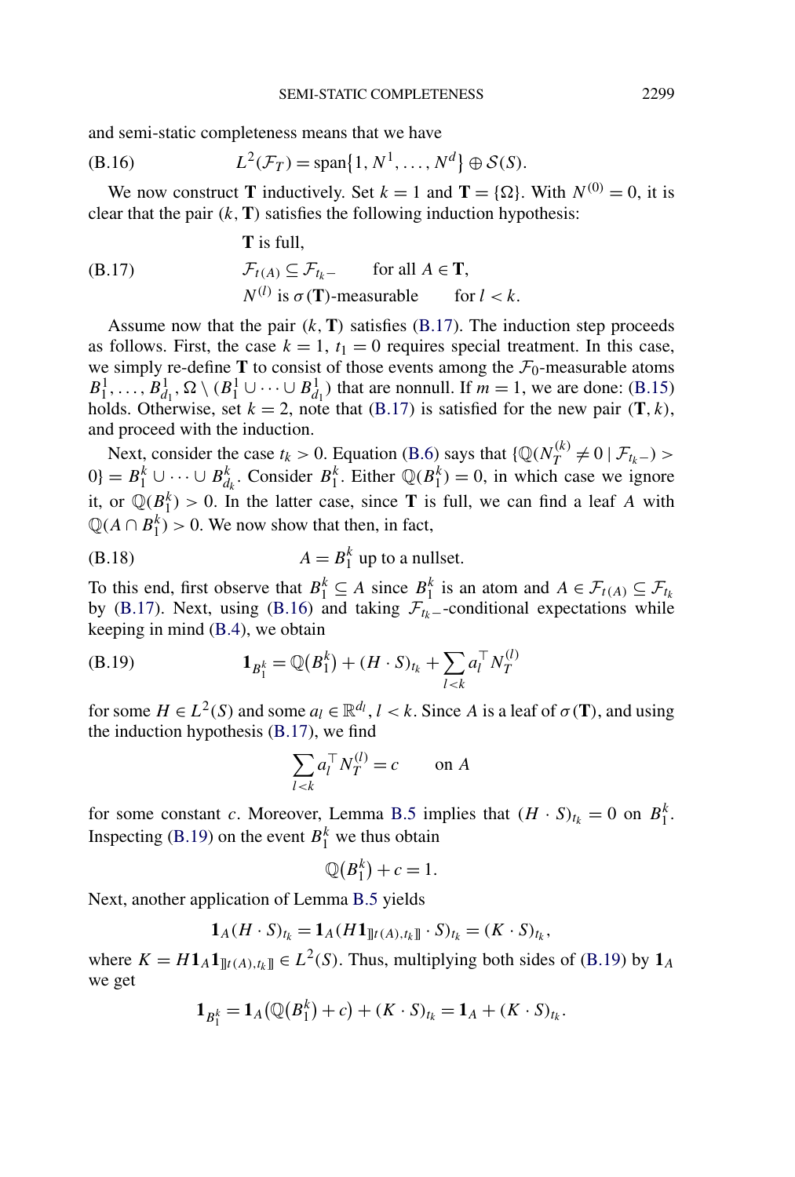and semi-static completeness means that we have

$$L^2(\mathcal{F}_T) = \operatorname{span}\{1, N^1, \dots, N^d\} \oplus \mathcal{S}(S). \tag{B.16}$$

We now construct $\mathbf{T}$ inductively. Set $k = 1$ and $\mathbf{T} = \{\Omega\}$. With $N^{(0)} = 0$, it is clear that the pair $(k, \mathbf{T})$ satisfies the following induction hypothesis:

$$\begin{aligned} &\mathbf{T} \text{ is full,} \\ &\mathcal{F}_{t(A)} \subseteq \mathcal{F}_{t_k -} \qquad \text{for all } A \in \mathbf{T}, \\ &N^{(l)} \text{ is } \sigma(\mathbf{T})\text{-measurable} \qquad \text{for } l < k. \end{aligned} \tag{B.17}$$

Assume now that the pair $(k, \mathbf{T})$ satisfies (B.17). The induction step proceeds as follows. First, the case $k = 1$, $t_1 = 0$ requires special treatment. In this case, we simply re-define $\mathbf{T}$ to consist of those events among the $\mathcal{F}_0$-measurable atoms $B_1^1, \dots, B_{d_1}^1, \Omega \setminus (B_1^1 \cup \dots \cup B_{d_1}^1)$ that are nonnull. If $m = 1$, we are done: (B.15) holds. Otherwise, set $k = 2$, note that (B.17) is satisfied for the new pair $(\mathbf{T}, k)$, and proceed with the induction.

Next, consider the case $t_k > 0$. Equation (B.6) says that $\{\mathbb{Q}(N_T^{(k)} \neq 0 \mid \mathcal{F}_{t_k -}) > 0\} = B_1^k \cup \dots \cup B_{d_k}^k$. Consider $B_1^k$. Either $\mathbb{Q}(B_1^k) = 0$, in which case we ignore it, or $\mathbb{Q}(B_1^k) > 0$. In the latter case, since $\mathbf{T}$ is full, we can find a leaf $A$ with $\mathbb{Q}(A \cap B_1^k) > 0$. We now show that then, in fact,

$$A = B_1^k \text{ up to a nullset.} \tag{B.18}$$

To this end, first observe that $B_1^k \subseteq A$ since $B_1^k$ is an atom and $A \in \mathcal{F}_{t(A)} \subseteq \mathcal{F}_{t_k}$ by (B.17). Next, using (B.16) and taking $\mathcal{F}_{t_k -}$-conditional expectations while keeping in mind (B.4), we obtain

$$\mathbf{1}_{B_1^k} = \mathbb{Q}(B_1^k) + (H \cdot S)_{t_k} + \sum_{l<k} a_l^\top N_T^{(l)} \tag{B.19}$$

for some $H \in L^2(S)$ and some $a_l \in \mathbb{R}^{d_l}$, $l < k$. Since $A$ is a leaf of $\sigma(\mathbf{T})$, and using the induction hypothesis (B.17), we find

$$\sum_{l<k} a_l^\top N_T^{(l)} = c \qquad \text{on } A$$

for some constant $c$. Moreover, Lemma B.5 implies that $(H \cdot S)_{t_k} = 0$ on $B_1^k$. Inspecting (B.19) on the event $B_1^k$ we thus obtain

$$\mathbb{Q}(B_1^k) + c = 1.$$

Next, another application of Lemma B.5 yields

$$\mathbf{1}_A (H \cdot S)_{t_k} = \mathbf{1}_A (H \mathbf{1}_{]\!]t(A), t_k]\!]} \cdot S)_{t_k} = (K \cdot S)_{t_k},$$

where $K = H \mathbf{1}_A \mathbf{1}_{]\!]t(A), t_k]\!]} \in L^2(S)$. Thus, multiplying both sides of (B.19) by $\mathbf{1}_A$ we get

$$\mathbf{1}_{B_1^k} = \mathbf{1}_A (\mathbb{Q}(B_1^k) + c) + (K \cdot S)_{t_k} = \mathbf{1}_A + (K \cdot S)_{t_k}.$$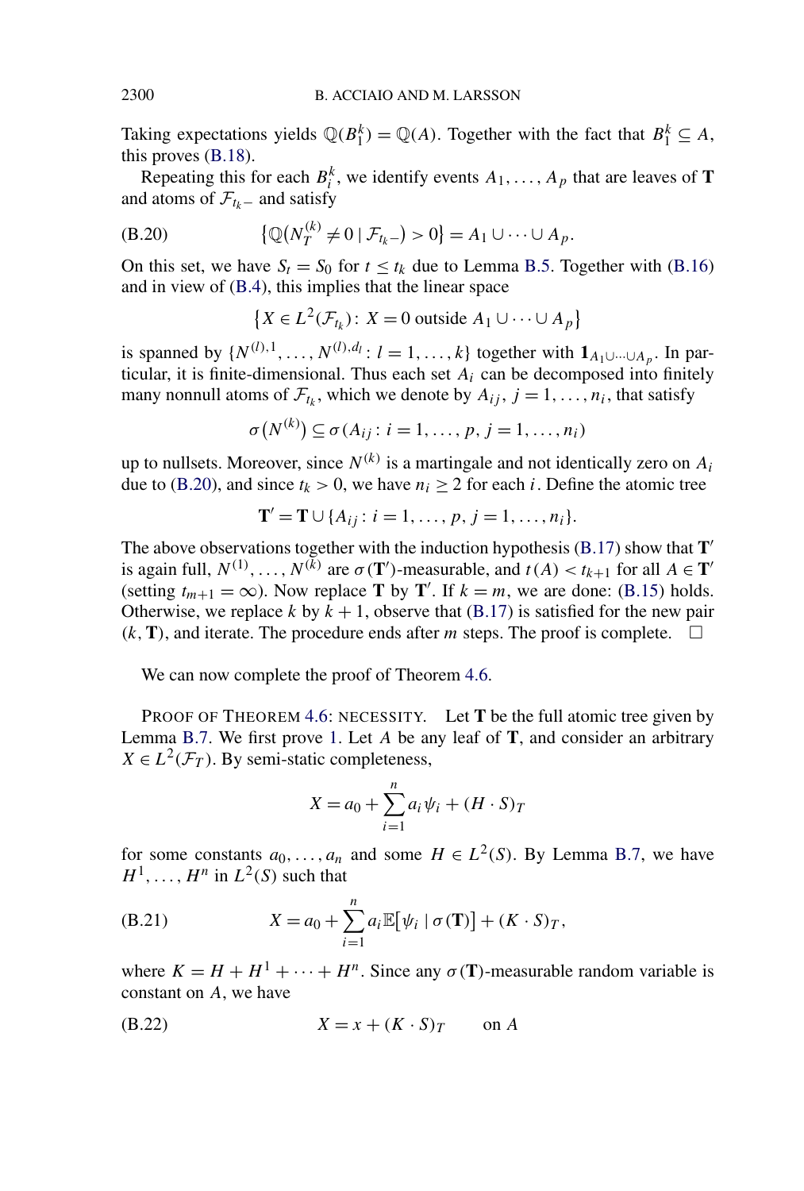Taking expectations yields $\mathbb{Q}(B_1^k) = \mathbb{Q}(A)$. Together with the fact that $B_1^k \subseteq A$, this proves (B.18).

Repeating this for each $B_i^k$, we identify events $A_1, \dots, A_p$ that are leaves of $\mathbf{T}$ and atoms of $\mathcal{F}_{t_k-}$ and satisfy

$$\{\mathbb{Q}(N_T^{(k)} \neq 0 \mid \mathcal{F}_{t_k-}) > 0\} = A_1 \cup \cdots \cup A_p. \tag{B.20}$$

On this set, we have $S_t = S_0$ for $t \leq t_k$ due to Lemma B.5. Together with (B.16) and in view of (B.4), this implies that the linear space

$$\{X \in L^2(\mathcal{F}_{t_k}) \colon X = 0 \text{ outside } A_1 \cup \cdots \cup A_p\}$$

is spanned by $\{N^{(l),1}, \dots, N^{(l),d_l} \colon l = 1, \dots, k\}$ together with $\mathbf{1}_{A_1 \cup \cdots \cup A_p}$. In particular, it is finite-dimensional. Thus each set $A_i$ can be decomposed into finitely many nonnull atoms of $\mathcal{F}_{t_k}$, which we denote by $A_{ij}$, $j = 1, \dots, n_i$, that satisfy

$$\sigma(N^{(k)}) \subseteq \sigma(A_{ij} \colon i = 1, \dots, p, j = 1, \dots, n_i)$$

up to nullsets. Moreover, since $N^{(k)}$ is a martingale and not identically zero on $A_i$ due to (B.20), and since $t_k > 0$, we have $n_i \geq 2$ for each $i$. Define the atomic tree

$$\mathbf{T}' = \mathbf{T} \cup \{A_{ij} \colon i = 1, \dots, p, j = 1, \dots, n_i\}.$$

The above observations together with the induction hypothesis (B.17) show that $\mathbf{T}'$ is again full, $N^{(1)}, \dots, N^{(k)}$ are $\sigma(\mathbf{T}')$-measurable, and $t(A) < t_{k+1}$ for all $A \in \mathbf{T}'$ (setting $t_{m+1} = \infty$). Now replace $\mathbf{T}$ by $\mathbf{T}'$. If $k = m$, we are done: (B.15) holds. Otherwise, we replace $k$ by $k+1$, observe that (B.17) is satisfied for the new pair $(k, \mathbf{T})$, and iterate. The procedure ends after $m$ steps. The proof is complete. $\square$

We can now complete the proof of Theorem 4.6.

PROOF OF THEOREM 4.6: NECESSITY. Let $\mathbf{T}$ be the full atomic tree given by Lemma B.7. We first prove 1. Let $A$ be any leaf of $\mathbf{T}$, and consider an arbitrary $X \in L^2(\mathcal{F}_T)$. By semi-static completeness,

$$X = a_0 + \sum_{i=1}^{n} a_i \psi_i + (H \cdot S)_T$$

for some constants $a_0, \dots, a_n$ and some $H \in L^2(S)$. By Lemma B.7, we have $H^1, \dots, H^n$ in $L^2(S)$ such that

$$X = a_0 + \sum_{i=1}^{n} a_i \mathbb{E}[\psi_i \mid \sigma(\mathbf{T})] + (K \cdot S)_T, \tag{B.21}$$

where $K = H + H^1 + \cdots + H^n$. Since any $\sigma(\mathbf{T})$-measurable random variable is constant on $A$, we have

$$X = x + (K \cdot S)_T \qquad \text{on } A \tag{B.22}$$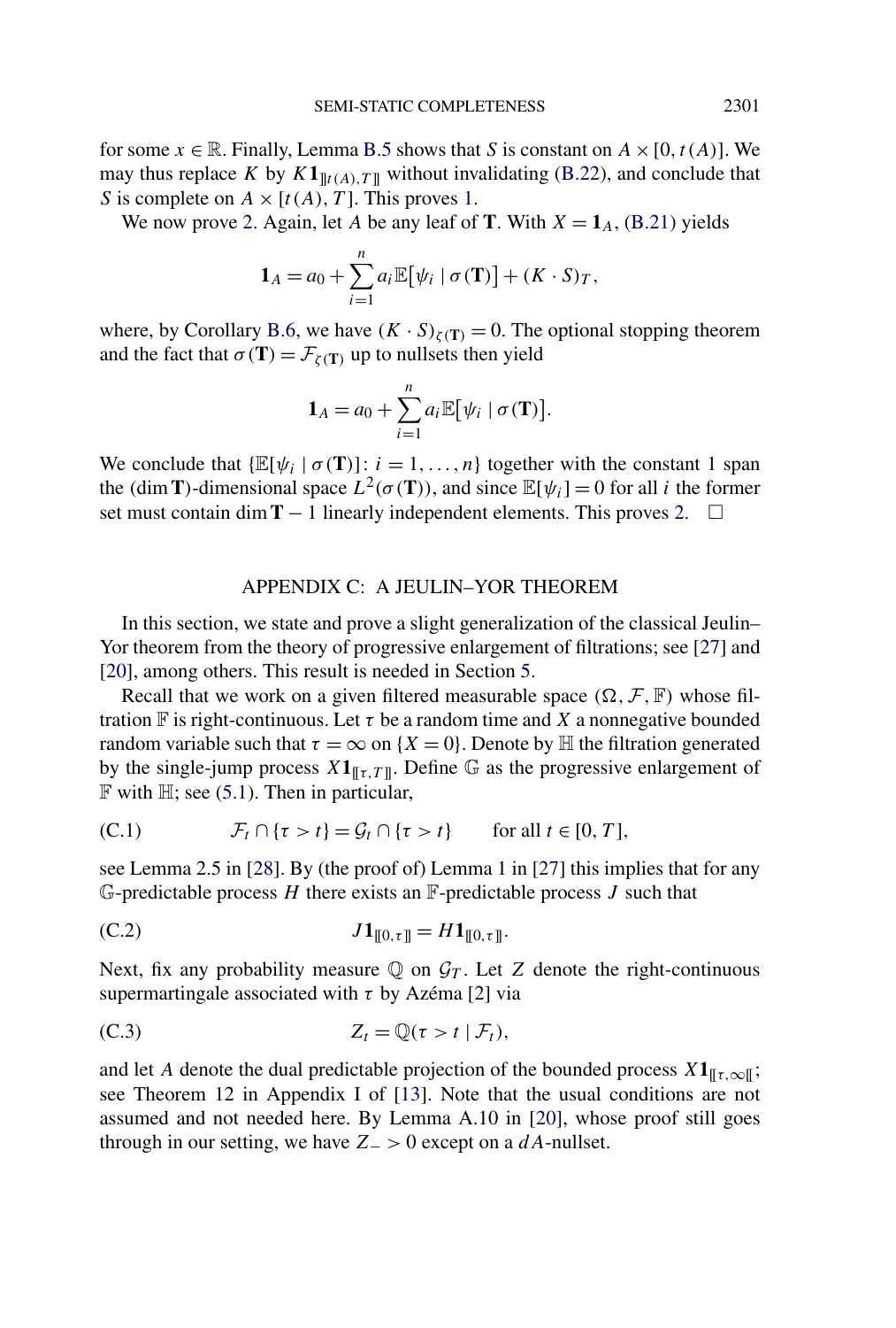for some $x \in \mathbb{R}$. Finally, Lemma B.5 shows that $S$ is constant on $A \times [0, t(A)]$. We may thus replace $K$ by $K\mathbf{1}_{]\!]t(A),T]\!]}$ without invalidating (B.22), and conclude that $S$ is complete on $A \times [t(A), T]$. This proves 1.

We now prove 2. Again, let $A$ be any leaf of $\mathbf{T}$. With $X = \mathbf{1}_A$, (B.21) yields

$$\mathbf{1}_A = a_0 + \sum_{i=1}^{n} a_i \mathbb{E}\big[\psi_i \mid \sigma(\mathbf{T})\big] + (K \cdot S)_T,$$

where, by Corollary B.6, we have $(K \cdot S)_{\zeta(\mathbf{T})} = 0$. The optional stopping theorem and the fact that $\sigma(\mathbf{T}) = \mathcal{F}_{\zeta(\mathbf{T})}$ up to nullsets then yield

$$\mathbf{1}_A = a_0 + \sum_{i=1}^{n} a_i \mathbb{E}\big[\psi_i \mid \sigma(\mathbf{T})\big].$$

We conclude that $\{\mathbb{E}[\psi_i \mid \sigma(\mathbf{T})] : i = 1, \dots, n\}$ together with the constant 1 span the $(\dim \mathbf{T})$-dimensional space $L^2(\sigma(\mathbf{T}))$, and since $\mathbb{E}[\psi_i] = 0$ for all $i$ the former set must contain $\dim \mathbf{T} - 1$ linearly independent elements. This proves 2. $\square$

## APPENDIX C: A JEULIN–YOR THEOREM

In this section, we state and prove a slight generalization of the classical Jeulin–Yor theorem from the theory of progressive enlargement of filtrations; see [27] and [20], among others. This result is needed in Section 5.

Recall that we work on a given filtered measurable space $(\Omega, \mathcal{F}, \mathbb{F})$ whose filtration $\mathbb{F}$ is right-continuous. Let $\tau$ be a random time and $X$ a nonnegative bounded random variable such that $\tau = \infty$ on $\{X = 0\}$. Denote by $\mathbb{H}$ the filtration generated by the single-jump process $X\mathbf{1}_{[\![\tau,T]\!]}$. Define $\mathbb{G}$ as the progressive enlargement of $\mathbb{F}$ with $\mathbb{H}$; see (5.1). Then in particular,

$$\mathcal{F}_t \cap \{\tau > t\} = \mathcal{G}_t \cap \{\tau > t\} \qquad \text{for all } t \in [0, T], \tag{C.1}$$

see Lemma 2.5 in [28]. By (the proof of) Lemma 1 in [27] this implies that for any $\mathbb{G}$-predictable process $H$ there exists an $\mathbb{F}$-predictable process $J$ such that

$$J\mathbf{1}_{[\![0,\tau]\!]} = H\mathbf{1}_{[\![0,\tau]\!]}. \tag{C.2}$$

Next, fix any probability measure $\mathbb{Q}$ on $\mathcal{G}_T$. Let $Z$ denote the right-continuous supermartingale associated with $\tau$ by Azéma [2] via

$$Z_t = \mathbb{Q}(\tau > t \mid \mathcal{F}_t), \tag{C.3}$$

and let $A$ denote the dual predictable projection of the bounded process $X\mathbf{1}_{[\![\tau,\infty[\![}$; see Theorem 12 in Appendix I of [13]. Note that the usual conditions are not assumed and not needed here. By Lemma A.10 in [20], whose proof still goes through in our setting, we have $Z_- > 0$ except on a $dA$-nullset.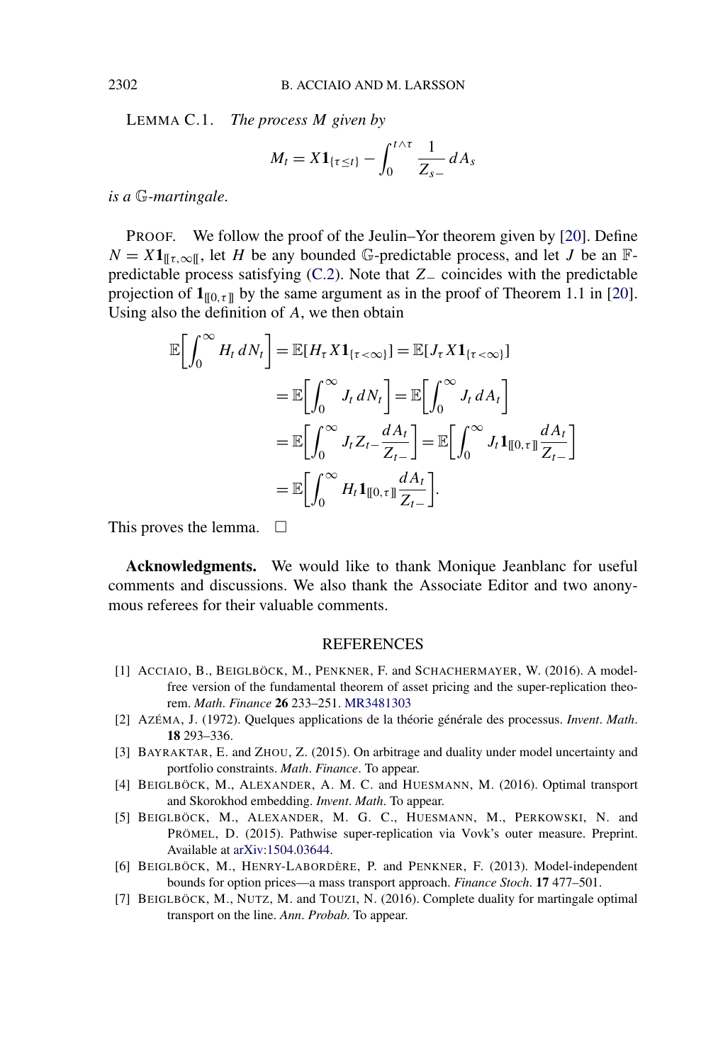LEMMA C.1. *The process $M$ given by*

$$M_t = X\mathbf{1}_{\{\tau \le t\}} - \int_0^{t\wedge\tau} \frac{1}{Z_{s-}}\, dA_s$$

*is a $\mathbb{G}$-martingale.*

PROOF. We follow the proof of the Jeulin–Yor theorem given by [20]. Define $N = X\mathbf{1}_{[\![\tau,\infty[\![}$, let $H$ be any bounded $\mathbb{G}$-predictable process, and let $J$ be an $\mathbb{F}$-predictable process satisfying (C.2). Note that $Z_-$ coincides with the predictable projection of $\mathbf{1}_{[\![0,\tau]\!]}$ by the same argument as in the proof of Theorem 1.1 in [20]. Using also the definition of $A$, we then obtain

$$\begin{aligned}
\mathbb{E}\left[\int_0^\infty H_t\, dN_t\right] &= \mathbb{E}[H_\tau X\mathbf{1}_{\{\tau<\infty\}}] = \mathbb{E}[J_\tau X\mathbf{1}_{\{\tau<\infty\}}] \\
&= \mathbb{E}\left[\int_0^\infty J_t\, dN_t\right] = \mathbb{E}\left[\int_0^\infty J_t\, dA_t\right] \\
&= \mathbb{E}\left[\int_0^\infty J_t Z_{t-} \frac{dA_t}{Z_{t-}}\right] = \mathbb{E}\left[\int_0^\infty J_t \mathbf{1}_{[\![0,\tau]\!]} \frac{dA_t}{Z_{t-}}\right] \\
&= \mathbb{E}\left[\int_0^\infty H_t \mathbf{1}_{[\![0,\tau]\!]} \frac{dA_t}{Z_{t-}}\right].
\end{aligned}$$

This proves the lemma. □

**Acknowledgments.** We would like to thank Monique Jeanblanc for useful comments and discussions. We also thank the Associate Editor and two anonymous referees for their valuable comments.

## REFERENCES

[1] ACCIAIO, B., BEIGLBÖCK, M., PENKNER, F. and SCHACHERMAYER, W. (2016). A model-free version of the fundamental theorem of asset pricing and the super-replication theorem. *Math. Finance* **26** 233–251. MR3481303

[2] AZÉMA, J. (1972). Quelques applications de la théorie générale des processus. *Invent. Math.* **18** 293–336.

[3] BAYRAKTAR, E. and ZHOU, Z. (2015). On arbitrage and duality under model uncertainty and portfolio constraints. *Math. Finance*. To appear.

[4] BEIGLBÖCK, M., ALEXANDER, A. M. C. and HUESMANN, M. (2016). Optimal transport and Skorokhod embedding. *Invent. Math*. To appear.

[5] BEIGLBÖCK, M., ALEXANDER, M. G. C., HUESMANN, M., PERKOWSKI, N. and PRÖMEL, D. (2015). Pathwise super-replication via Vovk's outer measure. Preprint. Available at arXiv:1504.03644.

[6] BEIGLBÖCK, M., HENRY-LABORDÈRE, P. and PENKNER, F. (2013). Model-independent bounds for option prices—a mass transport approach. *Finance Stoch.* **17** 477–501.

[7] BEIGLBÖCK, M., NUTZ, M. and TOUZI, N. (2016). Complete duality for martingale optimal transport on the line. *Ann. Probab.* To appear.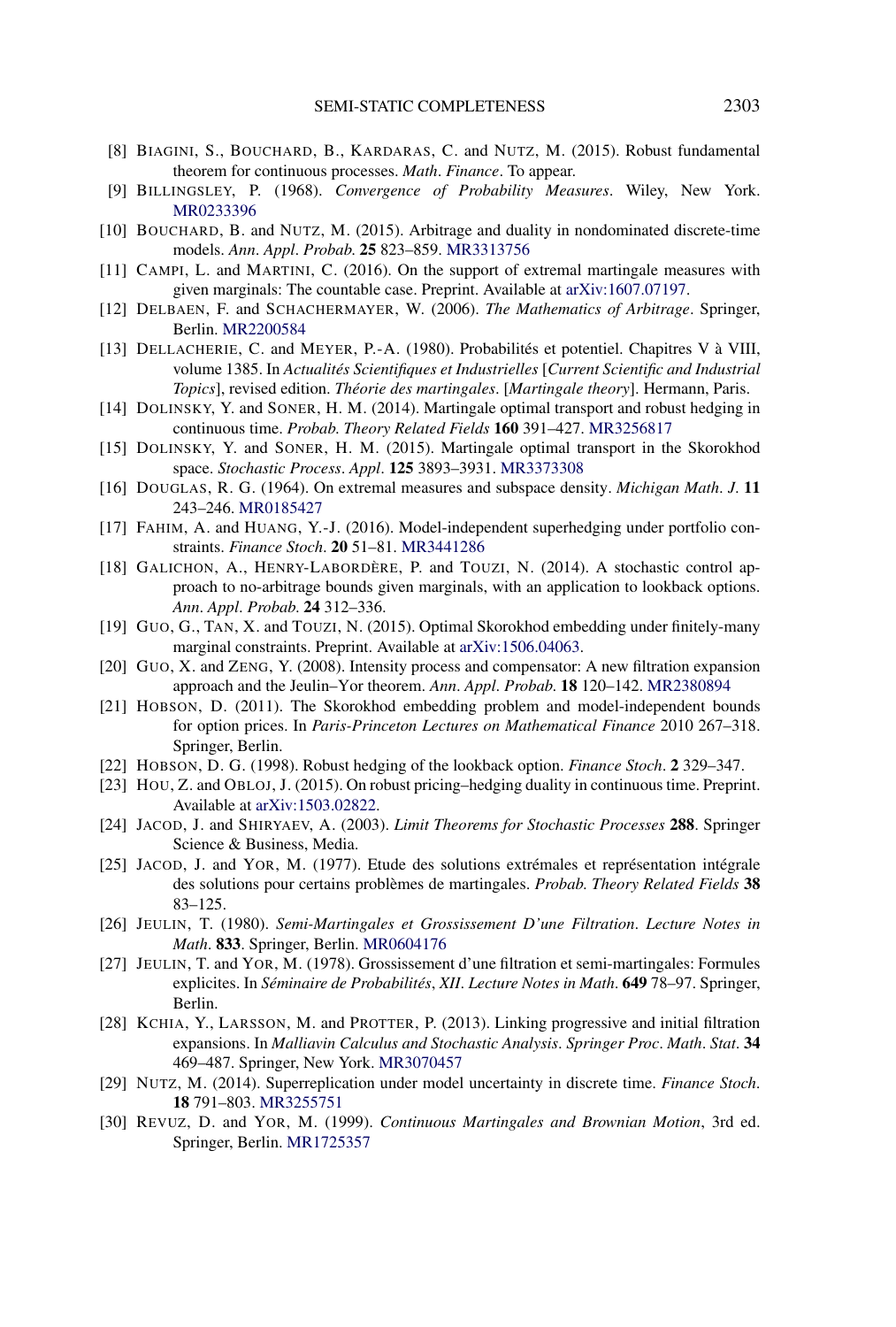[8] BIAGINI, S., BOUCHARD, B., KARDARAS, C. and NUTZ, M. (2015). Robust fundamental theorem for continuous processes. *Math. Finance*. To appear.

[9] BILLINGSLEY, P. (1968). *Convergence of Probability Measures*. Wiley, New York. MR0233396

[10] BOUCHARD, B. and NUTZ, M. (2015). Arbitrage and duality in nondominated discrete-time models. *Ann. Appl. Probab.* **25** 823–859. MR3313756

[11] CAMPI, L. and MARTINI, C. (2016). On the support of extremal martingale measures with given marginals: The countable case. Preprint. Available at arXiv:1607.07197.

[12] DELBAEN, F. and SCHACHERMAYER, W. (2006). *The Mathematics of Arbitrage*. Springer, Berlin. MR2200584

[13] DELLACHERIE, C. and MEYER, P.-A. (1980). Probabilités et potentiel. Chapitres V à VIII, volume 1385. In *Actualités Scientifiques et Industrielles* [*Current Scientific and Industrial Topics*], revised edition. *Théorie des martingales*. [*Martingale theory*]. Hermann, Paris.

[14] DOLINSKY, Y. and SONER, H. M. (2014). Martingale optimal transport and robust hedging in continuous time. *Probab. Theory Related Fields* **160** 391–427. MR3256817

[15] DOLINSKY, Y. and SONER, H. M. (2015). Martingale optimal transport in the Skorokhod space. *Stochastic Process. Appl.* **125** 3893–3931. MR3373308

[16] DOUGLAS, R. G. (1964). On extremal measures and subspace density. *Michigan Math. J.* **11** 243–246. MR0185427

[17] FAHIM, A. and HUANG, Y.-J. (2016). Model-independent superhedging under portfolio constraints. *Finance Stoch.* **20** 51–81. MR3441286

[18] GALICHON, A., HENRY-LABORDÈRE, P. and TOUZI, N. (2014). A stochastic control approach to no-arbitrage bounds given marginals, with an application to lookback options. *Ann. Appl. Probab.* **24** 312–336.

[19] GUO, G., TAN, X. and TOUZI, N. (2015). Optimal Skorokhod embedding under finitely-many marginal constraints. Preprint. Available at arXiv:1506.04063.

[20] GUO, X. and ZENG, Y. (2008). Intensity process and compensator: A new filtration expansion approach and the Jeulin–Yor theorem. *Ann. Appl. Probab.* **18** 120–142. MR2380894

[21] HOBSON, D. (2011). The Skorokhod embedding problem and model-independent bounds for option prices. In *Paris-Princeton Lectures on Mathematical Finance* 2010 267–318. Springer, Berlin.

[22] HOBSON, D. G. (1998). Robust hedging of the lookback option. *Finance Stoch.* **2** 329–347.

[23] HOU, Z. and OBLOJ, J. (2015). On robust pricing–hedging duality in continuous time. Preprint. Available at arXiv:1503.02822.

[24] JACOD, J. and SHIRYAEV, A. (2003). *Limit Theorems for Stochastic Processes* **288**. Springer Science & Business, Media.

[25] JACOD, J. and YOR, M. (1977). Etude des solutions extrémales et représentation intégrale des solutions pour certains problèmes de martingales. *Probab. Theory Related Fields* **38** 83–125.

[26] JEULIN, T. (1980). *Semi-Martingales et Grossissement D'une Filtration*. *Lecture Notes in Math*. **833**. Springer, Berlin. MR0604176

[27] JEULIN, T. and YOR, M. (1978). Grossissement d'une filtration et semi-martingales: Formules explicites. In *Séminaire de Probabilités, XII*. *Lecture Notes in Math*. **649** 78–97. Springer, Berlin.

[28] KCHIA, Y., LARSSON, M. and PROTTER, P. (2013). Linking progressive and initial filtration expansions. In *Malliavin Calculus and Stochastic Analysis*. *Springer Proc. Math. Stat.* **34** 469–487. Springer, New York. MR3070457

[29] NUTZ, M. (2014). Superreplication under model uncertainty in discrete time. *Finance Stoch.* **18** 791–803. MR3255751

[30] REVUZ, D. and YOR, M. (1999). *Continuous Martingales and Brownian Motion*, 3rd ed. Springer, Berlin. MR1725357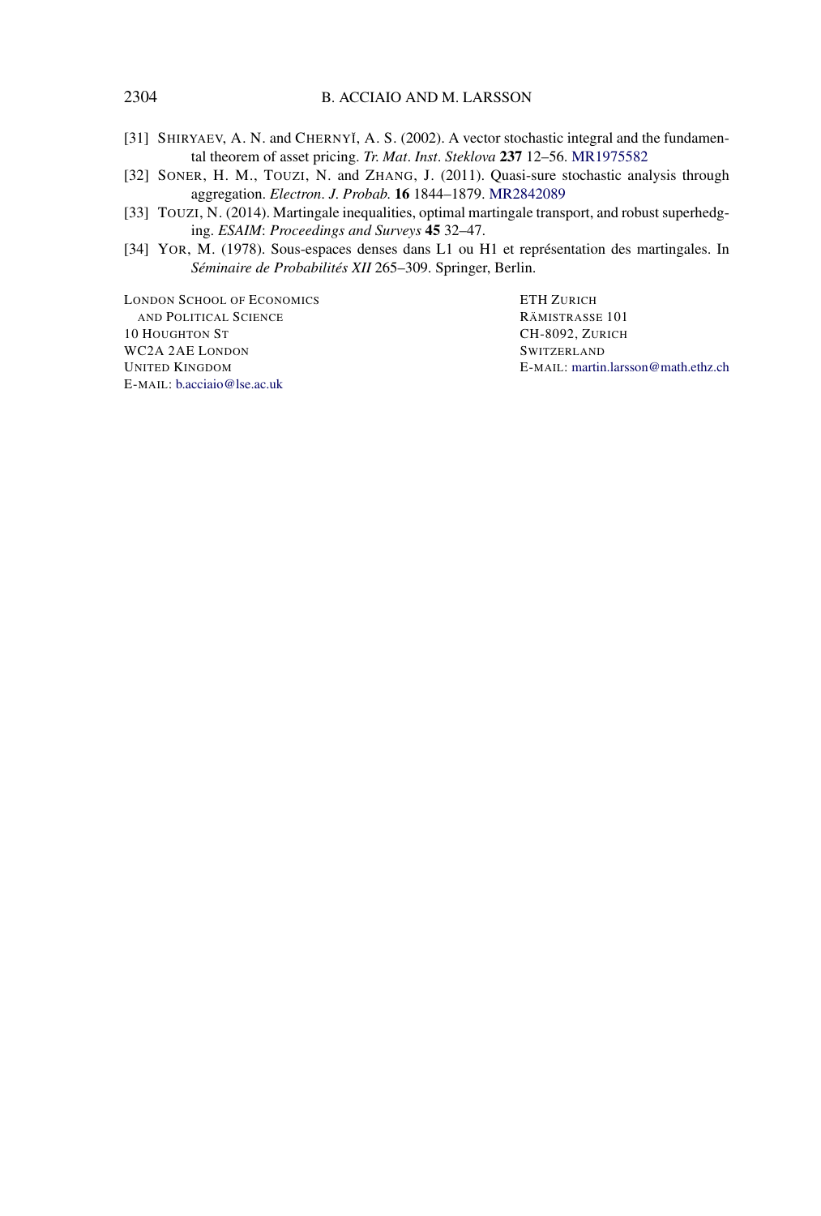[31] SHIRYAEV, A. N. and CHERNYĬ, A. S. (2002). A vector stochastic integral and the fundamental theorem of asset pricing. *Tr. Mat. Inst. Steklova* **237** 12–56. MR1975582

[32] SONER, H. M., TOUZI, N. and ZHANG, J. (2011). Quasi-sure stochastic analysis through aggregation. *Electron. J. Probab.* **16** 1844–1879. MR2842089

[33] TOUZI, N. (2014). Martingale inequalities, optimal martingale transport, and robust superhedging. *ESAIM: Proceedings and Surveys* **45** 32–47.

[34] YOR, M. (1978). Sous-espaces denses dans L1 ou H1 et représentation des martingales. In *Séminaire de Probabilités XII* 265–309. Springer, Berlin.

LONDON SCHOOL OF ECONOMICS
AND POLITICAL SCIENCE
10 HOUGHTON ST
WC2A 2AE LONDON
UNITED KINGDOM
E-MAIL: b.acciaio@lse.ac.uk

ETH ZURICH
RÄMISTRASSE 101
CH-8092, ZURICH
SWITZERLAND
E-MAIL: martin.larsson@math.ethz.ch